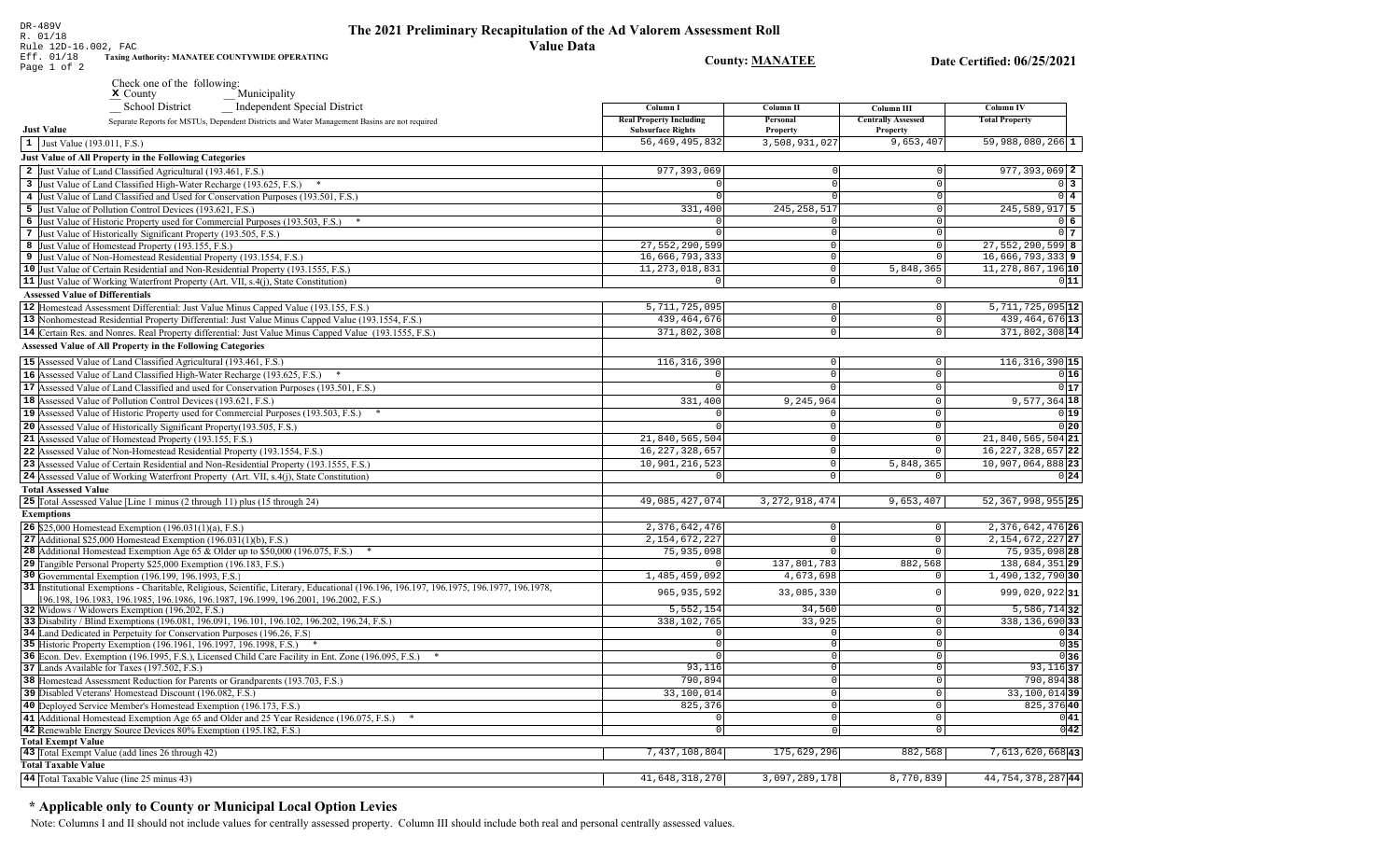DR-489V
R. 01/18
Rule 12D-16.002, FAC
Eff. 01/18
Page 1 of 2

# The 2021 Preliminary Recapitulation of the Ad Valorem Assessment Roll

## Value Data

**Taxing Authority: MANATEE COUNTYWIDE OPERATING**

**County: MANATEE**

**Date Certified: 06/25/2021**

Check one of the following:
X County
__ Municipality
__ School District
__ Independent Special District

Separate Reports for MSTUs, Dependent Districts and Water Management Basins are not required

| | Column I Real Property Including Subsurface Rights | Column II Personal Property | Column III Centrally Assessed Property | Column IV Total Property | |
|---|---|---|---|---|---|
| **Just Value** | | | | | |
| 1 Just Value (193.011, F.S.) | 56,469,495,832 | 3,508,931,027 | 9,653,407 | 59,988,080,266 | 1 |
| **Just Value of All Property in the Following Categories** | | | | | |
| 2 Just Value of Land Classified Agricultural (193.461, F.S.) | 977,393,069 | 0 | 0 | 977,393,069 | 2 |
| 3 Just Value of Land Classified High-Water Recharge (193.625, F.S.) * | 0 | 0 | 0 | 0 | 3 |
| 4 Just Value of Land Classified and Used for Conservation Purposes (193.501, F.S.) | 0 | 0 | 0 | 0 | 4 |
| 5 Just Value of Pollution Control Devices (193.621, F.S.) | 331,400 | 245,258,517 | 0 | 245,589,917 | 5 |
| 6 Just Value of Historic Property used for Commercial Purposes (193.503, F.S.) * | 0 | 0 | 0 | 0 | 6 |
| 7 Just Value of Historically Significant Property (193.505, F.S.) | 0 | 0 | 0 | 0 | 7 |
| 8 Just Value of Homestead Property (193.155, F.S.) | 27,552,290,599 | 0 | 0 | 27,552,290,599 | 8 |
| 9 Just Value of Non-Homestead Residential Property (193.1554, F.S.) | 16,666,793,333 | 0 | 0 | 16,666,793,333 | 9 |
| 10 Just Value of Certain Residential and Non-Residential Property (193.1555, F.S.) | 11,273,018,831 | 0 | 5,848,365 | 11,278,867,196 | 10 |
| 11 Just Value of Working Waterfront Property (Art. VII, s.4(j), State Constitution) | 0 | 0 | 0 | 0 | 11 |
| **Assessed Value of Differentials** | | | | | |
| 12 Homestead Assessment Differential: Just Value Minus Capped Value (193.155, F.S.) | 5,711,725,095 | 0 | 0 | 5,711,725,095 | 12 |
| 13 Nonhomestead Residential Property Differential: Just Value Minus Capped Value (193.1554, F.S.) | 439,464,676 | 0 | 0 | 439,464,676 | 13 |
| 14 Certain Res. and Nonres. Real Property differential: Just Value Minus Capped Value (193.1555, F.S.) | 371,802,308 | 0 | 0 | 371,802,308 | 14 |
| **Assessed Value of All Property in the Following Categories** | | | | | |
| 15 Assessed Value of Land Classified Agricultural (193.461, F.S.) | 116,316,390 | 0 | 0 | 116,316,390 | 15 |
| 16 Assessed Value of Land Classified High-Water Recharge (193.625, F.S.) * | 0 | 0 | 0 | 0 | 16 |
| 17 Assessed Value of Land Classified and used for Conservation Purposes (193.501, F.S.) | 0 | 0 | 0 | 0 | 17 |
| 18 Assessed Value of Pollution Control Devices (193.621, F.S.) | 331,400 | 9,245,964 | 0 | 9,577,364 | 18 |
| 19 Assessed Value of Historic Property used for Commercial Purposes (193.503, F.S.) * | 0 | 0 | 0 | 0 | 19 |
| 20 Assessed Value of Historically Significant Property(193.505, F.S.) | 0 | 0 | 0 | 0 | 20 |
| 21 Assessed Value of Homestead Property (193.155, F.S.) | 21,840,565,504 | 0 | 0 | 21,840,565,504 | 21 |
| 22 Assessed Value of Non-Homestead Residential Property (193.1554, F.S.) | 16,227,328,657 | 0 | 0 | 16,227,328,657 | 22 |
| 23 Assessed Value of Certain Residential and Non-Residential Property (193.1555, F.S.) | 10,901,216,523 | 0 | 5,848,365 | 10,907,064,888 | 23 |
| 24 Assessed Value of Working Waterfront Property (Art. VII, s.4(j), State Constitution) | 0 | 0 | 0 | 0 | 24 |
| **Total Assessed Value** | | | | | |
| 25 Total Assessed Value [Line 1 minus (2 through 11) plus (15 through 24) | 49,085,427,074 | 3,272,918,474 | 9,653,407 | 52,367,998,955 | 25 |
| **Exemptions** | | | | | |
| 26 $25,000 Homestead Exemption (196.031(1)(a), F.S.) | 2,376,642,476 | 0 | 0 | 2,376,642,476 | 26 |
| 27 Additional $25,000 Homestead Exemption (196.031(1)(b), F.S.) | 2,154,672,227 | 0 | 0 | 2,154,672,227 | 27 |
| 28 Additional Homestead Exemption Age 65 & Older up to $50,000 (196.075, F.S.) * | 75,935,098 | 0 | 0 | 75,935,098 | 28 |
| 29 Tangible Personal Property $25,000 Exemption (196.183, F.S.) | 0 | 137,801,783 | 882,568 | 138,684,351 | 29 |
| 30 Governmental Exemption (196.199, 196.1993, F.S.) | 1,485,459,092 | 4,673,698 | 0 | 1,490,132,790 | 30 |
| 31 Institutional Exemptions - Charitable, Religious, Scientific, Literary, Educational (196.196, 196.197, 196.1975, 196.1977, 196.1978, 196.198, 196.1983, 196.1985, 196.1986, 196.1987, 196.1999, 196.2001, 196.2002, F.S.) | 965,935,592 | 33,085,330 | 0 | 999,020,922 | 31 |
| 32 Widows / Widowers Exemption (196.202, F.S.) | 5,552,154 | 34,560 | 0 | 5,586,714 | 32 |
| 33 Disability / Blind Exemptions (196.081, 196.091, 196.101, 196.102, 196.202, 196.24, F.S.) | 338,102,765 | 33,925 | 0 | 338,136,690 | 33 |
| 34 Land Dedicated in Perpetuity for Conservation Purposes (196.26, F.S) | 0 | 0 | 0 | 0 | 34 |
| 35 Historic Property Exemption (196.1961, 196.1997, 196.1998, F.S.) * | 0 | 0 | 0 | 0 | 35 |
| 36 Econ. Dev. Exemption (196.1995, F.S.), Licensed Child Care Facility in Ent. Zone (196.095, F.S.) * | 0 | 0 | 0 | 0 | 36 |
| 37 Lands Available for Taxes (197.502, F.S.) | 93,116 | 0 | 0 | 93,116 | 37 |
| 38 Homestead Assessment Reduction for Parents or Grandparents (193.703, F.S.) | 790,894 | 0 | 0 | 790,894 | 38 |
| 39 Disabled Veterans' Homestead Discount (196.082, F.S.) | 33,100,014 | 0 | 0 | 33,100,014 | 39 |
| 40 Deployed Service Member's Homestead Exemption (196.173, F.S.) | 825,376 | 0 | 0 | 825,376 | 40 |
| 41 Additional Homestead Exemption Age 65 and Older and 25 Year Residence (196.075, F.S.) * | 0 | 0 | 0 | 0 | 41 |
| 42 Renewable Energy Source Devices 80% Exemption (195.182, F.S.) | 0 | 0 | 0 | 0 | 42 |
| **Total Exempt Value** | | | | | |
| 43 Total Exempt Value (add lines 26 through 42) | 7,437,108,804 | 175,629,296 | 882,568 | 7,613,620,668 | 43 |
| **Total Taxable Value** | | | | | |
| 44 Total Taxable Value (line 25 minus 43) | 41,648,318,270 | 3,097,289,178 | 8,770,839 | 44,754,378,287 | 44 |

## * Applicable only to County or Municipal Local Option Levies

Note: Columns I and II should not include values for centrally assessed property. Column III should include both real and personal centrally assessed values.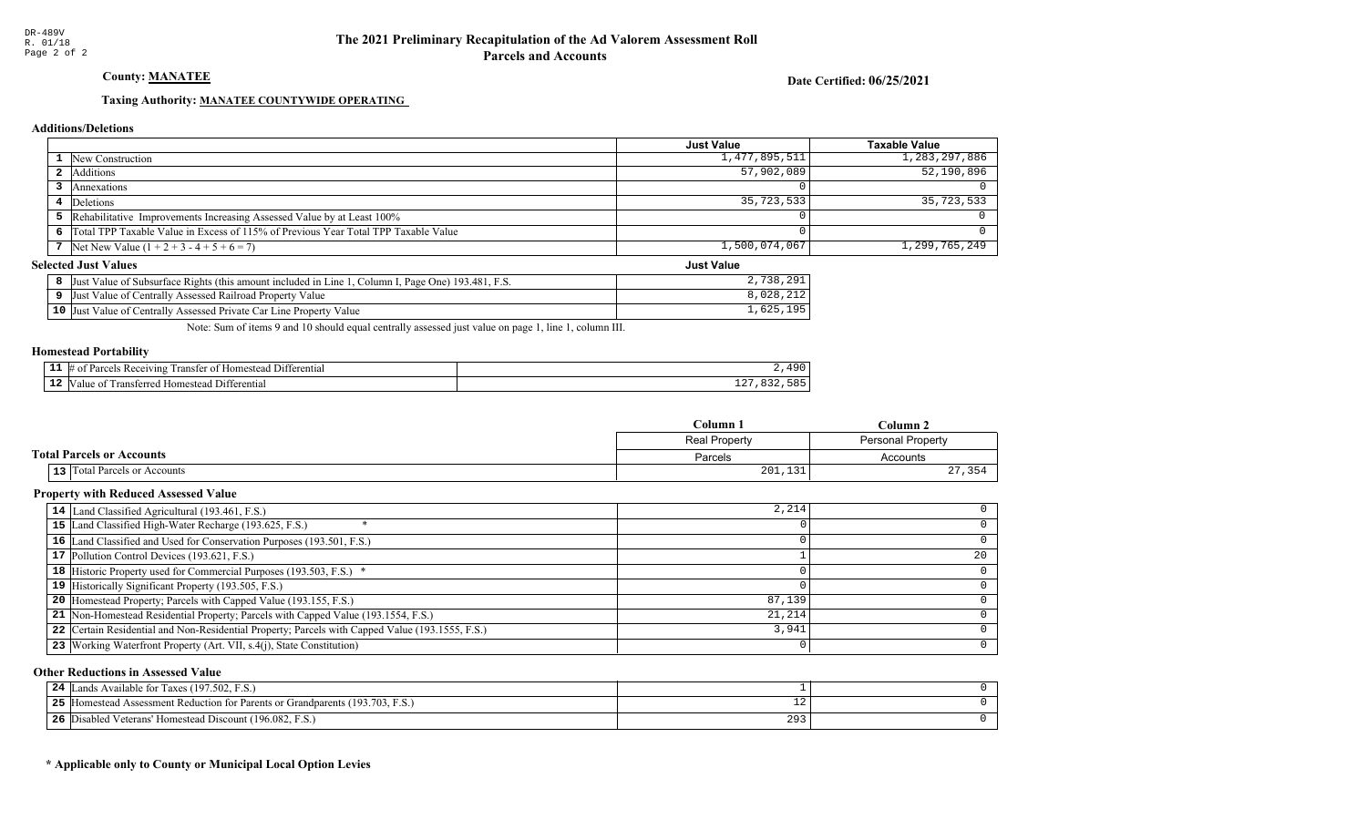DR-489V
R. 01/18
Page 2 of 2

# The 2021 Preliminary Recapitulation of the Ad Valorem Assessment Roll
## Parcels and Accounts

**County: MANATEE**

**Date Certified: 06/25/2021**

**Taxing Authority: MANATEE COUNTYWIDE OPERATING**

### Additions/Deletions

| | | Just Value | Taxable Value |
|---|---|---|---|
| 1 | New Construction | 1,477,895,511 | 1,283,297,886 |
| 2 | Additions | 57,902,089 | 52,190,896 |
| 3 | Annexations | 0 | 0 |
| 4 | Deletions | 35,723,533 | 35,723,533 |
| 5 | Rehabilitative Improvements Increasing Assessed Value by at Least 100% | 0 | 0 |
| 6 | Total TPP Taxable Value in Excess of 115% of Previous Year Total TPP Taxable Value | 0 | 0 |
| 7 | Net New Value (1 + 2 + 3 - 4 + 5 + 6 = 7) | 1,500,074,067 | 1,299,765,249 |

### Selected Just Values

| | | Just Value |
|---|---|---|
| 8 | Just Value of Subsurface Rights (this amount included in Line 1, Column I, Page One) 193.481, F.S. | 2,738,291 |
| 9 | Just Value of Centrally Assessed Railroad Property Value | 8,028,212 |
| 10 | Just Value of Centrally Assessed Private Car Line Property Value | 1,625,195 |

Note: Sum of items 9 and 10 should equal centrally assessed just value on page 1, line 1, column III.

### Homestead Portability

| | | |
|---|---|---|
| 11 | # of Parcels Receiving Transfer of Homestead Differential | 2,490 |
| 12 | Value of Transferred Homestead Differential | 127,832,585 |

### Total Parcels or Accounts

| | | Column 1<br>Real Property<br>Parcels | Column 2<br>Personal Property<br>Accounts |
|---|---|---|---|
| 13 | Total Parcels or Accounts | 201,131 | 27,354 |

### Property with Reduced Assessed Value

| | | Column 1 | Column 2 |
|---|---|---|---|
| 14 | Land Classified Agricultural (193.461, F.S.) | 2,214 | 0 |
| 15 | Land Classified High-Water Recharge (193.625, F.S.) * | 0 | 0 |
| 16 | Land Classified and Used for Conservation Purposes (193.501, F.S.) | 0 | 0 |
| 17 | Pollution Control Devices (193.621, F.S.) | 1 | 20 |
| 18 | Historic Property used for Commercial Purposes (193.503, F.S.) * | 0 | 0 |
| 19 | Historically Significant Property (193.505, F.S.) | 0 | 0 |
| 20 | Homestead Property; Parcels with Capped Value (193.155, F.S.) | 87,139 | 0 |
| 21 | Non-Homestead Residential Property; Parcels with Capped Value (193.1554, F.S.) | 21,214 | 0 |
| 22 | Certain Residential and Non-Residential Property; Parcels with Capped Value (193.1555, F.S.) | 3,941 | 0 |
| 23 | Working Waterfront Property (Art. VII, s.4(j), State Constitution) | 0 | 0 |

### Other Reductions in Assessed Value

| | | Column 1 | Column 2 |
|---|---|---|---|
| 24 | Lands Available for Taxes (197.502, F.S.) | 1 | 0 |
| 25 | Homestead Assessment Reduction for Parents or Grandparents (193.703, F.S.) | 12 | 0 |
| 26 | Disabled Veterans' Homestead Discount (196.082, F.S.) | 293 | 0 |

**\* Applicable only to County or Municipal Local Option Levies**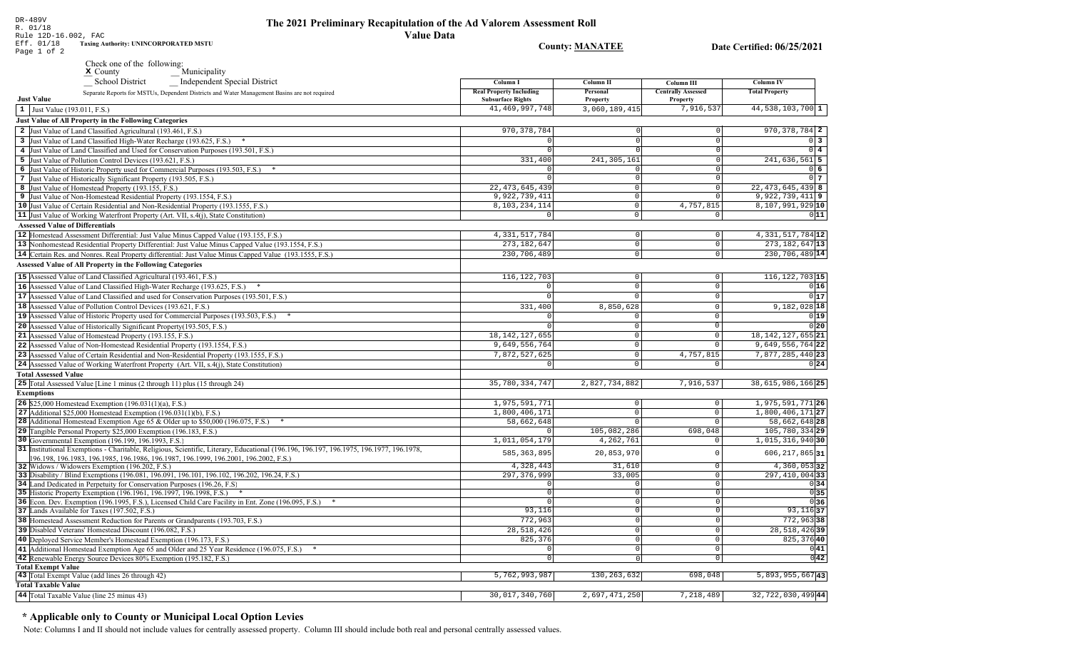DR-489V
R. 01/18
Rule 12D-16.002, FAC
Eff. 01/18
Page 1 of 2

# The 2021 Preliminary Recapitulation of the Ad Valorem Assessment Roll
## Value Data

**Taxing Authority: UNINCORPORATED MSTU**

**County: MANATEE**

**Date Certified: 06/25/2021**

Check one of the following:
X County   __ Municipality
__ School District   __ Independent Special District

Separate Reports for MSTUs, Dependent Districts and Water Management Basins are not required

| | Column I Real Property Including Subsurface Rights | Column II Personal Property | Column III Centrally Assessed Property | Column IV Total Property | |
|---|---|---|---|---|---|
| **Just Value** | | | | | |
| 1 Just Value (193.011, F.S.) | 41,469,997,748 | 3,060,189,415 | 7,916,537 | 44,538,103,700 | 1 |
| **Just Value of All Property in the Following Categories** | | | | | |
| 2 Just Value of Land Classified Agricultural (193.461, F.S.) | 970,378,784 | 0 | 0 | 970,378,784 | 2 |
| 3 Just Value of Land Classified High-Water Recharge (193.625, F.S.) * | 0 | 0 | 0 | 0 | 3 |
| 4 Just Value of Land Classified and Used for Conservation Purposes (193.501, F.S.) | 0 | 0 | 0 | 0 | 4 |
| 5 Just Value of Pollution Control Devices (193.621, F.S.) | 331,400 | 241,305,161 | 0 | 241,636,561 | 5 |
| 6 Just Value of Historic Property used for Commercial Purposes (193.503, F.S.) * | 0 | 0 | 0 | 0 | 6 |
| 7 Just Value of Historically Significant Property (193.505, F.S.) | 0 | 0 | 0 | 0 | 7 |
| 8 Just Value of Homestead Property (193.155, F.S.) | 22,473,645,439 | 0 | 0 | 22,473,645,439 | 8 |
| 9 Just Value of Non-Homestead Residential Property (193.1554, F.S.) | 9,922,739,411 | 0 | 0 | 9,922,739,411 | 9 |
| 10 Just Value of Certain Residential and Non-Residential Property (193.1555, F.S.) | 8,103,234,114 | 0 | 4,757,815 | 8,107,991,929 | 10 |
| 11 Just Value of Working Waterfront Property (Art. VII, s.4(j), State Constitution) | 0 | 0 | 0 | 0 | 11 |
| **Assessed Value of Differentials** | | | | | |
| 12 Homestead Assessment Differential: Just Value Minus Capped Value (193.155, F.S.) | 4,331,517,784 | 0 | 0 | 4,331,517,784 | 12 |
| 13 Nonhomestead Residential Property Differential: Just Value Minus Capped Value (193.1554, F.S.) | 273,182,647 | 0 | 0 | 273,182,647 | 13 |
| 14 Certain Res. and Nonres. Real Property differential: Just Value Minus Capped Value (193.1555, F.S.) | 230,706,489 | 0 | 0 | 230,706,489 | 14 |
| **Assessed Value of All Property in the Following Categories** | | | | | |
| 15 Assessed Value of Land Classified Agricultural (193.461, F.S.) | 116,122,703 | 0 | 0 | 116,122,703 | 15 |
| 16 Assessed Value of Land Classified High-Water Recharge (193.625, F.S.) * | 0 | 0 | 0 | 0 | 16 |
| 17 Assessed Value of Land Classified and used for Conservation Purposes (193.501, F.S.) | 0 | 0 | 0 | 0 | 17 |
| 18 Assessed Value of Pollution Control Devices (193.621, F.S.) | 331,400 | 8,850,628 | 0 | 9,182,028 | 18 |
| 19 Assessed Value of Historic Property used for Commercial Purposes (193.503, F.S.) * | 0 | 0 | 0 | 0 | 19 |
| 20 Assessed Value of Historically Significant Property(193.505, F.S.) | 0 | 0 | 0 | 0 | 20 |
| 21 Assessed Value of Homestead Property (193.155, F.S.) | 18,142,127,655 | 0 | 0 | 18,142,127,655 | 21 |
| 22 Assessed Value of Non-Homestead Residential Property (193.1554, F.S.) | 9,649,556,764 | 0 | 0 | 9,649,556,764 | 22 |
| 23 Assessed Value of Certain Residential and Non-Residential Property (193.1555, F.S.) | 7,872,527,625 | 0 | 4,757,815 | 7,877,285,440 | 23 |
| 24 Assessed Value of Working Waterfront Property (Art. VII, s.4(j), State Constitution) | 0 | 0 | 0 | 0 | 24 |
| **Total Assessed Value** | | | | | |
| 25 Total Assessed Value [Line 1 minus (2 through 11) plus (15 through 24) | 35,780,334,747 | 2,827,734,882 | 7,916,537 | 38,615,986,166 | 25 |
| **Exemptions** | | | | | |
| 26 $25,000 Homestead Exemption (196.031(1)(a), F.S.) | 1,975,591,771 | 0 | 0 | 1,975,591,771 | 26 |
| 27 Additional $25,000 Homestead Exemption (196.031(1)(b), F.S.) | 1,800,406,171 | 0 | 0 | 1,800,406,171 | 27 |
| 28 Additional Homestead Exemption Age 65 & Older up to $50,000 (196.075, F.S.) * | 58,662,648 | 0 | 0 | 58,662,648 | 28 |
| 29 Tangible Personal Property $25,000 Exemption (196.183, F.S.) | 0 | 105,082,286 | 698,048 | 105,780,334 | 29 |
| 30 Governmental Exemption (196.199, 196.1993, F.S.) | 1,011,054,179 | 4,262,761 | 0 | 1,015,316,940 | 30 |
| 31 Institutional Exemptions - Charitable, Religious, Scientific, Literary, Educational (196.196, 196.197, 196.1975, 196.1977, 196.1978, 196.198, 196.1983, 196.1985, 196.1986, 196.1987, 196.1999, 196.2001, 196.2002, F.S.) | 585,363,895 | 20,853,970 | 0 | 606,217,865 | 31 |
| 32 Widows / Widowers Exemption (196.202, F.S.) | 4,328,443 | 31,610 | 0 | 4,360,053 | 32 |
| 33 Disability / Blind Exemptions (196.081, 196.091, 196.101, 196.102, 196.202, 196.24, F.S.) | 297,376,999 | 33,005 | 0 | 297,410,004 | 33 |
| 34 Land Dedicated in Perpetuity for Conservation Purposes (196.26, F.S) | 0 | 0 | 0 | 0 | 34 |
| 35 Historic Property Exemption (196.1961, 196.1997, 196.1998, F.S.) * | 0 | 0 | 0 | 0 | 35 |
| 36 Econ. Dev. Exemption (196.1995, F.S.), Licensed Child Care Facility in Ent. Zone (196.095, F.S.) * | 0 | 0 | 0 | 0 | 36 |
| 37 Lands Available for Taxes (197.502, F.S.) | 93,116 | 0 | 0 | 93,116 | 37 |
| 38 Homestead Assessment Reduction for Parents or Grandparents (193.703, F.S.) | 772,963 | 0 | 0 | 772,963 | 38 |
| 39 Disabled Veterans' Homestead Discount (196.082, F.S.) | 28,518,426 | 0 | 0 | 28,518,426 | 39 |
| 40 Deployed Service Member's Homestead Exemption (196.173, F.S.) | 825,376 | 0 | 0 | 825,376 | 40 |
| 41 Additional Homestead Exemption Age 65 and Older and 25 Year Residence (196.075, F.S.) * | 0 | 0 | 0 | 0 | 41 |
| 42 Renewable Energy Source Devices 80% Exemption (195.182, F.S.) | 0 | 0 | 0 | 0 | 42 |
| **Total Exempt Value** | | | | | |
| 43 Total Exempt Value (add lines 26 through 42) | 5,762,993,987 | 130,263,632 | 698,048 | 5,893,955,667 | 43 |
| **Total Taxable Value** | | | | | |
| 44 Total Taxable Value (line 25 minus 43) | 30,017,340,760 | 2,697,471,250 | 7,218,489 | 32,722,030,499 | 44 |

## * Applicable only to County or Municipal Local Option Levies

Note: Columns I and II should not include values for centrally assessed property. Column III should include both real and personal centrally assessed values.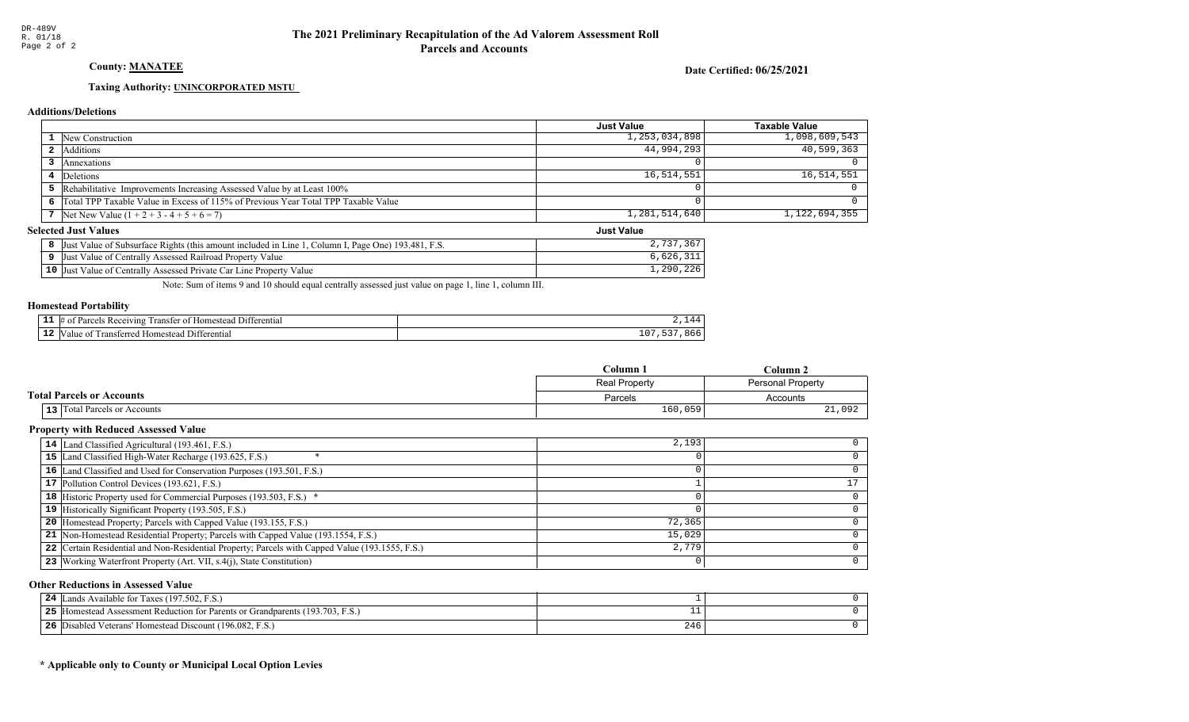DR-489V
R. 01/18
Page 2 of 2

# The 2021 Preliminary Recapitulation of the Ad Valorem Assessment Roll
## Parcels and Accounts

**County: MANATEE**

**Date Certified: 06/25/2021**

**Taxing Authority: UNINCORPORATED MSTU**

### Additions/Deletions

| | | Just Value | Taxable Value |
|---|---|---|---|
| 1 | New Construction | 1,253,034,898 | 1,098,609,543 |
| 2 | Additions | 44,994,293 | 40,599,363 |
| 3 | Annexations | 0 | 0 |
| 4 | Deletions | 16,514,551 | 16,514,551 |
| 5 | Rehabilitative Improvements Increasing Assessed Value by at Least 100% | 0 | 0 |
| 6 | Total TPP Taxable Value in Excess of 115% of Previous Year Total TPP Taxable Value | 0 | 0 |
| 7 | Net New Value (1 + 2 + 3 - 4 + 5 + 6 = 7) | 1,281,514,640 | 1,122,694,355 |

### Selected Just Values

| | | Just Value |
|---|---|---|
| 8 | Just Value of Subsurface Rights (this amount included in Line 1, Column I, Page One) 193.481, F.S. | 2,737,367 |
| 9 | Just Value of Centrally Assessed Railroad Property Value | 6,626,311 |
| 10 | Just Value of Centrally Assessed Private Car Line Property Value | 1,290,226 |

Note: Sum of items 9 and 10 should equal centrally assessed just value on page 1, line 1, column III.

### Homestead Portability

| | | |
|---|---|---|
| 11 | # of Parcels Receiving Transfer of Homestead Differential | 2,144 |
| 12 | Value of Transferred Homestead Differential | 107,537,866 |

### Total Parcels or Accounts

| | | Column 1 | Column 2 |
|---|---|---|---|
| | | Real Property | Personal Property |
| | | Parcels | Accounts |
| 13 | Total Parcels or Accounts | 160,059 | 21,092 |

### Property with Reduced Assessed Value

| | | Column 1 | Column 2 |
|---|---|---|---|
| 14 | Land Classified Agricultural (193.461, F.S.) | 2,193 | 0 |
| 15 | Land Classified High-Water Recharge (193.625, F.S.) * | 0 | 0 |
| 16 | Land Classified and Used for Conservation Purposes (193.501, F.S.) | 0 | 0 |
| 17 | Pollution Control Devices (193.621, F.S.) | 1 | 17 |
| 18 | Historic Property used for Commercial Purposes (193.503, F.S.) * | 0 | 0 |
| 19 | Historically Significant Property (193.505, F.S.) | 0 | 0 |
| 20 | Homestead Property; Parcels with Capped Value (193.155, F.S.) | 72,365 | 0 |
| 21 | Non-Homestead Residential Property; Parcels with Capped Value (193.1554, F.S.) | 15,029 | 0 |
| 22 | Certain Residential and Non-Residential Property; Parcels with Capped Value (193.1555, F.S.) | 2,779 | 0 |
| 23 | Working Waterfront Property (Art. VII, s.4(j), State Constitution) | 0 | 0 |

### Other Reductions in Assessed Value

| | | Column 1 | Column 2 |
|---|---|---|---|
| 24 | Lands Available for Taxes (197.502, F.S.) | 1 | 0 |
| 25 | Homestead Assessment Reduction for Parents or Grandparents (193.703, F.S.) | 11 | 0 |
| 26 | Disabled Veterans' Homestead Discount (196.082, F.S.) | 246 | 0 |

**\* Applicable only to County or Municipal Local Option Levies**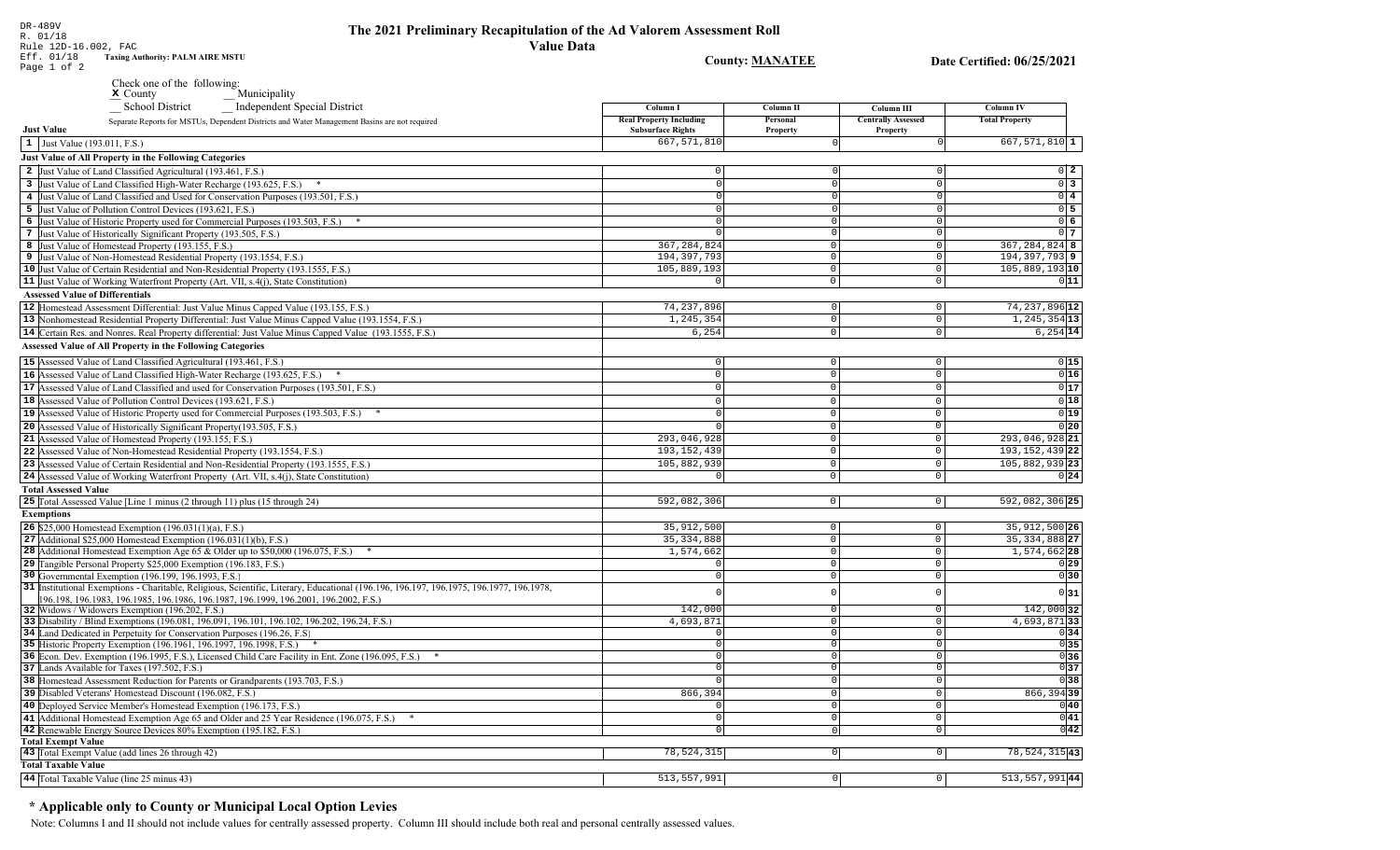DR-489V
R. 01/18
Rule 12D-16.002, FAC
Eff. 01/18 **Taxing Authority: PALM AIRE MSTU**

# The 2021 Preliminary Recapitulation of the Ad Valorem Assessment Roll

## Value Data

**County: MANATEE** **Date Certified: 06/25/2021**

Check one of the following:
**x** County __ Municipality
__ School District __ Independent Special District

Separate Reports for MSTUs, Dependent Districts and Water Management Basins are not required

| Just Value | Column I Real Property Including Subsurface Rights | Column II Personal Property | Column III Centrally Assessed Property | Column IV Total Property | |
|---|---|---|---|---|---|
| 1 Just Value (193.011, F.S.) | 667,571,810 | 0 | 0 | 667,571,810 | 1 |
| **Just Value of All Property in the Following Categories** | | | | | |
| 2 Just Value of Land Classified Agricultural (193.461, F.S.) | 0 | 0 | 0 | 0 | 2 |
| 3 Just Value of Land Classified High-Water Recharge (193.625, F.S.) * | 0 | 0 | 0 | 0 | 3 |
| 4 Just Value of Land Classified and Used for Conservation Purposes (193.501, F.S.) | 0 | 0 | 0 | 0 | 4 |
| 5 Just Value of Pollution Control Devices (193.621, F.S.) | 0 | 0 | 0 | 0 | 5 |
| 6 Just Value of Historic Property used for Commercial Purposes (193.503, F.S.) * | 0 | 0 | 0 | 0 | 6 |
| 7 Just Value of Historically Significant Property (193.505, F.S.) | 0 | 0 | 0 | 0 | 7 |
| 8 Just Value of Homestead Property (193.155, F.S.) | 367,284,824 | 0 | 0 | 367,284,824 | 8 |
| 9 Just Value of Non-Homestead Residential Property (193.1554, F.S.) | 194,397,793 | 0 | 0 | 194,397,793 | 9 |
| 10 Just Value of Certain Residential and Non-Residential Property (193.1555, F.S.) | 105,889,193 | 0 | 0 | 105,889,193 | 10 |
| 11 Just Value of Working Waterfront Property (Art. VII, s.4(j), State Constitution) | 0 | 0 | 0 | 0 | 11 |
| **Assessed Value of Differentials** | | | | | |
| 12 Homestead Assessment Differential: Just Value Minus Capped Value (193.155, F.S.) | 74,237,896 | 0 | 0 | 74,237,896 | 12 |
| 13 Nonhomestead Residential Property Differential: Just Value Minus Capped Value (193.1554, F.S.) | 1,245,354 | 0 | 0 | 1,245,354 | 13 |
| 14 Certain Res. and Nonres. Real Property differential: Just Value Minus Capped Value (193.1555, F.S.) | 6,254 | 0 | 0 | 6,254 | 14 |
| **Assessed Value of All Property in the Following Categories** | | | | | |
| 15 Assessed Value of Land Classified Agricultural (193.461, F.S.) | 0 | 0 | 0 | 0 | 15 |
| 16 Assessed Value of Land Classified High-Water Recharge (193.625, F.S.) * | 0 | 0 | 0 | 0 | 16 |
| 17 Assessed Value of Land Classified and used for Conservation Purposes (193.501, F.S.) | 0 | 0 | 0 | 0 | 17 |
| 18 Assessed Value of Pollution Control Devices (193.621, F.S.) | 0 | 0 | 0 | 0 | 18 |
| 19 Assessed Value of Historic Property used for Commercial Purposes (193.503, F.S.) * | 0 | 0 | 0 | 0 | 19 |
| 20 Assessed Value of Historically Significant Property(193.505, F.S.) | 0 | 0 | 0 | 0 | 20 |
| 21 Assessed Value of Homestead Property (193.155, F.S.) | 293,046,928 | 0 | 0 | 293,046,928 | 21 |
| 22 Assessed Value of Non-Homestead Residential Property (193.1554, F.S.) | 193,152,439 | 0 | 0 | 193,152,439 | 22 |
| 23 Assessed Value of Certain Residential and Non-Residential Property (193.1555, F.S.) | 105,882,939 | 0 | 0 | 105,882,939 | 23 |
| 24 Assessed Value of Working Waterfront Property (Art. VII, s.4(j), State Constitution) | 0 | 0 | 0 | 0 | 24 |
| **Total Assessed Value** | | | | | |
| 25 Total Assessed Value [Line 1 minus (2 through 11) plus (15 through 24) | 592,082,306 | 0 | 0 | 592,082,306 | 25 |
| **Exemptions** | | | | | |
| 26 $25,000 Homestead Exemption (196.031(1)(a), F.S.) | 35,912,500 | 0 | 0 | 35,912,500 | 26 |
| 27 Additional $25,000 Homestead Exemption (196.031(1)(b), F.S.) | 35,334,888 | 0 | 0 | 35,334,888 | 27 |
| 28 Additional Homestead Exemption Age 65 & Older up to $50,000 (196.075, F.S.) * | 1,574,662 | 0 | 0 | 1,574,662 | 28 |
| 29 Tangible Personal Property $25,000 Exemption (196.183, F.S.) | 0 | 0 | 0 | 0 | 29 |
| 30 Governmental Exemption (196.199, 196.1993, F.S.) | 0 | 0 | 0 | 0 | 30 |
| 31 Institutional Exemptions - Charitable, Religious, Scientific, Literary, Educational (196.196, 196.197, 196.1975, 196.1977, 196.1978, 196.198, 196.1983, 196.1985, 196.1986, 196.1987, 196.1999, 196.2001, 196.2002, F.S.) | 0 | 0 | 0 | 0 | 31 |
| 32 Widows / Widowers Exemption (196.202, F.S.) | 142,000 | 0 | 0 | 142,000 | 32 |
| 33 Disability / Blind Exemptions (196.081, 196.091, 196.101, 196.102, 196.202, 196.24, F.S.) | 4,693,871 | 0 | 0 | 4,693,871 | 33 |
| 34 Land Dedicated in Perpetuity for Conservation Purposes (196.26, F.S) | 0 | 0 | 0 | 0 | 34 |
| 35 Historic Property Exemption (196.1961, 196.1997, 196.1998, F.S.) * | 0 | 0 | 0 | 0 | 35 |
| 36 Econ. Dev. Exemption (196.1995, F.S.), Licensed Child Care Facility in Ent. Zone (196.095, F.S.) * | 0 | 0 | 0 | 0 | 36 |
| 37 Lands Available for Taxes (197.502, F.S.) | 0 | 0 | 0 | 0 | 37 |
| 38 Homestead Assessment Reduction for Parents or Grandparents (193.703, F.S.) | 0 | 0 | 0 | 0 | 38 |
| 39 Disabled Veterans' Homestead Discount (196.082, F.S.) | 866,394 | 0 | 0 | 866,394 | 39 |
| 40 Deployed Service Member's Homestead Exemption (196.173, F.S.) | 0 | 0 | 0 | 0 | 40 |
| 41 Additional Homestead Exemption Age 65 and Older and 25 Year Residence (196.075, F.S.) * | 0 | 0 | 0 | 0 | 41 |
| 42 Renewable Energy Source Devices 80% Exemption (195.182, F.S.) | 0 | 0 | 0 | 0 | 42 |
| **Total Exempt Value** | | | | | |
| 43 Total Exempt Value (add lines 26 through 42) | 78,524,315 | 0 | 0 | 78,524,315 | 43 |
| **Total Taxable Value** | | | | | |
| 44 Total Taxable Value (line 25 minus 43) | 513,557,991 | 0 | 0 | 513,557,991 | 44 |

## * Applicable only to County or Municipal Local Option Levies

Note: Columns I and II should not include values for centrally assessed property. Column III should include both real and personal centrally assessed values.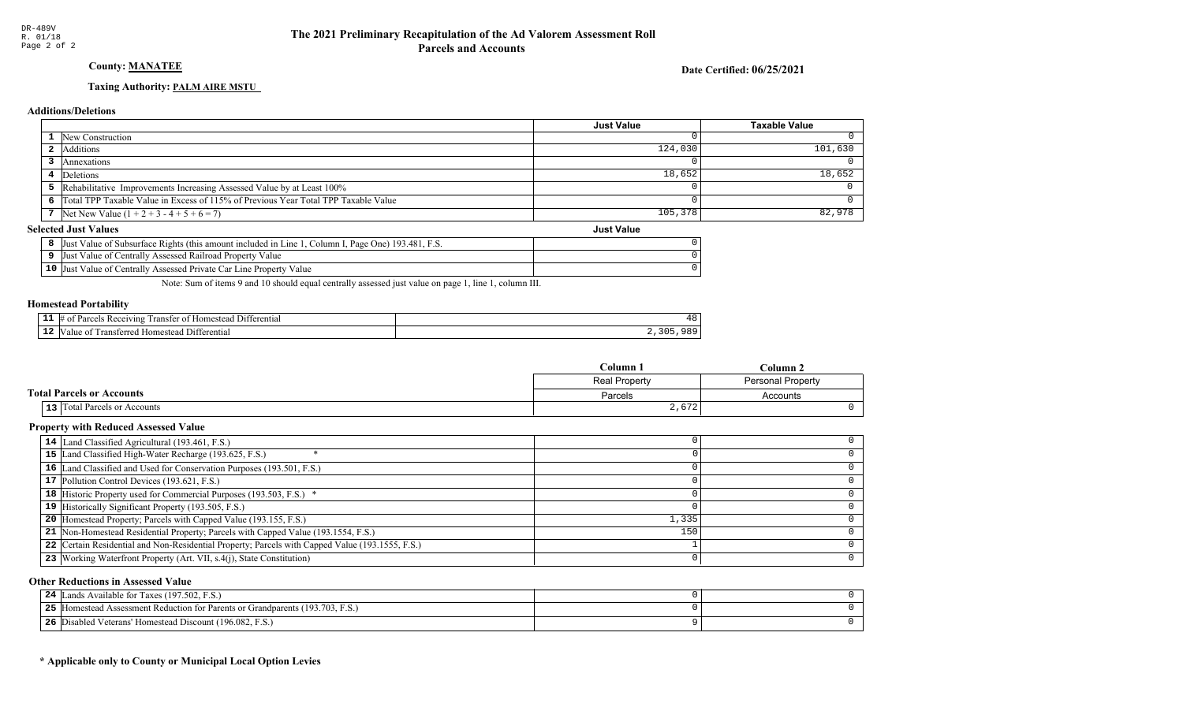DR-489V
R. 01/18

# The 2021 Preliminary Recapitulation of the Ad Valorem Assessment Roll
## Parcels and Accounts

**County: MANATEE**

**Date Certified: 06/25/2021**

**Taxing Authority: PALM AIRE MSTU**

### Additions/Deletions

| | | Just Value | Taxable Value |
|---|---|---|---|
| 1 | New Construction | 0 | 0 |
| 2 | Additions | 124,030 | 101,630 |
| 3 | Annexations | 0 | 0 |
| 4 | Deletions | 18,652 | 18,652 |
| 5 | Rehabilitative Improvements Increasing Assessed Value by at Least 100% | 0 | 0 |
| 6 | Total TPP Taxable Value in Excess of 115% of Previous Year Total TPP Taxable Value | 0 | 0 |
| 7 | Net New Value (1 + 2 + 3 - 4 + 5 + 6 = 7) | 105,378 | 82,978 |

### Selected Just Values

| | | Just Value |
|---|---|---|
| 8 | Just Value of Subsurface Rights (this amount included in Line 1, Column I, Page One) 193.481, F.S. | 0 |
| 9 | Just Value of Centrally Assessed Railroad Property Value | 0 |
| 10 | Just Value of Centrally Assessed Private Car Line Property Value | 0 |

Note: Sum of items 9 and 10 should equal centrally assessed just value on page 1, line 1, column III.

### Homestead Portability

| | | |
|---|---|---|
| 11 | # of Parcels Receiving Transfer of Homestead Differential | 48 |
| 12 | Value of Transferred Homestead Differential | 2,305,989 |

### Total Parcels or Accounts

| | | Column 1 | Column 2 |
|---|---|---|---|
| | | Real Property | Personal Property |
| | | Parcels | Accounts |
| 13 | Total Parcels or Accounts | 2,672 | 0 |

### Property with Reduced Assessed Value

| | | Column 1 | Column 2 |
|---|---|---|---|
| 14 | Land Classified Agricultural (193.461, F.S.) | 0 | 0 |
| 15 | Land Classified High-Water Recharge (193.625, F.S.) * | 0 | 0 |
| 16 | Land Classified and Used for Conservation Purposes (193.501, F.S.) | 0 | 0 |
| 17 | Pollution Control Devices (193.621, F.S.) | 0 | 0 |
| 18 | Historic Property used for Commercial Purposes (193.503, F.S.) * | 0 | 0 |
| 19 | Historically Significant Property (193.505, F.S.) | 0 | 0 |
| 20 | Homestead Property; Parcels with Capped Value (193.155, F.S.) | 1,335 | 0 |
| 21 | Non-Homestead Residential Property; Parcels with Capped Value (193.1554, F.S.) | 150 | 0 |
| 22 | Certain Residential and Non-Residential Property; Parcels with Capped Value (193.1555, F.S.) | 1 | 0 |
| 23 | Working Waterfront Property (Art. VII, s.4(j), State Constitution) | 0 | 0 |

### Other Reductions in Assessed Value

| | | Column 1 | Column 2 |
|---|---|---|---|
| 24 | Lands Available for Taxes (197.502, F.S.) | 0 | 0 |
| 25 | Homestead Assessment Reduction for Parents or Grandparents (193.703, F.S.) | 0 | 0 |
| 26 | Disabled Veterans' Homestead Discount (196.082, F.S.) | 9 | 0 |

**\* Applicable only to County or Municipal Local Option Levies**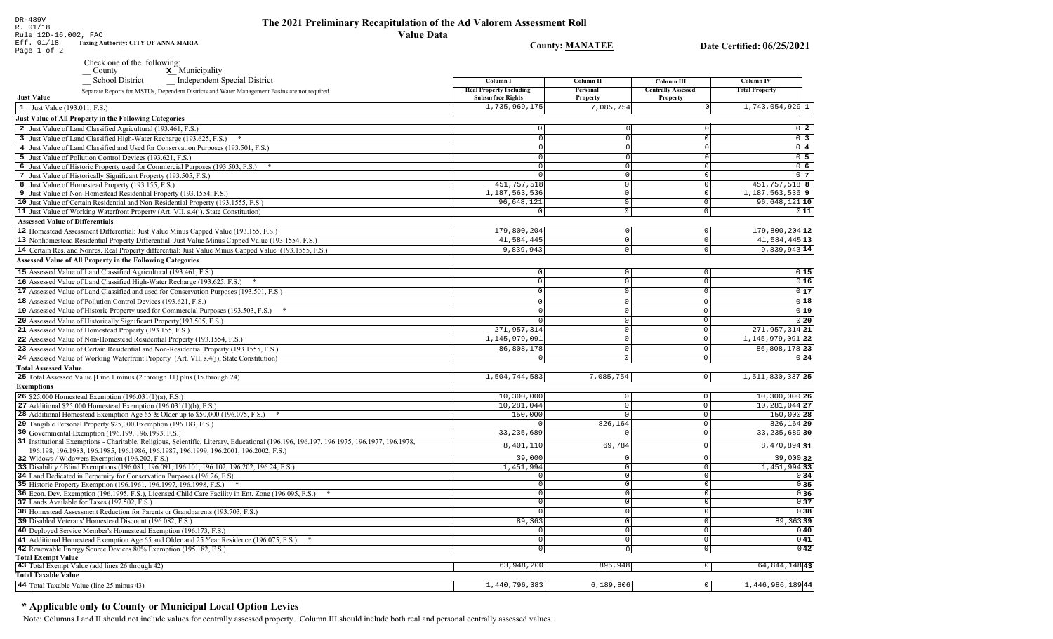DR-489V
R. 01/18
Rule 12D-16.002, FAC
Eff. 01/18 **Taxing Authority: CITY OF ANNA MARIA**

# The 2021 Preliminary Recapitulation of the Ad Valorem Assessment Roll

## Value Data

**County: MANATEE** **Date Certified: 06/25/2021**

Check one of the following:
__ County **X** Municipality
__ School District __ Independent Special District

Separate Reports for MSTUs, Dependent Districts and Water Management Basins are not required

| | Column I Real Property Including Subsurface Rights | Column II Personal Property | Column III Centrally Assessed Property | Column IV Total Property | |
|---|---|---|---|---|---|
| **Just Value** | | | | | |
| 1 Just Value (193.011, F.S.) | 1,735,969,175 | 7,085,754 | 0 | 1,743,054,929 | 1 |
| **Just Value of All Property in the Following Categories** | | | | | |
| 2 Just Value of Land Classified Agricultural (193.461, F.S.) | 0 | 0 | 0 | 0 | 2 |
| 3 Just Value of Land Classified High-Water Recharge (193.625, F.S.) * | 0 | 0 | 0 | 0 | 3 |
| 4 Just Value of Land Classified and Used for Conservation Purposes (193.501, F.S.) | 0 | 0 | 0 | 0 | 4 |
| 5 Just Value of Pollution Control Devices (193.621, F.S.) | 0 | 0 | 0 | 0 | 5 |
| 6 Just Value of Historic Property used for Commercial Purposes (193.503, F.S.) * | 0 | 0 | 0 | 0 | 6 |
| 7 Just Value of Historically Significant Property (193.505, F.S.) | 0 | 0 | 0 | 0 | 7 |
| 8 Just Value of Homestead Property (193.155, F.S.) | 451,757,518 | 0 | 0 | 451,757,518 | 8 |
| 9 Just Value of Non-Homestead Residential Property (193.1554, F.S.) | 1,187,563,536 | 0 | 0 | 1,187,563,536 | 9 |
| 10 Just Value of Certain Residential and Non-Residential Property (193.1555, F.S.) | 96,648,121 | 0 | 0 | 96,648,121 | 10 |
| 11 Just Value of Working Waterfront Property (Art. VII, s.4(j), State Constitution) | 0 | 0 | 0 | 0 | 11 |
| **Assessed Value of Differentials** | | | | | |
| 12 Homestead Assessment Differential: Just Value Minus Capped Value (193.155, F.S.) | 179,800,204 | 0 | 0 | 179,800,204 | 12 |
| 13 Nonhomestead Residential Property Differential: Just Value Minus Capped Value (193.1554, F.S.) | 41,584,445 | 0 | 0 | 41,584,445 | 13 |
| 14 Certain Res. and Nonres. Real Property differential: Just Value Minus Capped Value (193.1555, F.S.) | 9,839,943 | 0 | 0 | 9,839,943 | 14 |
| **Assessed Value of All Property in the Following Categories** | | | | | |
| 15 Assessed Value of Land Classified Agricultural (193.461, F.S.) | 0 | 0 | 0 | 0 | 15 |
| 16 Assessed Value of Land Classified High-Water Recharge (193.625, F.S.) * | 0 | 0 | 0 | 0 | 16 |
| 17 Assessed Value of Land Classified and used for Conservation Purposes (193.501, F.S.) | 0 | 0 | 0 | 0 | 17 |
| 18 Assessed Value of Pollution Control Devices (193.621, F.S.) | 0 | 0 | 0 | 0 | 18 |
| 19 Assessed Value of Historic Property used for Commercial Purposes (193.503, F.S.) * | 0 | 0 | 0 | 0 | 19 |
| 20 Assessed Value of Historically Significant Property(193.505, F.S.) | 0 | 0 | 0 | 0 | 20 |
| 21 Assessed Value of Homestead Property (193.155, F.S.) | 271,957,314 | 0 | 0 | 271,957,314 | 21 |
| 22 Assessed Value of Non-Homestead Residential Property (193.1554, F.S.) | 1,145,979,091 | 0 | 0 | 1,145,979,091 | 22 |
| 23 Assessed Value of Certain Residential and Non-Residential Property (193.1555, F.S.) | 86,808,178 | 0 | 0 | 86,808,178 | 23 |
| 24 Assessed Value of Working Waterfront Property (Art. VII, s.4(j), State Constitution) | 0 | 0 | 0 | 0 | 24 |
| **Total Assessed Value** | | | | | |
| 25 Total Assessed Value [Line 1 minus (2 through 11) plus (15 through 24) | 1,504,744,583 | 7,085,754 | 0 | 1,511,830,337 | 25 |
| **Exemptions** | | | | | |
| 26 $25,000 Homestead Exemption (196.031(1)(a), F.S.) | 10,300,000 | 0 | 0 | 10,300,000 | 26 |
| 27 Additional $25,000 Homestead Exemption (196.031(1)(b), F.S.) | 10,281,044 | 0 | 0 | 10,281,044 | 27 |
| 28 Additional Homestead Exemption Age 65 & Older up to $50,000 (196.075, F.S.) * | 150,000 | 0 | 0 | 150,000 | 28 |
| 29 Tangible Personal Property $25,000 Exemption (196.183, F.S.) | 0 | 826,164 | 0 | 826,164 | 29 |
| 30 Governmental Exemption (196.199, 196.1993, F.S.) | 33,235,689 | 0 | 0 | 33,235,689 | 30 |
| 31 Institutional Exemptions - Charitable, Religious, Scientific, Literary, Educational (196.196, 196.197, 196.1975, 196.1977, 196.1978, 196.198, 196.1983, 196.1985, 196.1986, 196.1987, 196.1999, 196.2001, 196.2002, F.S.) | 8,401,110 | 69,784 | 0 | 8,470,894 | 31 |
| 32 Widows / Widowers Exemption (196.202, F.S.) | 39,000 | 0 | 0 | 39,000 | 32 |
| 33 Disability / Blind Exemptions (196.081, 196.091, 196.101, 196.102, 196.202, 196.24, F.S.) | 1,451,994 | 0 | 0 | 1,451,994 | 33 |
| 34 Land Dedicated in Perpetuity for Conservation Purposes (196.26, F.S) | 0 | 0 | 0 | 0 | 34 |
| 35 Historic Property Exemption (196.1961, 196.1997, 196.1998, F.S.) * | 0 | 0 | 0 | 0 | 35 |
| 36 Econ. Dev. Exemption (196.1995, F.S.), Licensed Child Care Facility in Ent. Zone (196.095, F.S.) * | 0 | 0 | 0 | 0 | 36 |
| 37 Lands Available for Taxes (197.502, F.S.) | 0 | 0 | 0 | 0 | 37 |
| 38 Homestead Assessment Reduction for Parents or Grandparents (193.703, F.S.) | 0 | 0 | 0 | 0 | 38 |
| 39 Disabled Veterans' Homestead Discount (196.082, F.S.) | 89,363 | 0 | 0 | 89,363 | 39 |
| 40 Deployed Service Member's Homestead Exemption (196.173, F.S.) | 0 | 0 | 0 | 0 | 40 |
| 41 Additional Homestead Exemption Age 65 and Older and 25 Year Residence (196.075, F.S.) * | 0 | 0 | 0 | 0 | 41 |
| 42 Renewable Energy Source Devices 80% Exemption (195.182, F.S.) | 0 | 0 | 0 | 0 | 42 |
| **Total Exempt Value** | | | | | |
| 43 Total Exempt Value (add lines 26 through 42) | 63,948,200 | 895,948 | 0 | 64,844,148 | 43 |
| **Total Taxable Value** | | | | | |
| 44 Total Taxable Value (line 25 minus 43) | 1,440,796,383 | 6,189,806 | 0 | 1,446,986,189 | 44 |

## * Applicable only to County or Municipal Local Option Levies

Note: Columns I and II should not include values for centrally assessed property. Column III should include both real and personal centrally assessed values.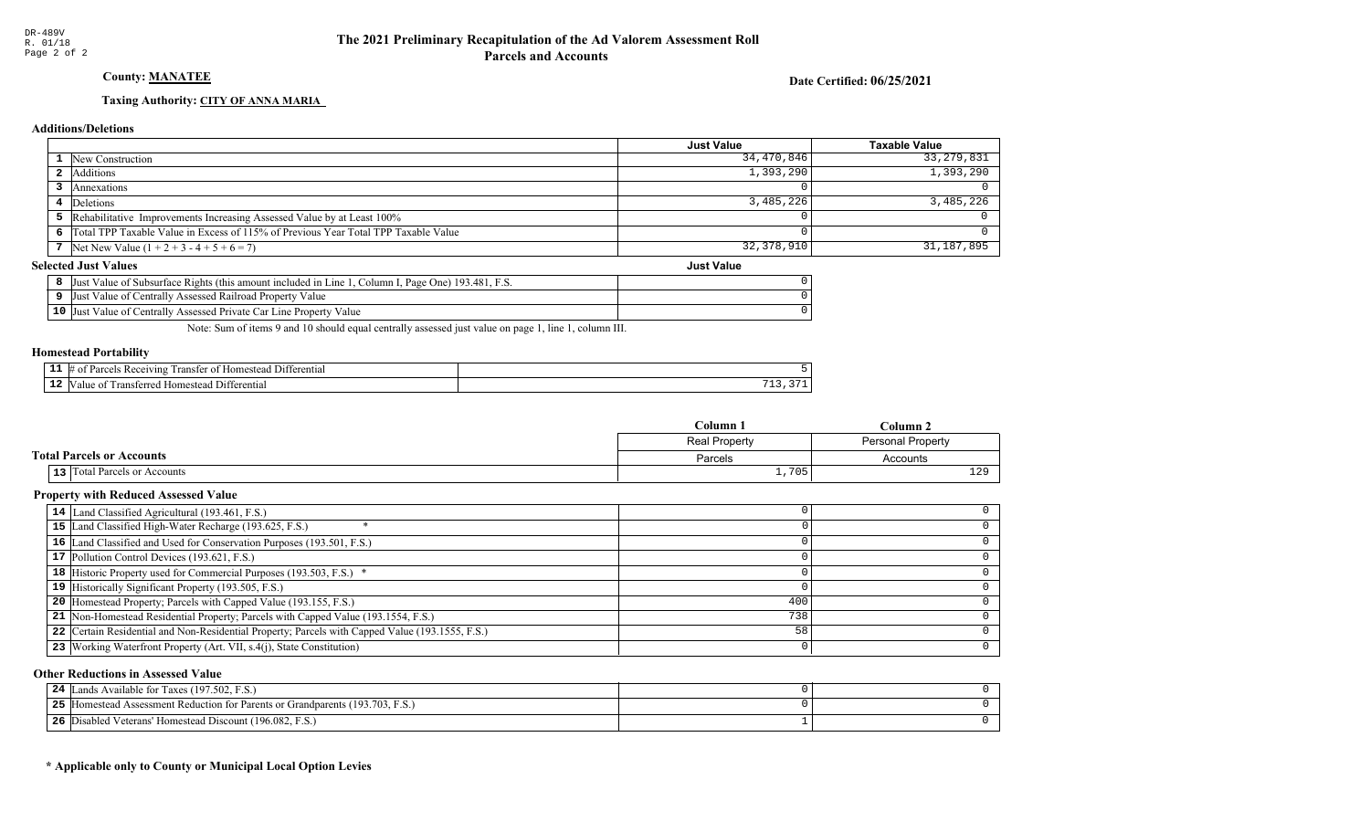DR-489V
R. 01/18

# The 2021 Preliminary Recapitulation of the Ad Valorem Assessment Roll
## Parcels and Accounts

**County: MANATEE**

**Date Certified: 06/25/2021**

**Taxing Authority: CITY OF ANNA MARIA**

### Additions/Deletions

| | | Just Value | Taxable Value |
|---|---|---|---|
| 1 | New Construction | 34,470,846 | 33,279,831 |
| 2 | Additions | 1,393,290 | 1,393,290 |
| 3 | Annexations | 0 | 0 |
| 4 | Deletions | 3,485,226 | 3,485,226 |
| 5 | Rehabilitative Improvements Increasing Assessed Value by at Least 100% | 0 | 0 |
| 6 | Total TPP Taxable Value in Excess of 115% of Previous Year Total TPP Taxable Value | 0 | 0 |
| 7 | Net New Value (1 + 2 + 3 - 4 + 5 + 6 = 7) | 32,378,910 | 31,187,895 |

### Selected Just Values

| | | Just Value |
|---|---|---|
| 8 | Just Value of Subsurface Rights (this amount included in Line 1, Column I, Page One) 193.481, F.S. | 0 |
| 9 | Just Value of Centrally Assessed Railroad Property Value | 0 |
| 10 | Just Value of Centrally Assessed Private Car Line Property Value | 0 |

Note: Sum of items 9 and 10 should equal centrally assessed just value on page 1, line 1, column III.

### Homestead Portability

| | | |
|---|---|---|
| 11 | # of Parcels Receiving Transfer of Homestead Differential | 5 |
| 12 | Value of Transferred Homestead Differential | 713,371 |

### Total Parcels or Accounts

| | | Column 1 | Column 2 |
|---|---|---|---|
| | | Real Property | Personal Property |
| | | Parcels | Accounts |
| 13 | Total Parcels or Accounts | 1,705 | 129 |

### Property with Reduced Assessed Value

| | | Column 1 | Column 2 |
|---|---|---|---|
| 14 | Land Classified Agricultural (193.461, F.S.) | 0 | 0 |
| 15 | Land Classified High-Water Recharge (193.625, F.S.) * | 0 | 0 |
| 16 | Land Classified and Used for Conservation Purposes (193.501, F.S.) | 0 | 0 |
| 17 | Pollution Control Devices (193.621, F.S.) | 0 | 0 |
| 18 | Historic Property used for Commercial Purposes (193.503, F.S.) * | 0 | 0 |
| 19 | Historically Significant Property (193.505, F.S.) | 0 | 0 |
| 20 | Homestead Property; Parcels with Capped Value (193.155, F.S.) | 400 | 0 |
| 21 | Non-Homestead Residential Property; Parcels with Capped Value (193.1554, F.S.) | 738 | 0 |
| 22 | Certain Residential and Non-Residential Property; Parcels with Capped Value (193.1555, F.S.) | 58 | 0 |
| 23 | Working Waterfront Property (Art. VII, s.4(j), State Constitution) | 0 | 0 |

### Other Reductions in Assessed Value

| | | Column 1 | Column 2 |
|---|---|---|---|
| 24 | Lands Available for Taxes (197.502, F.S.) | 0 | 0 |
| 25 | Homestead Assessment Reduction for Parents or Grandparents (193.703, F.S.) | 0 | 0 |
| 26 | Disabled Veterans' Homestead Discount (196.082, F.S.) | 1 | 0 |

**\* Applicable only to County or Municipal Local Option Levies**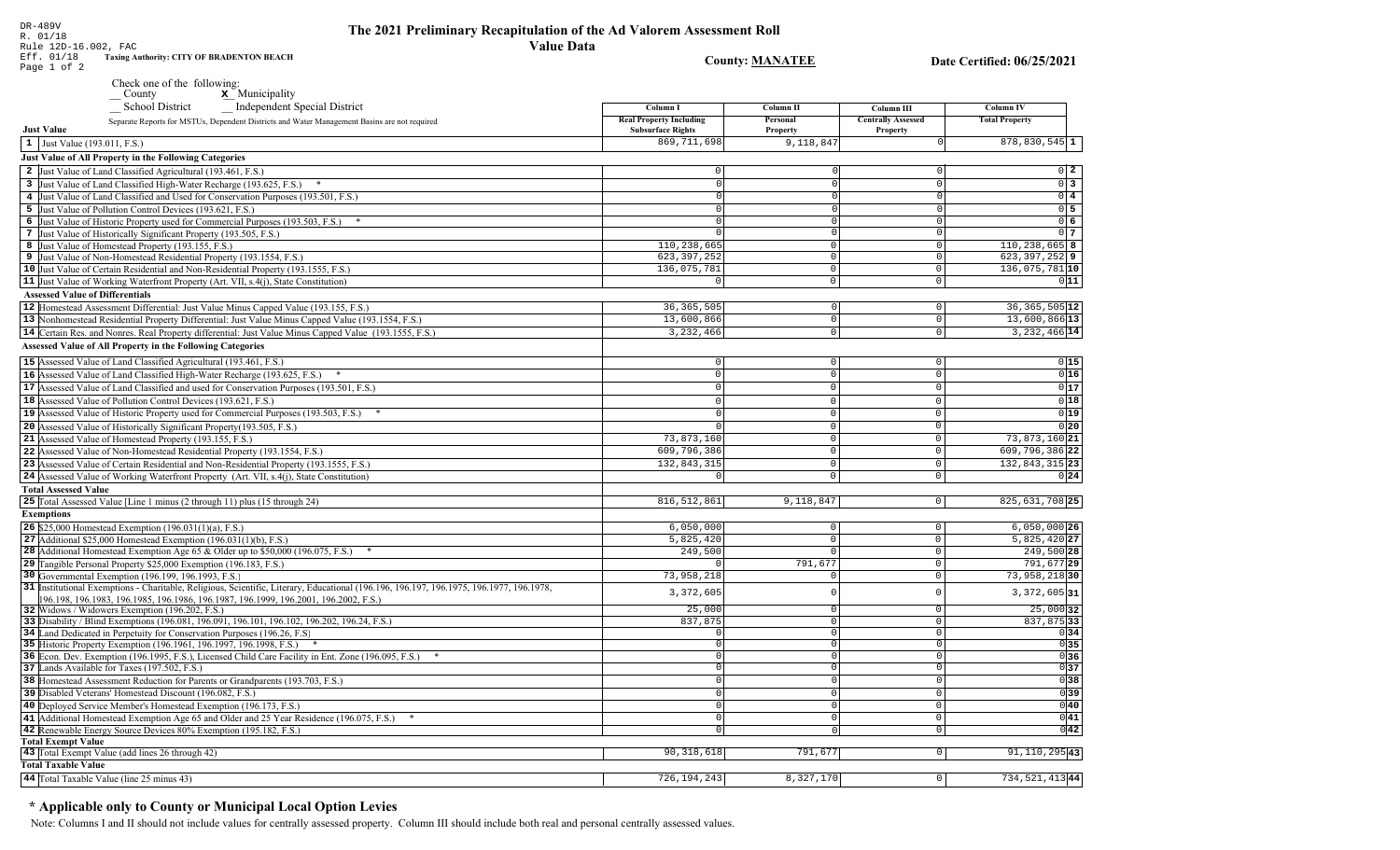DR-489V
R. 01/18
Rule 12D-16.002, FAC
Eff. 01/18
Page 1 of 2

# The 2021 Preliminary Recapitulation of the Ad Valorem Assessment Roll
## Value Data

**Taxing Authority: CITY OF BRADENTON BEACH**

**County: MANATEE**

**Date Certified: 06/25/2021**

Check one of the following:
__ County
**x** Municipality
__ School District
__ Independent Special District

Separate Reports for MSTUs, Dependent Districts and Water Management Basins are not required

| | Column I Real Property Including Subsurface Rights | Column II Personal Property | Column III Centrally Assessed Property | Column IV Total Property | |
|---|---|---|---|---|---|
| **Just Value** | | | | | |
| 1 Just Value (193.011, F.S.) | 869,711,698 | 9,118,847 | 0 | 878,830,545 | 1 |
| **Just Value of All Property in the Following Categories** | | | | | |
| 2 Just Value of Land Classified Agricultural (193.461, F.S.) | 0 | 0 | 0 | 0 | 2 |
| 3 Just Value of Land Classified High-Water Recharge (193.625, F.S.) * | 0 | 0 | 0 | 0 | 3 |
| 4 Just Value of Land Classified and Used for Conservation Purposes (193.501, F.S.) | 0 | 0 | 0 | 0 | 4 |
| 5 Just Value of Pollution Control Devices (193.621, F.S.) | 0 | 0 | 0 | 0 | 5 |
| 6 Just Value of Historic Property used for Commercial Purposes (193.503, F.S.) * | 0 | 0 | 0 | 0 | 6 |
| 7 Just Value of Historically Significant Property (193.505, F.S.) | 0 | 0 | 0 | 0 | 7 |
| 8 Just Value of Homestead Property (193.155, F.S.) | 110,238,665 | 0 | 0 | 110,238,665 | 8 |
| 9 Just Value of Non-Homestead Residential Property (193.1554, F.S.) | 623,397,252 | 0 | 0 | 623,397,252 | 9 |
| 10 Just Value of Certain Residential and Non-Residential Property (193.1555, F.S.) | 136,075,781 | 0 | 0 | 136,075,781 | 10 |
| 11 Just Value of Working Waterfront Property (Art. VII, s.4(j), State Constitution) | 0 | 0 | 0 | 0 | 11 |
| **Assessed Value of Differentials** | | | | | |
| 12 Homestead Assessment Differential: Just Value Minus Capped Value (193.155, F.S.) | 36,365,505 | 0 | 0 | 36,365,505 | 12 |
| 13 Nonhomestead Residential Property Differential: Just Value Minus Capped Value (193.1554, F.S.) | 13,600,866 | 0 | 0 | 13,600,866 | 13 |
| 14 Certain Res. and Nonres. Real Property differential: Just Value Minus Capped Value (193.1555, F.S.) | 3,232,466 | 0 | 0 | 3,232,466 | 14 |
| **Assessed Value of All Property in the Following Categories** | | | | | |
| 15 Assessed Value of Land Classified Agricultural (193.461, F.S.) | 0 | 0 | 0 | 0 | 15 |
| 16 Assessed Value of Land Classified High-Water Recharge (193.625, F.S.) * | 0 | 0 | 0 | 0 | 16 |
| 17 Assessed Value of Land Classified and used for Conservation Purposes (193.501, F.S.) | 0 | 0 | 0 | 0 | 17 |
| 18 Assessed Value of Pollution Control Devices (193.621, F.S.) | 0 | 0 | 0 | 0 | 18 |
| 19 Assessed Value of Historic Property used for Commercial Purposes (193.503, F.S.) * | 0 | 0 | 0 | 0 | 19 |
| 20 Assessed Value of Historically Significant Property(193.505, F.S.) | 0 | 0 | 0 | 0 | 20 |
| 21 Assessed Value of Homestead Property (193.155, F.S.) | 73,873,160 | 0 | 0 | 73,873,160 | 21 |
| 22 Assessed Value of Non-Homestead Residential Property (193.1554, F.S.) | 609,796,386 | 0 | 0 | 609,796,386 | 22 |
| 23 Assessed Value of Certain Residential and Non-Residential Property (193.1555, F.S.) | 132,843,315 | 0 | 0 | 132,843,315 | 23 |
| 24 Assessed Value of Working Waterfront Property (Art. VII, s.4(j), State Constitution) | 0 | 0 | 0 | 0 | 24 |
| **Total Assessed Value** | | | | | |
| 25 Total Assessed Value [Line 1 minus (2 through 11) plus (15 through 24) | 816,512,861 | 9,118,847 | 0 | 825,631,708 | 25 |
| **Exemptions** | | | | | |
| 26 $25,000 Homestead Exemption (196.031(1)(a), F.S.) | 6,050,000 | 0 | 0 | 6,050,000 | 26 |
| 27 Additional $25,000 Homestead Exemption (196.031(1)(b), F.S.) | 5,825,420 | 0 | 0 | 5,825,420 | 27 |
| 28 Additional Homestead Exemption Age 65 & Older up to $50,000 (196.075, F.S.) * | 249,500 | 0 | 0 | 249,500 | 28 |
| 29 Tangible Personal Property $25,000 Exemption (196.183, F.S.) | 0 | 791,677 | 0 | 791,677 | 29 |
| 30 Governmental Exemption (196.199, 196.1993, F.S.) | 73,958,218 | 0 | 0 | 73,958,218 | 30 |
| 31 Institutional Exemptions - Charitable, Religious, Scientific, Literary, Educational (196.196, 196.197, 196.1975, 196.1977, 196.1978, 196.198, 196.1983, 196.1985, 196.1986, 196.1987, 196.1999, 196.2001, 196.2002, F.S.) | 3,372,605 | 0 | 0 | 3,372,605 | 31 |
| 32 Widows / Widowers Exemption (196.202, F.S.) | 25,000 | 0 | 0 | 25,000 | 32 |
| 33 Disability / Blind Exemptions (196.081, 196.091, 196.101, 196.102, 196.202, 196.24, F.S.) | 837,875 | 0 | 0 | 837,875 | 33 |
| 34 Land Dedicated in Perpetuity for Conservation Purposes (196.26, F.S) | 0 | 0 | 0 | 0 | 34 |
| 35 Historic Property Exemption (196.1961, 196.1997, 196.1998, F.S.) * | 0 | 0 | 0 | 0 | 35 |
| 36 Econ. Dev. Exemption (196.1995, F.S.), Licensed Child Care Facility in Ent. Zone (196.095, F.S.) * | 0 | 0 | 0 | 0 | 36 |
| 37 Lands Available for Taxes (197.502, F.S.) | 0 | 0 | 0 | 0 | 37 |
| 38 Homestead Assessment Reduction for Parents or Grandparents (193.703, F.S.) | 0 | 0 | 0 | 0 | 38 |
| 39 Disabled Veterans' Homestead Discount (196.082, F.S.) | 0 | 0 | 0 | 0 | 39 |
| 40 Deployed Service Member's Homestead Exemption (196.173, F.S.) | 0 | 0 | 0 | 0 | 40 |
| 41 Additional Homestead Exemption Age 65 and Older and 25 Year Residence (196.075, F.S.) * | 0 | 0 | 0 | 0 | 41 |
| 42 Renewable Energy Source Devices 80% Exemption (195.182, F.S.) | 0 | 0 | 0 | 0 | 42 |
| **Total Exempt Value** | | | | | |
| 43 Total Exempt Value (add lines 26 through 42) | 90,318,618 | 791,677 | 0 | 91,110,295 | 43 |
| **Total Taxable Value** | | | | | |
| 44 Total Taxable Value (line 25 minus 43) | 726,194,243 | 8,327,170 | 0 | 734,521,413 | 44 |

## * Applicable only to County or Municipal Local Option Levies

Note: Columns I and II should not include values for centrally assessed property. Column III should include both real and personal centrally assessed values.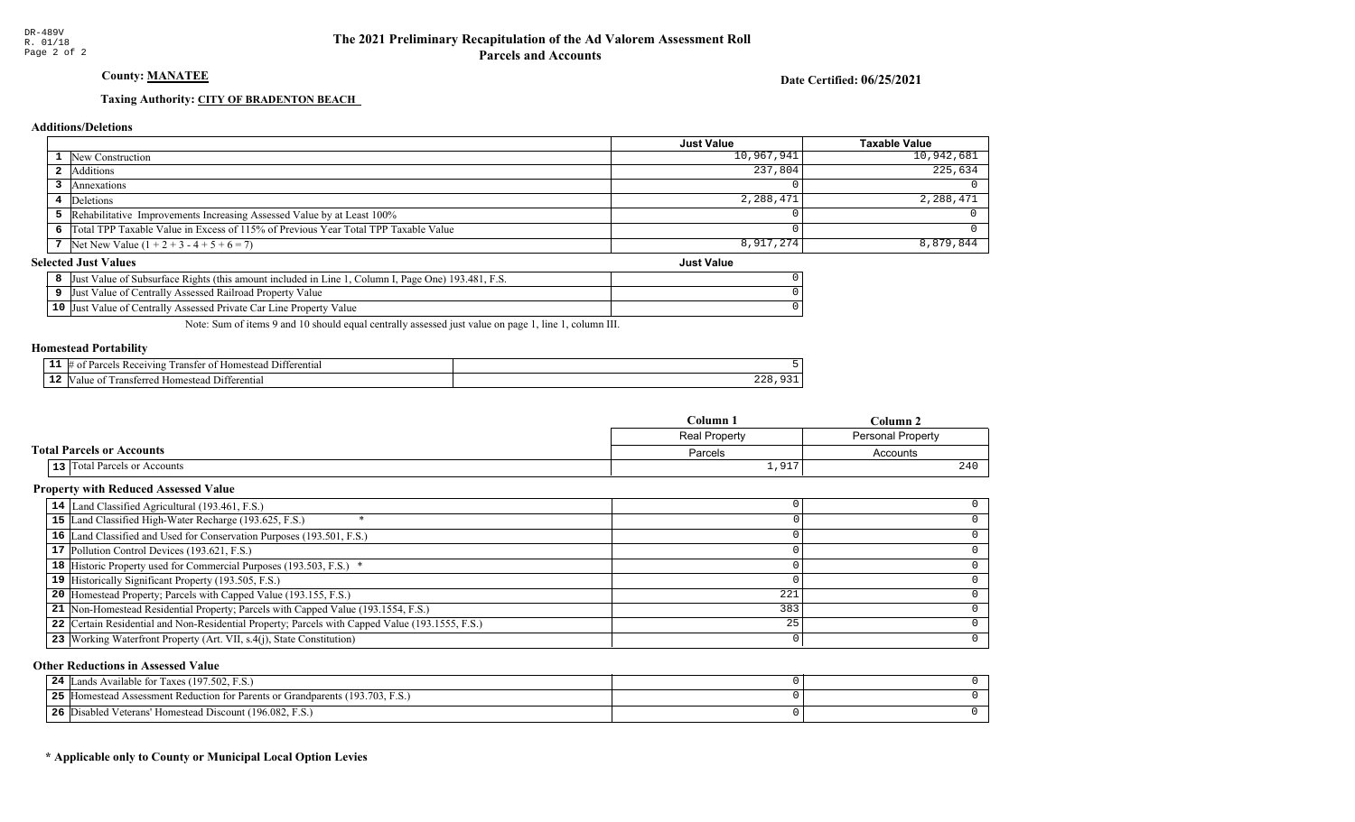DR-489V
R. 01/18

# The 2021 Preliminary Recapitulation of the Ad Valorem Assessment Roll
## Parcels and Accounts

**County: MANATEE**

**Date Certified: 06/25/2021**

**Taxing Authority: CITY OF BRADENTON BEACH**

### Additions/Deletions

| | | Just Value | Taxable Value |
|---|---|---|---|
| 1 | New Construction | 10,967,941 | 10,942,681 |
| 2 | Additions | 237,804 | 225,634 |
| 3 | Annexations | 0 | 0 |
| 4 | Deletions | 2,288,471 | 2,288,471 |
| 5 | Rehabilitative Improvements Increasing Assessed Value by at Least 100% | 0 | 0 |
| 6 | Total TPP Taxable Value in Excess of 115% of Previous Year Total TPP Taxable Value | 0 | 0 |
| 7 | Net New Value (1 + 2 + 3 - 4 + 5 + 6 = 7) | 8,917,274 | 8,879,844 |

### Selected Just Values

| | | Just Value |
|---|---|---|
| 8 | Just Value of Subsurface Rights (this amount included in Line 1, Column I, Page One) 193.481, F.S. | 0 |
| 9 | Just Value of Centrally Assessed Railroad Property Value | 0 |
| 10 | Just Value of Centrally Assessed Private Car Line Property Value | 0 |

Note: Sum of items 9 and 10 should equal centrally assessed just value on page 1, line 1, column III.

### Homestead Portability

| | | |
|---|---|---|
| 11 | # of Parcels Receiving Transfer of Homestead Differential | 5 |
| 12 | Value of Transferred Homestead Differential | 228,931 |

### Total Parcels or Accounts

| | | Column 1 Real Property Parcels | Column 2 Personal Property Accounts |
|---|---|---|---|
| 13 | Total Parcels or Accounts | 1,917 | 240 |

### Property with Reduced Assessed Value

| | | Column 1 | Column 2 |
|---|---|---|---|
| 14 | Land Classified Agricultural (193.461, F.S.) | 0 | 0 |
| 15 | Land Classified High-Water Recharge (193.625, F.S.) * | 0 | 0 |
| 16 | Land Classified and Used for Conservation Purposes (193.501, F.S.) | 0 | 0 |
| 17 | Pollution Control Devices (193.621, F.S.) | 0 | 0 |
| 18 | Historic Property used for Commercial Purposes (193.503, F.S.) * | 0 | 0 |
| 19 | Historically Significant Property (193.505, F.S.) | 0 | 0 |
| 20 | Homestead Property; Parcels with Capped Value (193.155, F.S.) | 221 | 0 |
| 21 | Non-Homestead Residential Property; Parcels with Capped Value (193.1554, F.S.) | 383 | 0 |
| 22 | Certain Residential and Non-Residential Property; Parcels with Capped Value (193.1555, F.S.) | 25 | 0 |
| 23 | Working Waterfront Property (Art. VII, s.4(j), State Constitution) | 0 | 0 |

### Other Reductions in Assessed Value

| | | Column 1 | Column 2 |
|---|---|---|---|
| 24 | Lands Available for Taxes (197.502, F.S.) | 0 | 0 |
| 25 | Homestead Assessment Reduction for Parents or Grandparents (193.703, F.S.) | 0 | 0 |
| 26 | Disabled Veterans' Homestead Discount (196.082, F.S.) | 0 | 0 |

**\* Applicable only to County or Municipal Local Option Levies**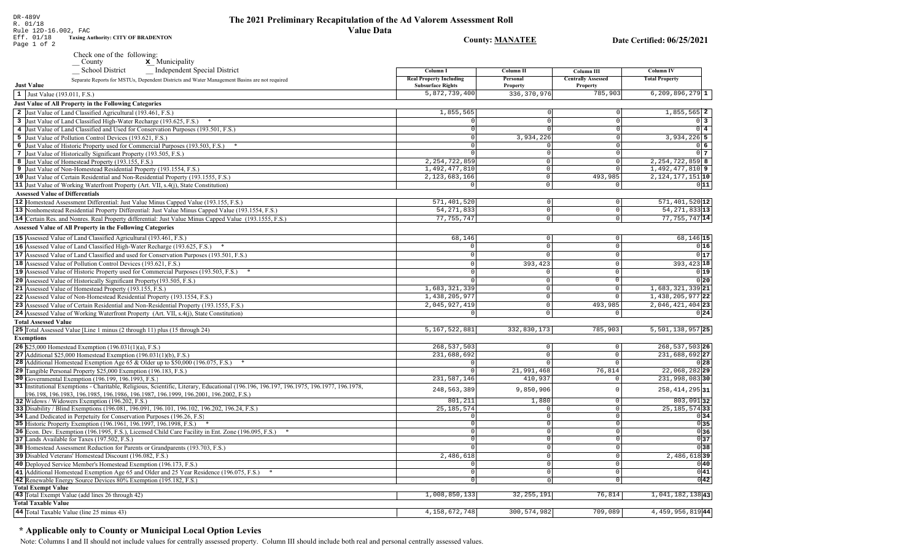DR-489V
R. 01/18
Rule 12D-16.002, FAC
Eff. 01/18 **Taxing Authority: CITY OF BRADENTON**

# The 2021 Preliminary Recapitulation of the Ad Valorem Assessment Roll

## Value Data

**County: MANATEE** **Date Certified: 06/25/2021**

Check one of the following:
__ County **X** Municipality
__ School District __ Independent Special District

Separate Reports for MSTUs, Dependent Districts and Water Management Basins are not required

| Just Value | Column I Real Property Including Subsurface Rights | Column II Personal Property | Column III Centrally Assessed Property | Column IV Total Property | |
|---|---|---|---|---|---|
| 1 Just Value (193.011, F.S.) | 5,872,739,400 | 336,370,976 | 785,903 | 6,209,896,279 | 1 |
| **Just Value of All Property in the Following Categories** | | | | | |
| 2 Just Value of Land Classified Agricultural (193.461, F.S.) | 1,855,565 | 0 | 0 | 1,855,565 | 2 |
| 3 Just Value of Land Classified High-Water Recharge (193.625, F.S.) * | 0 | 0 | 0 | 0 | 3 |
| 4 Just Value of Land Classified and Used for Conservation Purposes (193.501, F.S.) | 0 | 0 | 0 | 0 | 4 |
| 5 Just Value of Pollution Control Devices (193.621, F.S.) | 0 | 3,934,226 | 0 | 3,934,226 | 5 |
| 6 Just Value of Historic Property used for Commercial Purposes (193.503, F.S.) * | 0 | 0 | 0 | 0 | 6 |
| 7 Just Value of Historically Significant Property (193.505, F.S.) | 0 | 0 | 0 | 0 | 7 |
| 8 Just Value of Homestead Property (193.155, F.S.) | 2,254,722,859 | 0 | 0 | 2,254,722,859 | 8 |
| 9 Just Value of Non-Homestead Residential Property (193.1554, F.S.) | 1,492,477,810 | 0 | 0 | 1,492,477,810 | 9 |
| 10 Just Value of Certain Residential and Non-Residential Property (193.1555, F.S.) | 2,123,683,166 | 0 | 493,985 | 2,124,177,151 | 10 |
| 11 Just Value of Working Waterfront Property (Art. VII, s.4(j), State Constitution) | 0 | 0 | 0 | 0 | 11 |
| **Assessed Value of Differentials** | | | | | |
| 12 Homestead Assessment Differential: Just Value Minus Capped Value (193.155, F.S.) | 571,401,520 | 0 | 0 | 571,401,520 | 12 |
| 13 Nonhomestead Residential Property Differential: Just Value Minus Capped Value (193.1554, F.S.) | 54,271,833 | 0 | 0 | 54,271,833 | 13 |
| 14 Certain Res. and Nonres. Real Property differential: Just Value Minus Capped Value (193.1555, F.S.) | 77,755,747 | 0 | 0 | 77,755,747 | 14 |
| **Assessed Value of All Property in the Following Categories** | | | | | |
| 15 Assessed Value of Land Classified Agricultural (193.461, F.S.) | 68,146 | 0 | 0 | 68,146 | 15 |
| 16 Assessed Value of Land Classified High-Water Recharge (193.625, F.S.) * | 0 | 0 | 0 | 0 | 16 |
| 17 Assessed Value of Land Classified and used for Conservation Purposes (193.501, F.S.) | 0 | 0 | 0 | 0 | 17 |
| 18 Assessed Value of Pollution Control Devices (193.621, F.S.) | 0 | 393,423 | 0 | 393,423 | 18 |
| 19 Assessed Value of Historic Property used for Commercial Purposes (193.503, F.S.) * | 0 | 0 | 0 | 0 | 19 |
| 20 Assessed Value of Historically Significant Property(193.505, F.S.) | 0 | 0 | 0 | 0 | 20 |
| 21 Assessed Value of Homestead Property (193.155, F.S.) | 1,683,321,339 | 0 | 0 | 1,683,321,339 | 21 |
| 22 Assessed Value of Non-Homestead Residential Property (193.1554, F.S.) | 1,438,205,977 | 0 | 0 | 1,438,205,977 | 22 |
| 23 Assessed Value of Certain Residential and Non-Residential Property (193.1555, F.S.) | 2,045,927,419 | 0 | 493,985 | 2,046,421,404 | 23 |
| 24 Assessed Value of Working Waterfront Property (Art. VII, s.4(j), State Constitution) | 0 | 0 | 0 | 0 | 24 |
| **Total Assessed Value** | | | | | |
| 25 Total Assessed Value [Line 1 minus (2 through 11) plus (15 through 24) | 5,167,522,881 | 332,830,173 | 785,903 | 5,501,138,957 | 25 |
| **Exemptions** | | | | | |
| 26 $25,000 Homestead Exemption (196.031(1)(a), F.S.) | 268,537,503 | 0 | 0 | 268,537,503 | 26 |
| 27 Additional $25,000 Homestead Exemption (196.031(1)(b), F.S.) | 231,688,692 | 0 | 0 | 231,688,692 | 27 |
| 28 Additional Homestead Exemption Age 65 & Older up to $50,000 (196.075, F.S.) * | 0 | 0 | 0 | 0 | 28 |
| 29 Tangible Personal Property $25,000 Exemption (196.183, F.S.) | 0 | 21,991,468 | 76,814 | 22,068,282 | 29 |
| 30 Governmental Exemption (196.199, 196.1993, F.S.) | 231,587,146 | 410,937 | 0 | 231,998,083 | 30 |
| 31 Institutional Exemptions - Charitable, Religious, Scientific, Literary, Educational (196.196, 196.197, 196.1975, 196.1977, 196.1978, 196.198, 196.1983, 196.1985, 196.1986, 196.1987, 196.1999, 196.2001, 196.2002, F.S.) | 248,563,389 | 9,850,906 | 0 | 258,414,295 | 31 |
| 32 Widows / Widowers Exemption (196.202, F.S.) | 801,211 | 1,880 | 0 | 803,091 | 32 |
| 33 Disability / Blind Exemptions (196.081, 196.091, 196.101, 196.102, 196.202, 196.24, F.S.) | 25,185,574 | 0 | 0 | 25,185,574 | 33 |
| 34 Land Dedicated in Perpetuity for Conservation Purposes (196.26, F.S) | 0 | 0 | 0 | 0 | 34 |
| 35 Historic Property Exemption (196.1961, 196.1997, 196.1998, F.S.) * | 0 | 0 | 0 | 0 | 35 |
| 36 Econ. Dev. Exemption (196.1995, F.S.), Licensed Child Care Facility in Ent. Zone (196.095, F.S.) * | 0 | 0 | 0 | 0 | 36 |
| 37 Lands Available for Taxes (197.502, F.S.) | 0 | 0 | 0 | 0 | 37 |
| 38 Homestead Assessment Reduction for Parents or Grandparents (193.703, F.S.) | 0 | 0 | 0 | 0 | 38 |
| 39 Disabled Veterans' Homestead Discount (196.082, F.S.) | 2,486,618 | 0 | 0 | 2,486,618 | 39 |
| 40 Deployed Service Member's Homestead Exemption (196.173, F.S.) | 0 | 0 | 0 | 0 | 40 |
| 41 Additional Homestead Exemption Age 65 and Older and 25 Year Residence (196.075, F.S.) * | 0 | 0 | 0 | 0 | 41 |
| 42 Renewable Energy Source Devices 80% Exemption (195.182, F.S.) | 0 | 0 | 0 | 0 | 42 |
| **Total Exempt Value** | | | | | |
| 43 Total Exempt Value (add lines 26 through 42) | 1,008,850,133 | 32,255,191 | 76,814 | 1,041,182,138 | 43 |
| **Total Taxable Value** | | | | | |
| 44 Total Taxable Value (line 25 minus 43) | 4,158,672,748 | 300,574,982 | 709,089 | 4,459,956,819 | 44 |

## * Applicable only to County or Municipal Local Option Levies

Note: Columns I and II should not include values for centrally assessed property. Column III should include both real and personal centrally assessed values.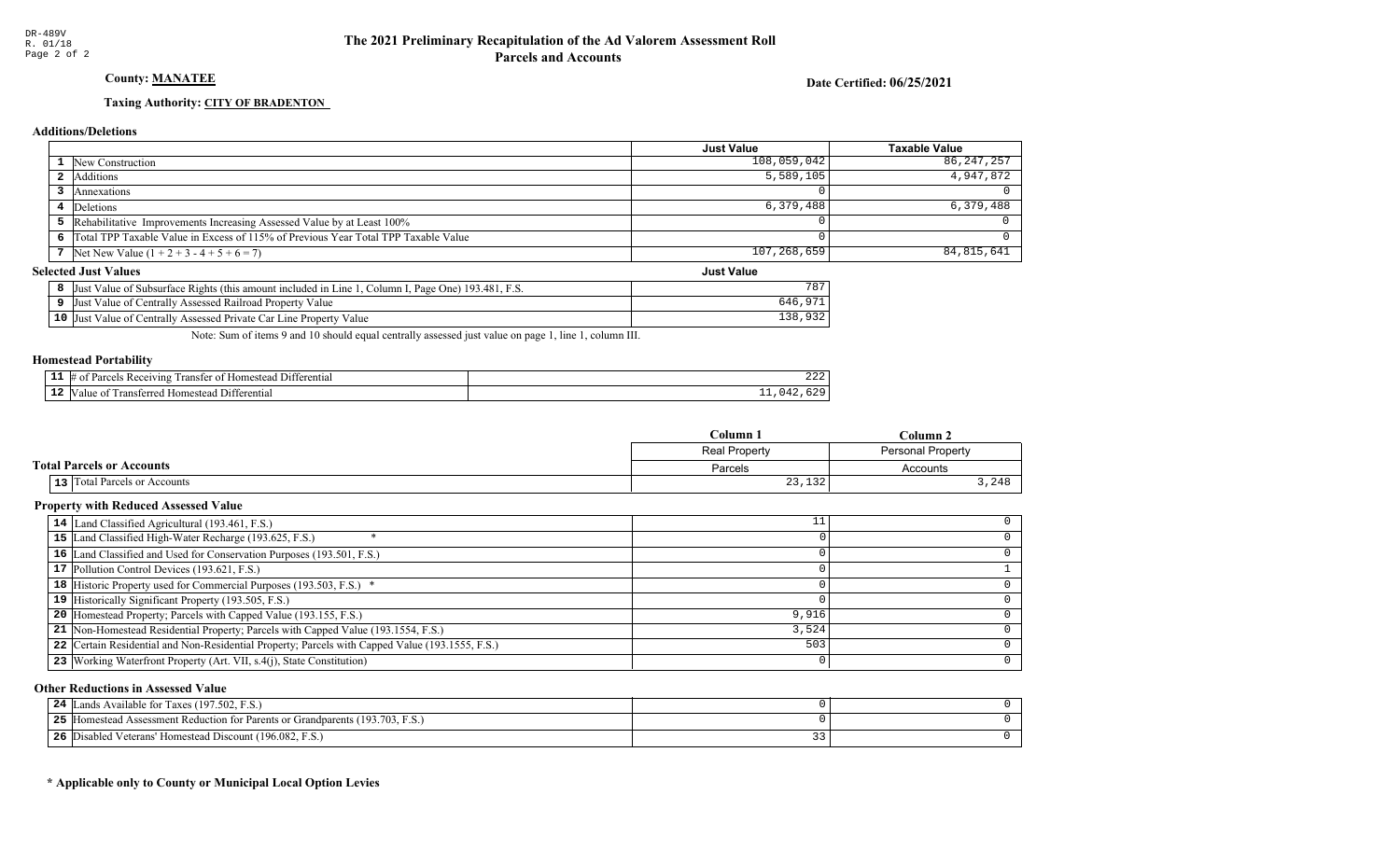DR-489V
R. 01/18

# The 2021 Preliminary Recapitulation of the Ad Valorem Assessment Roll
## Parcels and Accounts

**County: MANATEE**

**Date Certified: 06/25/2021**

**Taxing Authority: CITY OF BRADENTON**

### Additions/Deletions

| | | Just Value | Taxable Value |
|---|---|---|---|
| 1 | New Construction | 108,059,042 | 86,247,257 |
| 2 | Additions | 5,589,105 | 4,947,872 |
| 3 | Annexations | 0 | 0 |
| 4 | Deletions | 6,379,488 | 6,379,488 |
| 5 | Rehabilitative Improvements Increasing Assessed Value by at Least 100% | 0 | 0 |
| 6 | Total TPP Taxable Value in Excess of 115% of Previous Year Total TPP Taxable Value | 0 | 0 |
| 7 | Net New Value (1 + 2 + 3 - 4 + 5 + 6 = 7) | 107,268,659 | 84,815,641 |

### Selected Just Values

| | | Just Value |
|---|---|---|
| 8 | Just Value of Subsurface Rights (this amount included in Line 1, Column I, Page One) 193.481, F.S. | 787 |
| 9 | Just Value of Centrally Assessed Railroad Property Value | 646,971 |
| 10 | Just Value of Centrally Assessed Private Car Line Property Value | 138,932 |

Note: Sum of items 9 and 10 should equal centrally assessed just value on page 1, line 1, column III.

### Homestead Portability

| | | |
|---|---|---|
| 11 | # of Parcels Receiving Transfer of Homestead Differential | 222 |
| 12 | Value of Transferred Homestead Differential | 11,042,629 |

### Total Parcels or Accounts

| | | Column 1 | Column 2 |
|---|---|---|---|
| | | Real Property | Personal Property |
| | | Parcels | Accounts |
| 13 | Total Parcels or Accounts | 23,132 | 3,248 |

### Property with Reduced Assessed Value

| | | Column 1 | Column 2 |
|---|---|---|---|
| 14 | Land Classified Agricultural (193.461, F.S.) | 11 | 0 |
| 15 | Land Classified High-Water Recharge (193.625, F.S.) * | 0 | 0 |
| 16 | Land Classified and Used for Conservation Purposes (193.501, F.S.) | 0 | 0 |
| 17 | Pollution Control Devices (193.621, F.S.) | 0 | 1 |
| 18 | Historic Property used for Commercial Purposes (193.503, F.S.) * | 0 | 0 |
| 19 | Historically Significant Property (193.505, F.S.) | 0 | 0 |
| 20 | Homestead Property; Parcels with Capped Value (193.155, F.S.) | 9,916 | 0 |
| 21 | Non-Homestead Residential Property; Parcels with Capped Value (193.1554, F.S.) | 3,524 | 0 |
| 22 | Certain Residential and Non-Residential Property; Parcels with Capped Value (193.1555, F.S.) | 503 | 0 |
| 23 | Working Waterfront Property (Art. VII, s.4(j), State Constitution) | 0 | 0 |

### Other Reductions in Assessed Value

| | | Column 1 | Column 2 |
|---|---|---|---|
| 24 | Lands Available for Taxes (197.502, F.S.) | 0 | 0 |
| 25 | Homestead Assessment Reduction for Parents or Grandparents (193.703, F.S.) | 0 | 0 |
| 26 | Disabled Veterans' Homestead Discount (196.082, F.S.) | 33 | 0 |

**\* Applicable only to County or Municipal Local Option Levies**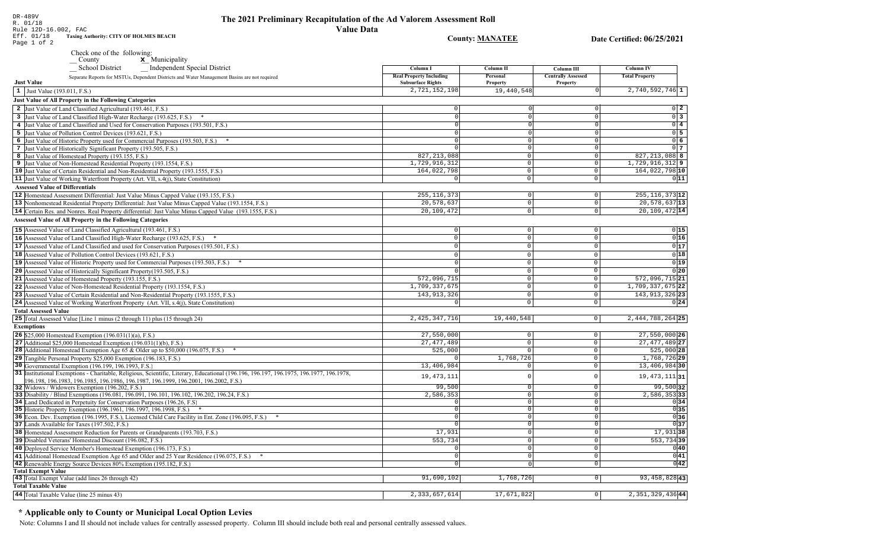DR-489V
R. 01/18
Rule 12D-16.002, FAC
Eff. 01/18
Page 1 of 2

# The 2021 Preliminary Recapitulation of the Ad Valorem Assessment Roll

## Value Data

**Taxing Authority: CITY OF HOLMES BEACH**

**County: MANATEE**

**Date Certified: 06/25/2021**

Check one of the following:
__ County
**X** Municipality
__ School District
__ Independent Special District

Separate Reports for MSTUs, Dependent Districts and Water Management Basins are not required

| | Column I Real Property Including Subsurface Rights | Column II Personal Property | Column III Centrally Assessed Property | Column IV Total Property | |
|---|---|---|---|---|---|
| **Just Value** | | | | | |
| 1 Just Value (193.011, F.S.) | 2,721,152,198 | 19,440,548 | 0 | 2,740,592,746 | 1 |
| **Just Value of All Property in the Following Categories** | | | | | |
| 2 Just Value of Land Classified Agricultural (193.461, F.S.) | 0 | 0 | 0 | 0 | 2 |
| 3 Just Value of Land Classified High-Water Recharge (193.625, F.S.) * | 0 | 0 | 0 | 0 | 3 |
| 4 Just Value of Land Classified and Used for Conservation Purposes (193.501, F.S.) | 0 | 0 | 0 | 0 | 4 |
| 5 Just Value of Pollution Control Devices (193.621, F.S.) | 0 | 0 | 0 | 0 | 5 |
| 6 Just Value of Historic Property used for Commercial Purposes (193.503, F.S.) * | 0 | 0 | 0 | 0 | 6 |
| 7 Just Value of Historically Significant Property (193.505, F.S.) | 0 | 0 | 0 | 0 | 7 |
| 8 Just Value of Homestead Property (193.155, F.S.) | 827,213,088 | 0 | 0 | 827,213,088 | 8 |
| 9 Just Value of Non-Homestead Residential Property (193.1554, F.S.) | 1,729,916,312 | 0 | 0 | 1,729,916,312 | 9 |
| 10 Just Value of Certain Residential and Non-Residential Property (193.1555, F.S.) | 164,022,798 | 0 | 0 | 164,022,798 | 10 |
| 11 Just Value of Working Waterfront Property (Art. VII, s.4(j), State Constitution) | 0 | 0 | 0 | 0 | 11 |
| **Assessed Value of Differentials** | | | | | |
| 12 Homestead Assessment Differential: Just Value Minus Capped Value (193.155, F.S.) | 255,116,373 | 0 | 0 | 255,116,373 | 12 |
| 13 Nonhomestead Residential Property Differential: Just Value Minus Capped Value (193.1554, F.S.) | 20,578,637 | 0 | 0 | 20,578,637 | 13 |
| 14 Certain Res. and Nonres. Real Property differential: Just Value Minus Capped Value (193.1555, F.S.) | 20,109,472 | 0 | 0 | 20,109,472 | 14 |
| **Assessed Value of All Property in the Following Categories** | | | | | |
| 15 Assessed Value of Land Classified Agricultural (193.461, F.S.) | 0 | 0 | 0 | 0 | 15 |
| 16 Assessed Value of Land Classified High-Water Recharge (193.625, F.S.) * | 0 | 0 | 0 | 0 | 16 |
| 17 Assessed Value of Land Classified and used for Conservation Purposes (193.501, F.S.) | 0 | 0 | 0 | 0 | 17 |
| 18 Assessed Value of Pollution Control Devices (193.621, F.S.) | 0 | 0 | 0 | 0 | 18 |
| 19 Assessed Value of Historic Property used for Commercial Purposes (193.503, F.S.) * | 0 | 0 | 0 | 0 | 19 |
| 20 Assessed Value of Historically Significant Property(193.505, F.S.) | 0 | 0 | 0 | 0 | 20 |
| 21 Assessed Value of Homestead Property (193.155, F.S.) | 572,096,715 | 0 | 0 | 572,096,715 | 21 |
| 22 Assessed Value of Non-Homestead Residential Property (193.1554, F.S.) | 1,709,337,675 | 0 | 0 | 1,709,337,675 | 22 |
| 23 Assessed Value of Certain Residential and Non-Residential Property (193.1555, F.S.) | 143,913,326 | 0 | 0 | 143,913,326 | 23 |
| 24 Assessed Value of Working Waterfront Property (Art. VII, s.4(j), State Constitution) | 0 | 0 | 0 | 0 | 24 |
| **Total Assessed Value** | | | | | |
| 25 Total Assessed Value [Line 1 minus (2 through 11) plus (15 through 24) | 2,425,347,716 | 19,440,548 | 0 | 2,444,788,264 | 25 |
| **Exemptions** | | | | | |
| 26 $25,000 Homestead Exemption (196.031(1)(a), F.S.) | 27,550,000 | 0 | 0 | 27,550,000 | 26 |
| 27 Additional $25,000 Homestead Exemption (196.031(1)(b), F.S.) | 27,477,489 | 0 | 0 | 27,477,489 | 27 |
| 28 Additional Homestead Exemption Age 65 & Older up to $50,000 (196.075, F.S.) * | 525,000 | 0 | 0 | 525,000 | 28 |
| 29 Tangible Personal Property $25,000 Exemption (196.183, F.S.) | 0 | 1,768,726 | 0 | 1,768,726 | 29 |
| 30 Governmental Exemption (196.199, 196.1993, F.S.) | 13,406,984 | 0 | 0 | 13,406,984 | 30 |
| 31 Institutional Exemptions - Charitable, Religious, Scientific, Literary, Educational (196.196, 196.197, 196.1975, 196.1977, 196.1978, 196.198, 196.1983, 196.1985, 196.1986, 196.1987, 196.1999, 196.2001, 196.2002, F.S.) | 19,473,111 | 0 | 0 | 19,473,111 | 31 |
| 32 Widows / Widowers Exemption (196.202, F.S.) | 99,500 | 0 | 0 | 99,500 | 32 |
| 33 Disability / Blind Exemptions (196.081, 196.091, 196.101, 196.102, 196.202, 196.24, F.S.) | 2,586,353 | 0 | 0 | 2,586,353 | 33 |
| 34 Land Dedicated in Perpetuity for Conservation Purposes (196.26, F.S) | 0 | 0 | 0 | 0 | 34 |
| 35 Historic Property Exemption (196.1961, 196.1997, 196.1998, F.S.) * | 0 | 0 | 0 | 0 | 35 |
| 36 Econ. Dev. Exemption (196.1995, F.S.), Licensed Child Care Facility in Ent. Zone (196.095, F.S.) * | 0 | 0 | 0 | 0 | 36 |
| 37 Lands Available for Taxes (197.502, F.S.) | 0 | 0 | 0 | 0 | 37 |
| 38 Homestead Assessment Reduction for Parents or Grandparents (193.703, F.S.) | 17,931 | 0 | 0 | 17,931 | 38 |
| 39 Disabled Veterans' Homestead Discount (196.082, F.S.) | 553,734 | 0 | 0 | 553,734 | 39 |
| 40 Deployed Service Member's Homestead Exemption (196.173, F.S.) | 0 | 0 | 0 | 0 | 40 |
| 41 Additional Homestead Exemption Age 65 and Older and 25 Year Residence (196.075, F.S.) * | 0 | 0 | 0 | 0 | 41 |
| 42 Renewable Energy Source Devices 80% Exemption (195.182, F.S.) | 0 | 0 | 0 | 0 | 42 |
| **Total Exempt Value** | | | | | |
| 43 Total Exempt Value (add lines 26 through 42) | 91,690,102 | 1,768,726 | 0 | 93,458,828 | 43 |
| **Total Taxable Value** | | | | | |
| 44 Total Taxable Value (line 25 minus 43) | 2,333,657,614 | 17,671,822 | 0 | 2,351,329,436 | 44 |

## * Applicable only to County or Municipal Local Option Levies

Note: Columns I and II should not include values for centrally assessed property. Column III should include both real and personal centrally assessed values.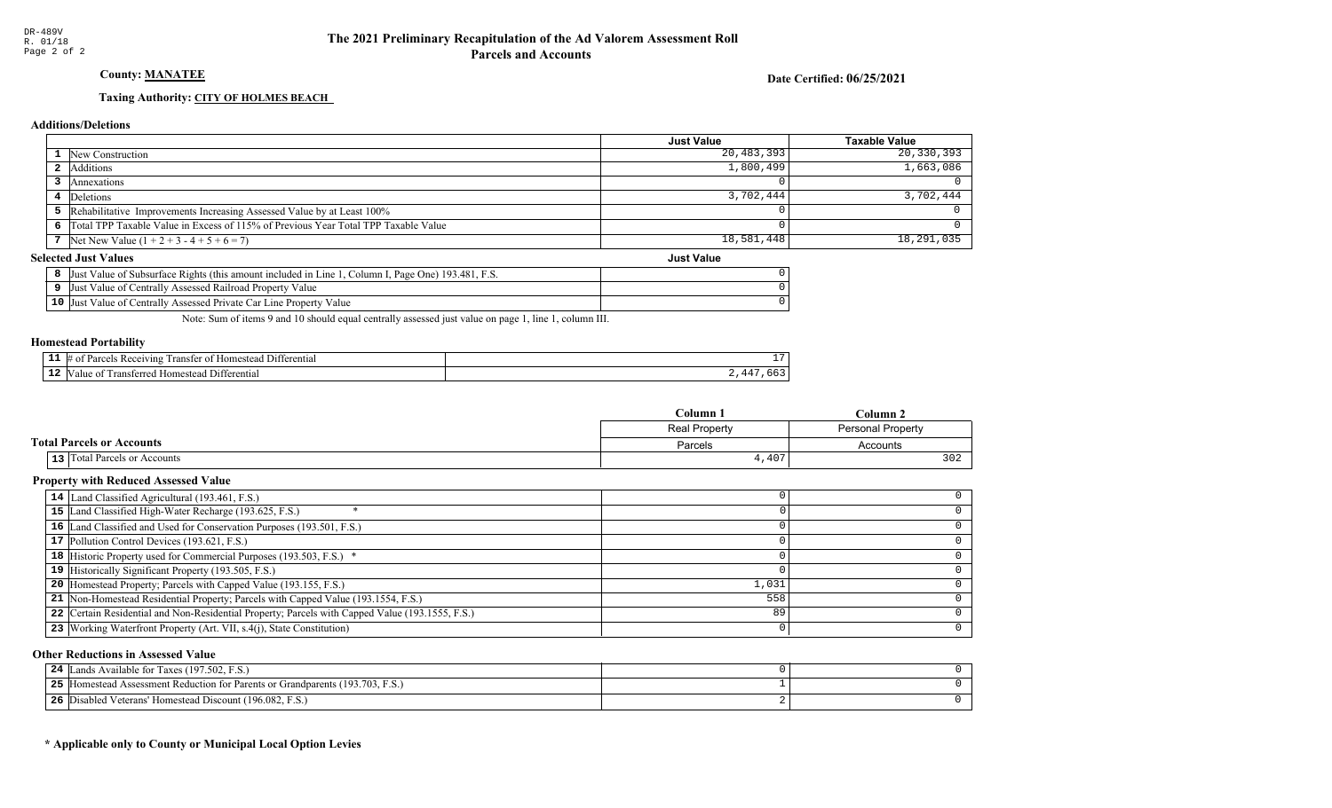DR-489V
R. 01/18
Page 2 of 2

# The 2021 Preliminary Recapitulation of the Ad Valorem Assessment Roll
## Parcels and Accounts

**County:** **MANATEE**

**Date Certified: 06/25/2021**

**Taxing Authority:** **CITY OF HOLMES BEACH**

### Additions/Deletions

| | | Just Value | Taxable Value |
|---|---|---|---|
| 1 | New Construction | 20,483,393 | 20,330,393 |
| 2 | Additions | 1,800,499 | 1,663,086 |
| 3 | Annexations | 0 | 0 |
| 4 | Deletions | 3,702,444 | 3,702,444 |
| 5 | Rehabilitative Improvements Increasing Assessed Value by at Least 100% | 0 | 0 |
| 6 | Total TPP Taxable Value in Excess of 115% of Previous Year Total TPP Taxable Value | 0 | 0 |
| 7 | Net New Value (1 + 2 + 3 - 4 + 5 + 6 = 7) | 18,581,448 | 18,291,035 |

### Selected Just Values

| | | Just Value |
|---|---|---|
| 8 | Just Value of Subsurface Rights (this amount included in Line 1, Column I, Page One) 193.481, F.S. | 0 |
| 9 | Just Value of Centrally Assessed Railroad Property Value | 0 |
| 10 | Just Value of Centrally Assessed Private Car Line Property Value | 0 |

Note: Sum of items 9 and 10 should equal centrally assessed just value on page 1, line 1, column III.

### Homestead Portability

| | | |
|---|---|---|
| 11 | # of Parcels Receiving Transfer of Homestead Differential | 17 |
| 12 | Value of Transferred Homestead Differential | 2,447,663 |

### Total Parcels or Accounts

| | | Column 1 | Column 2 |
|---|---|---|---|
| | | Real Property | Personal Property |
| | | Parcels | Accounts |
| 13 | Total Parcels or Accounts | 4,407 | 302 |

### Property with Reduced Assessed Value

| | | Column 1 | Column 2 |
|---|---|---|---|
| 14 | Land Classified Agricultural (193.461, F.S.) | 0 | 0 |
| 15 | Land Classified High-Water Recharge (193.625, F.S.) * | 0 | 0 |
| 16 | Land Classified and Used for Conservation Purposes (193.501, F.S.) | 0 | 0 |
| 17 | Pollution Control Devices (193.621, F.S.) | 0 | 0 |
| 18 | Historic Property used for Commercial Purposes (193.503, F.S.) * | 0 | 0 |
| 19 | Historically Significant Property (193.505, F.S.) | 0 | 0 |
| 20 | Homestead Property; Parcels with Capped Value (193.155, F.S.) | 1,031 | 0 |
| 21 | Non-Homestead Residential Property; Parcels with Capped Value (193.1554, F.S.) | 558 | 0 |
| 22 | Certain Residential and Non-Residential Property; Parcels with Capped Value (193.1555, F.S.) | 89 | 0 |
| 23 | Working Waterfront Property (Art. VII, s.4(j), State Constitution) | 0 | 0 |

### Other Reductions in Assessed Value

| | | Column 1 | Column 2 |
|---|---|---|---|
| 24 | Lands Available for Taxes (197.502, F.S.) | 0 | 0 |
| 25 | Homestead Assessment Reduction for Parents or Grandparents (193.703, F.S.) | 1 | 0 |
| 26 | Disabled Veterans' Homestead Discount (196.082, F.S.) | 2 | 0 |

**\* Applicable only to County or Municipal Local Option Levies**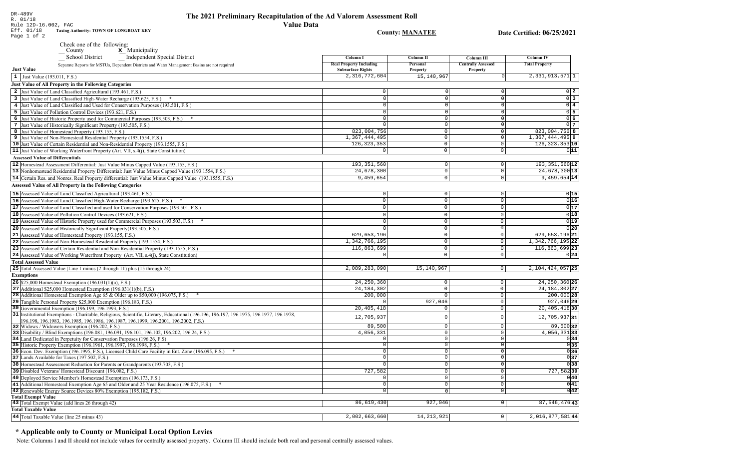DR-489V
R. 01/18
Rule 12D-16.002, FAC
Eff. 01/18

# The 2021 Preliminary Recapitulation of the Ad Valorem Assessment Roll

## Value Data

**Taxing Authority: TOWN OF LONGBOAT KEY**

**County: MANATEE**

**Date Certified: 06/25/2021**

Check one of the following:
__ County   **x** Municipality
__ School District   __ Independent Special District

Separate Reports for MSTUs, Dependent Districts and Water Management Basins are not required

| | Column I Real Property Including Subsurface Rights | Column II Personal Property | Column III Centrally Assessed Property | Column IV Total Property | |
|---|---|---|---|---|---|
| **Just Value** | | | | | |
| 1 Just Value (193.011, F.S.) | 2,316,772,604 | 15,140,967 | 0 | 2,331,913,571 | 1 |
| **Just Value of All Property in the Following Categories** | | | | | |
| 2 Just Value of Land Classified Agricultural (193.461, F.S.) | 0 | 0 | 0 | 0 | 2 |
| 3 Just Value of Land Classified High-Water Recharge (193.625, F.S.) * | 0 | 0 | 0 | 0 | 3 |
| 4 Just Value of Land Classified and Used for Conservation Purposes (193.501, F.S.) | 0 | 0 | 0 | 0 | 4 |
| 5 Just Value of Pollution Control Devices (193.621, F.S.) | 0 | 0 | 0 | 0 | 5 |
| 6 Just Value of Historic Property used for Commercial Purposes (193.503, F.S.) * | 0 | 0 | 0 | 0 | 6 |
| 7 Just Value of Historically Significant Property (193.505, F.S.) | 0 | 0 | 0 | 0 | 7 |
| 8 Just Value of Homestead Property (193.155, F.S.) | 823,004,756 | 0 | 0 | 823,004,756 | 8 |
| 9 Just Value of Non-Homestead Residential Property (193.1554, F.S.) | 1,367,444,495 | 0 | 0 | 1,367,444,495 | 9 |
| 10 Just Value of Certain Residential and Non-Residential Property (193.1555, F.S.) | 126,323,353 | 0 | 0 | 126,323,353 | 10 |
| 11 Just Value of Working Waterfront Property (Art. VII, s.4(j), State Constitution) | 0 | 0 | 0 | 0 | 11 |
| **Assessed Value of Differentials** | | | | | |
| 12 Homestead Assessment Differential: Just Value Minus Capped Value (193.155, F.S.) | 193,351,560 | 0 | 0 | 193,351,560 | 12 |
| 13 Nonhomestead Residential Property Differential: Just Value Minus Capped Value (193.1554, F.S.) | 24,678,300 | 0 | 0 | 24,678,300 | 13 |
| 14 Certain Res. and Nonres. Real Property differential: Just Value Minus Capped Value (193.1555, F.S.) | 9,459,654 | 0 | 0 | 9,459,654 | 14 |
| **Assessed Value of All Property in the Following Categories** | | | | | |
| 15 Assessed Value of Land Classified Agricultural (193.461, F.S.) | 0 | 0 | 0 | 0 | 15 |
| 16 Assessed Value of Land Classified High-Water Recharge (193.625, F.S.) * | 0 | 0 | 0 | 0 | 16 |
| 17 Assessed Value of Land Classified and used for Conservation Purposes (193.501, F.S.) | 0 | 0 | 0 | 0 | 17 |
| 18 Assessed Value of Pollution Control Devices (193.621, F.S.) | 0 | 0 | 0 | 0 | 18 |
| 19 Assessed Value of Historic Property used for Commercial Purposes (193.503, F.S.) * | 0 | 0 | 0 | 0 | 19 |
| 20 Assessed Value of Historically Significant Property(193.505, F.S.) | 0 | 0 | 0 | 0 | 20 |
| 21 Assessed Value of Homestead Property (193.155, F.S.) | 629,653,196 | 0 | 0 | 629,653,196 | 21 |
| 22 Assessed Value of Non-Homestead Residential Property (193.1554, F.S.) | 1,342,766,195 | 0 | 0 | 1,342,766,195 | 22 |
| 23 Assessed Value of Certain Residential and Non-Residential Property (193.1555, F.S.) | 116,863,699 | 0 | 0 | 116,863,699 | 23 |
| 24 Assessed Value of Working Waterfront Property (Art. VII, s.4(j), State Constitution) | 0 | 0 | 0 | 0 | 24 |
| **Total Assessed Value** | | | | | |
| 25 Total Assessed Value [Line 1 minus (2 through 11) plus (15 through 24) | 2,089,283,090 | 15,140,967 | 0 | 2,104,424,057 | 25 |
| **Exemptions** | | | | | |
| 26 $25,000 Homestead Exemption (196.031(1)(a), F.S.) | 24,250,360 | 0 | 0 | 24,250,360 | 26 |
| 27 Additional $25,000 Homestead Exemption (196.031(1)(b), F.S.) | 24,184,302 | 0 | 0 | 24,184,302 | 27 |
| 28 Additional Homestead Exemption Age 65 & Older up to $50,000 (196.075, F.S.) * | 200,000 | 0 | 0 | 200,000 | 28 |
| 29 Tangible Personal Property $25,000 Exemption (196.183, F.S.) | 0 | 927,046 | 0 | 927,046 | 29 |
| 30 Governmental Exemption (196.199, 196.1993, F.S.) | 20,405,418 | 0 | 0 | 20,405,418 | 30 |
| 31 Institutional Exemptions - Charitable, Religious, Scientific, Literary, Educational (196.196, 196.197, 196.1975, 196.1977, 196.1978, 196.198, 196.1983, 196.1985, 196.1986, 196.1987, 196.1999, 196.2001, 196.2002, F.S.) | 12,705,937 | 0 | 0 | 12,705,937 | 31 |
| 32 Widows / Widowers Exemption (196.202, F.S.) | 89,500 | 0 | 0 | 89,500 | 32 |
| 33 Disability / Blind Exemptions (196.081, 196.091, 196.101, 196.102, 196.202, 196.24, F.S.) | 4,056,331 | 0 | 0 | 4,056,331 | 33 |
| 34 Land Dedicated in Perpetuity for Conservation Purposes (196.26, F.S) | 0 | 0 | 0 | 0 | 34 |
| 35 Historic Property Exemption (196.1961, 196.1997, 196.1998, F.S.) * | 0 | 0 | 0 | 0 | 35 |
| 36 Econ. Dev. Exemption (196.1995, F.S.), Licensed Child Care Facility in Ent. Zone (196.095, F.S.) * | 0 | 0 | 0 | 0 | 36 |
| 37 Lands Available for Taxes (197.502, F.S.) | 0 | 0 | 0 | 0 | 37 |
| 38 Homestead Assessment Reduction for Parents or Grandparents (193.703, F.S.) | 0 | 0 | 0 | 0 | 38 |
| 39 Disabled Veterans' Homestead Discount (196.082, F.S.) | 727,582 | 0 | 0 | 727,582 | 39 |
| 40 Deployed Service Member's Homestead Exemption (196.173, F.S.) | 0 | 0 | 0 | 0 | 40 |
| 41 Additional Homestead Exemption Age 65 and Older and 25 Year Residence (196.075, F.S.) * | 0 | 0 | 0 | 0 | 41 |
| 42 Renewable Energy Source Devices 80% Exemption (195.182, F.S.) | 0 | 0 | 0 | 0 | 42 |
| **Total Exempt Value** | | | | | |
| 43 Total Exempt Value (add lines 26 through 42) | 86,619,430 | 927,046 | 0 | 87,546,476 | 43 |
| **Total Taxable Value** | | | | | |
| 44 Total Taxable Value (line 25 minus 43) | 2,002,663,660 | 14,213,921 | 0 | 2,016,877,581 | 44 |

## * Applicable only to County or Municipal Local Option Levies

Note: Columns I and II should not include values for centrally assessed property. Column III should include both real and personal centrally assessed values.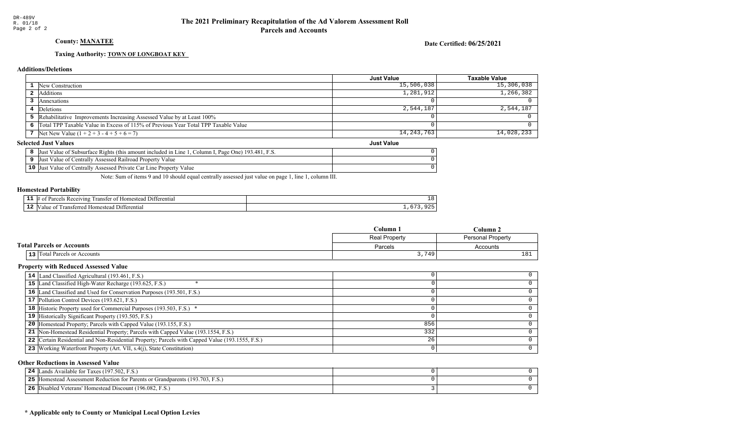DR-489V
R. 01/18

# The 2021 Preliminary Recapitulation of the Ad Valorem Assessment Roll
## Parcels and Accounts

**County: MANATEE**

**Date Certified: 06/25/2021**

**Taxing Authority: TOWN OF LONGBOAT KEY**

### Additions/Deletions

| | | Just Value | Taxable Value |
|---|---|---|---|
| 1 | New Construction | 15,506,038 | 15,306,038 |
| 2 | Additions | 1,281,912 | 1,266,382 |
| 3 | Annexations | 0 | 0 |
| 4 | Deletions | 2,544,187 | 2,544,187 |
| 5 | Rehabilitative Improvements Increasing Assessed Value by at Least 100% | 0 | 0 |
| 6 | Total TPP Taxable Value in Excess of 115% of Previous Year Total TPP Taxable Value | 0 | 0 |
| 7 | Net New Value (1 + 2 + 3 - 4 + 5 + 6 = 7) | 14,243,763 | 14,028,233 |

### Selected Just Values

| | | Just Value |
|---|---|---|
| 8 | Just Value of Subsurface Rights (this amount included in Line 1, Column I, Page One) 193.481, F.S. | 0 |
| 9 | Just Value of Centrally Assessed Railroad Property Value | 0 |
| 10 | Just Value of Centrally Assessed Private Car Line Property Value | 0 |

Note: Sum of items 9 and 10 should equal centrally assessed just value on page 1, line 1, column III.

### Homestead Portability

| | | |
|---|---|---|
| 11 | # of Parcels Receiving Transfer of Homestead Differential | 18 |
| 12 | Value of Transferred Homestead Differential | 1,673,925 |

### Total Parcels or Accounts

| | | Column 1 | Column 2 |
|---|---|---|---|
| | | Real Property | Personal Property |
| | | Parcels | Accounts |
| 13 | Total Parcels or Accounts | 3,749 | 181 |

### Property with Reduced Assessed Value

| | | Column 1 | Column 2 |
|---|---|---|---|
| 14 | Land Classified Agricultural (193.461, F.S.) | 0 | 0 |
| 15 | Land Classified High-Water Recharge (193.625, F.S.) * | 0 | 0 |
| 16 | Land Classified and Used for Conservation Purposes (193.501, F.S.) | 0 | 0 |
| 17 | Pollution Control Devices (193.621, F.S.) | 0 | 0 |
| 18 | Historic Property used for Commercial Purposes (193.503, F.S.) * | 0 | 0 |
| 19 | Historically Significant Property (193.505, F.S.) | 0 | 0 |
| 20 | Homestead Property; Parcels with Capped Value (193.155, F.S.) | 856 | 0 |
| 21 | Non-Homestead Residential Property; Parcels with Capped Value (193.1554, F.S.) | 332 | 0 |
| 22 | Certain Residential and Non-Residential Property; Parcels with Capped Value (193.1555, F.S.) | 26 | 0 |
| 23 | Working Waterfront Property (Art. VII, s.4(j), State Constitution) | 0 | 0 |

### Other Reductions in Assessed Value

| | | Column 1 | Column 2 |
|---|---|---|---|
| 24 | Lands Available for Taxes (197.502, F.S.) | 0 | 0 |
| 25 | Homestead Assessment Reduction for Parents or Grandparents (193.703, F.S.) | 0 | 0 |
| 26 | Disabled Veterans' Homestead Discount (196.082, F.S.) | 3 | 0 |

**\* Applicable only to County or Municipal Local Option Levies**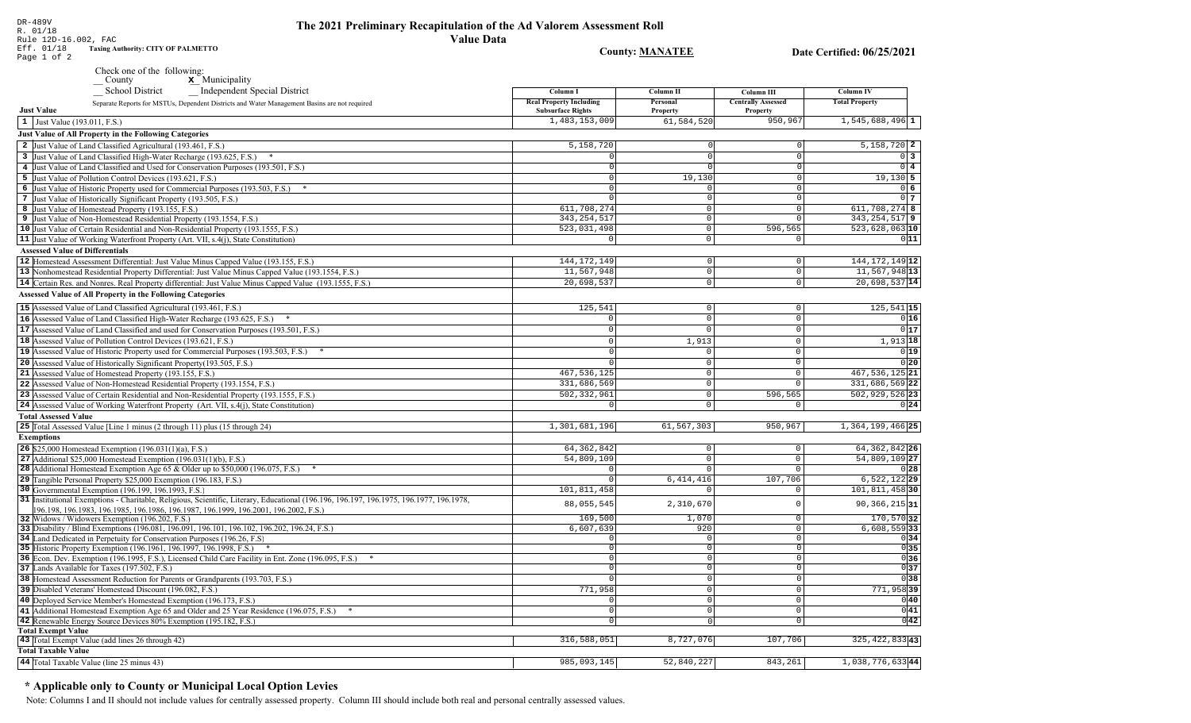DR-489V
R. 01/18
Rule 12D-16.002, FAC
Eff. 01/18 **Taxing Authority: CITY OF PALMETTO**

# The 2021 Preliminary Recapitulation of the Ad Valorem Assessment Roll

## Value Data

**County: MANATEE** **Date Certified: 06/25/2021**

Check one of the following:
__ County **x** Municipality
__ School District __ Independent Special District

Separate Reports for MSTUs, Dependent Districts and Water Management Basins are not required

| | Column I Real Property Including Subsurface Rights | Column II Personal Property | Column III Centrally Assessed Property | Column IV Total Property | |
|---|---|---|---|---|---|
| **Just Value** | | | | | |
| 1 Just Value (193.011, F.S.) | 1,483,153,009 | 61,584,520 | 950,967 | 1,545,688,496 | 1 |
| **Just Value of All Property in the Following Categories** | | | | | |
| 2 Just Value of Land Classified Agricultural (193.461, F.S.) | 5,158,720 | 0 | 0 | 5,158,720 | 2 |
| 3 Just Value of Land Classified High-Water Recharge (193.625, F.S.) * | 0 | 0 | 0 | 0 | 3 |
| 4 Just Value of Land Classified and Used for Conservation Purposes (193.501, F.S.) | 0 | 0 | 0 | 0 | 4 |
| 5 Just Value of Pollution Control Devices (193.621, F.S.) | 0 | 19,130 | 0 | 19,130 | 5 |
| 6 Just Value of Historic Property used for Commercial Purposes (193.503, F.S.) * | 0 | 0 | 0 | 0 | 6 |
| 7 Just Value of Historically Significant Property (193.505, F.S.) | 0 | 0 | 0 | 0 | 7 |
| 8 Just Value of Homestead Property (193.155, F.S.) | 611,708,274 | 0 | 0 | 611,708,274 | 8 |
| 9 Just Value of Non-Homestead Residential Property (193.1554, F.S.) | 343,254,517 | 0 | 0 | 343,254,517 | 9 |
| 10 Just Value of Certain Residential and Non-Residential Property (193.1555, F.S.) | 523,031,498 | 0 | 596,565 | 523,628,063 | 10 |
| 11 Just Value of Working Waterfront Property (Art. VII, s.4(j), State Constitution) | 0 | 0 | 0 | 0 | 11 |
| **Assessed Value of Differentials** | | | | | |
| 12 Homestead Assessment Differential: Just Value Minus Capped Value (193.155, F.S.) | 144,172,149 | 0 | 0 | 144,172,149 | 12 |
| 13 Nonhomestead Residential Property Differential: Just Value Minus Capped Value (193.1554, F.S.) | 11,567,948 | 0 | 0 | 11,567,948 | 13 |
| 14 Certain Res. and Nonres. Real Property differential: Just Value Minus Capped Value (193.1555, F.S.) | 20,698,537 | 0 | 0 | 20,698,537 | 14 |
| **Assessed Value of All Property in the Following Categories** | | | | | |
| 15 Assessed Value of Land Classified Agricultural (193.461, F.S.) | 125,541 | 0 | 0 | 125,541 | 15 |
| 16 Assessed Value of Land Classified High-Water Recharge (193.625, F.S.) * | 0 | 0 | 0 | 0 | 16 |
| 17 Assessed Value of Land Classified and used for Conservation Purposes (193.501, F.S.) | 0 | 0 | 0 | 0 | 17 |
| 18 Assessed Value of Pollution Control Devices (193.621, F.S.) | 0 | 1,913 | 0 | 1,913 | 18 |
| 19 Assessed Value of Historic Property used for Commercial Purposes (193.503, F.S.) * | 0 | 0 | 0 | 0 | 19 |
| 20 Assessed Value of Historically Significant Property(193.505, F.S.) | 0 | 0 | 0 | 0 | 20 |
| 21 Assessed Value of Homestead Property (193.155, F.S.) | 467,536,125 | 0 | 0 | 467,536,125 | 21 |
| 22 Assessed Value of Non-Homestead Residential Property (193.1554, F.S.) | 331,686,569 | 0 | 0 | 331,686,569 | 22 |
| 23 Assessed Value of Certain Residential and Non-Residential Property (193.1555, F.S.) | 502,332,961 | 0 | 596,565 | 502,929,526 | 23 |
| 24 Assessed Value of Working Waterfront Property (Art. VII, s.4(j), State Constitution) | 0 | 0 | 0 | 0 | 24 |
| **Total Assessed Value** | | | | | |
| 25 Total Assessed Value [Line 1 minus (2 through 11) plus (15 through 24) | 1,301,681,196 | 61,567,303 | 950,967 | 1,364,199,466 | 25 |
| **Exemptions** | | | | | |
| 26 $25,000 Homestead Exemption (196.031(1)(a), F.S.) | 64,362,842 | 0 | 0 | 64,362,842 | 26 |
| 27 Additional $25,000 Homestead Exemption (196.031(1)(b), F.S.) | 54,809,109 | 0 | 0 | 54,809,109 | 27 |
| 28 Additional Homestead Exemption Age 65 & Older up to $50,000 (196.075, F.S.) * | 0 | 0 | 0 | 0 | 28 |
| 29 Tangible Personal Property $25,000 Exemption (196.183, F.S.) | 0 | 6,414,416 | 107,706 | 6,522,122 | 29 |
| 30 Governmental Exemption (196.199, 196.1993, F.S.) | 101,811,458 | 0 | 0 | 101,811,458 | 30 |
| 31 Institutional Exemptions - Charitable, Religious, Scientific, Literary, Educational (196.196, 196.197, 196.1975, 196.1977, 196.1978, 196.198, 196.1983, 196.1985, 196.1986, 196.1987, 196.1999, 196.2001, 196.2002, F.S.) | 88,055,545 | 2,310,670 | 0 | 90,366,215 | 31 |
| 32 Widows / Widowers Exemption (196.202, F.S.) | 169,500 | 1,070 | 0 | 170,570 | 32 |
| 33 Disability / Blind Exemptions (196.081, 196.091, 196.101, 196.102, 196.202, 196.24, F.S.) | 6,607,639 | 920 | 0 | 6,608,559 | 33 |
| 34 Land Dedicated in Perpetuity for Conservation Purposes (196.26, F.S) | 0 | 0 | 0 | 0 | 34 |
| 35 Historic Property Exemption (196.1961, 196.1997, 196.1998, F.S.) * | 0 | 0 | 0 | 0 | 35 |
| 36 Econ. Dev. Exemption (196.1995, F.S.), Licensed Child Care Facility in Ent. Zone (196.095, F.S.) * | 0 | 0 | 0 | 0 | 36 |
| 37 Lands Available for Taxes (197.502, F.S.) | 0 | 0 | 0 | 0 | 37 |
| 38 Homestead Assessment Reduction for Parents or Grandparents (193.703, F.S.) | 0 | 0 | 0 | 0 | 38 |
| 39 Disabled Veterans' Homestead Discount (196.082, F.S.) | 771,958 | 0 | 0 | 771,958 | 39 |
| 40 Deployed Service Member's Homestead Exemption (196.173, F.S.) | 0 | 0 | 0 | 0 | 40 |
| 41 Additional Homestead Exemption Age 65 and Older and 25 Year Residence (196.075, F.S.) * | 0 | 0 | 0 | 0 | 41 |
| 42 Renewable Energy Source Devices 80% Exemption (195.182, F.S.) | 0 | 0 | 0 | 0 | 42 |
| **Total Exempt Value** | | | | | |
| 43 Total Exempt Value (add lines 26 through 42) | 316,588,051 | 8,727,076 | 107,706 | 325,422,833 | 43 |
| **Total Taxable Value** | | | | | |
| 44 Total Taxable Value (line 25 minus 43) | 985,093,145 | 52,840,227 | 843,261 | 1,038,776,633 | 44 |

## * Applicable only to County or Municipal Local Option Levies

Note: Columns I and II should not include values for centrally assessed property. Column III should include both real and personal centrally assessed values.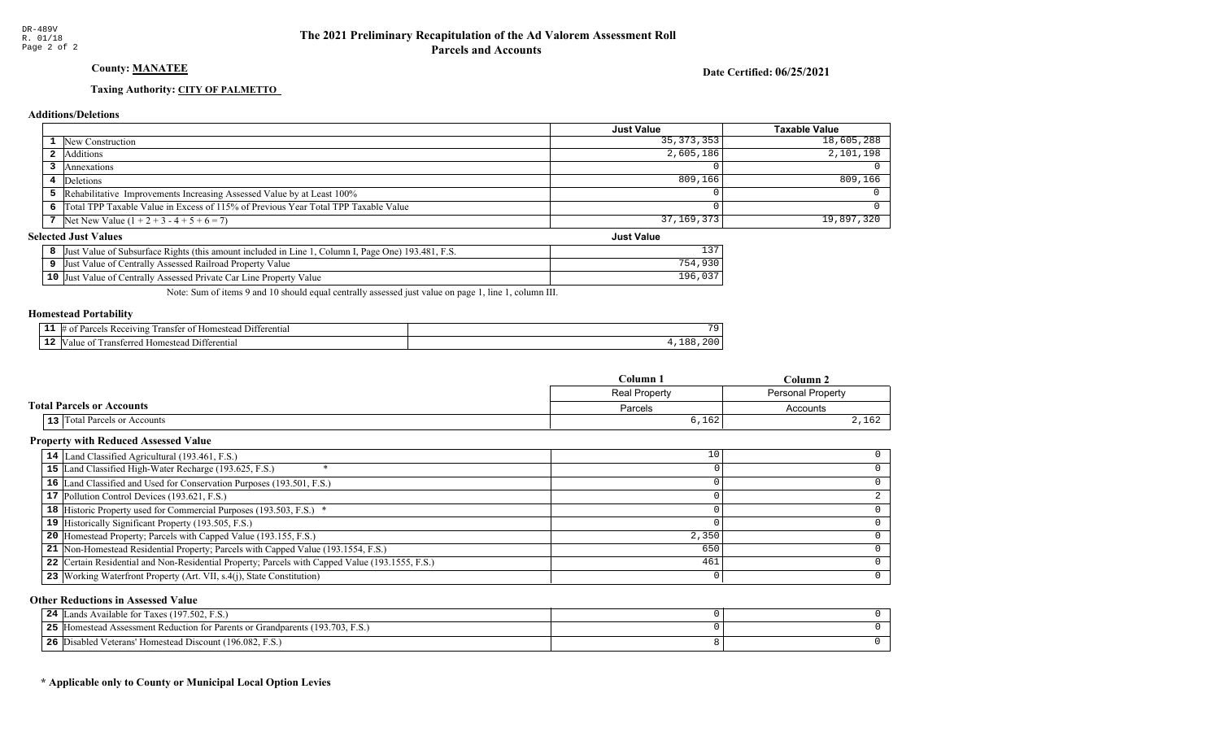DR-489V
R. 01/18

# The 2021 Preliminary Recapitulation of the Ad Valorem Assessment Roll
## Parcels and Accounts

**County: MANATEE**

**Date Certified: 06/25/2021**

**Taxing Authority: CITY OF PALMETTO**

### Additions/Deletions

| | | Just Value | Taxable Value |
|---|---|---|---|
| 1 | New Construction | 35,373,353 | 18,605,288 |
| 2 | Additions | 2,605,186 | 2,101,198 |
| 3 | Annexations | 0 | 0 |
| 4 | Deletions | 809,166 | 809,166 |
| 5 | Rehabilitative Improvements Increasing Assessed Value by at Least 100% | 0 | 0 |
| 6 | Total TPP Taxable Value in Excess of 115% of Previous Year Total TPP Taxable Value | 0 | 0 |
| 7 | Net New Value (1 + 2 + 3 - 4 + 5 + 6 = 7) | 37,169,373 | 19,897,320 |

### Selected Just Values

| | | Just Value |
|---|---|---|
| 8 | Just Value of Subsurface Rights (this amount included in Line 1, Column I, Page One) 193.481, F.S. | 137 |
| 9 | Just Value of Centrally Assessed Railroad Property Value | 754,930 |
| 10 | Just Value of Centrally Assessed Private Car Line Property Value | 196,037 |

Note: Sum of items 9 and 10 should equal centrally assessed just value on page 1, line 1, column III.

### Homestead Portability

| | | |
|---|---|---|
| 11 | # of Parcels Receiving Transfer of Homestead Differential | 79 |
| 12 | Value of Transferred Homestead Differential | 4,188,200 |

### Total Parcels or Accounts

| | | Column 1<br>Real Property<br>Parcels | Column 2<br>Personal Property<br>Accounts |
|---|---|---|---|
| 13 | Total Parcels or Accounts | 6,162 | 2,162 |

### Property with Reduced Assessed Value

| | | Column 1 | Column 2 |
|---|---|---|---|
| 14 | Land Classified Agricultural (193.461, F.S.) | 10 | 0 |
| 15 | Land Classified High-Water Recharge (193.625, F.S.) * | 0 | 0 |
| 16 | Land Classified and Used for Conservation Purposes (193.501, F.S.) | 0 | 0 |
| 17 | Pollution Control Devices (193.621, F.S.) | 0 | 2 |
| 18 | Historic Property used for Commercial Purposes (193.503, F.S.) * | 0 | 0 |
| 19 | Historically Significant Property (193.505, F.S.) | 0 | 0 |
| 20 | Homestead Property; Parcels with Capped Value (193.155, F.S.) | 2,350 | 0 |
| 21 | Non-Homestead Residential Property; Parcels with Capped Value (193.1554, F.S.) | 650 | 0 |
| 22 | Certain Residential and Non-Residential Property; Parcels with Capped Value (193.1555, F.S.) | 461 | 0 |
| 23 | Working Waterfront Property (Art. VII, s.4(j), State Constitution) | 0 | 0 |

### Other Reductions in Assessed Value

| | | Column 1 | Column 2 |
|---|---|---|---|
| 24 | Lands Available for Taxes (197.502, F.S.) | 0 | 0 |
| 25 | Homestead Assessment Reduction for Parents or Grandparents (193.703, F.S.) | 0 | 0 |
| 26 | Disabled Veterans' Homestead Discount (196.082, F.S.) | 8 | 0 |

**\* Applicable only to County or Municipal Local Option Levies**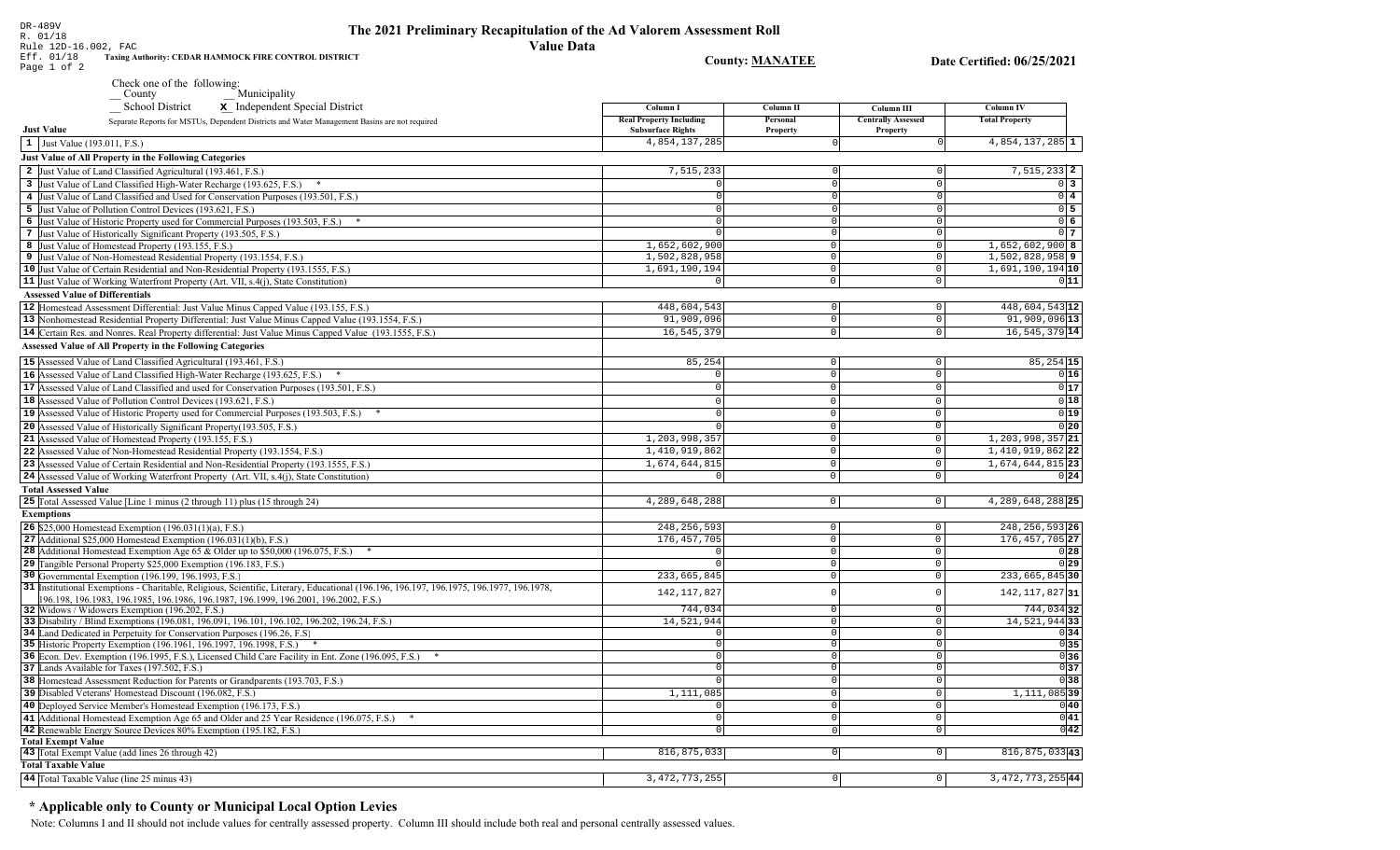DR-489V
R. 01/18
Rule 12D-16.002, FAC
Eff. 01/18

# The 2021 Preliminary Recapitulation of the Ad Valorem Assessment Roll

**Value Data**

**Taxing Authority: CEDAR HAMMOCK FIRE CONTROL DISTRICT**

**County: MANATEE**

**Date Certified: 06/25/2021**

Check one of the following:
__ County
__ Municipality
__ School District
**X** Independent Special District

Separate Reports for MSTUs, Dependent Districts and Water Management Basins are not required

| | Column I Real Property Including Subsurface Rights | Column II Personal Property | Column III Centrally Assessed Property | Column IV Total Property | |
|---|---|---|---|---|---|
| **Just Value** | | | | | |
| 1 Just Value (193.011, F.S.) | 4,854,137,285 | 0 | 0 | 4,854,137,285 | 1 |
| **Just Value of All Property in the Following Categories** | | | | | |
| 2 Just Value of Land Classified Agricultural (193.461, F.S.) | 7,515,233 | 0 | 0 | 7,515,233 | 2 |
| 3 Just Value of Land Classified High-Water Recharge (193.625, F.S.) * | 0 | 0 | 0 | 0 | 3 |
| 4 Just Value of Land Classified and Used for Conservation Purposes (193.501, F.S.) | 0 | 0 | 0 | 0 | 4 |
| 5 Just Value of Pollution Control Devices (193.621, F.S.) | 0 | 0 | 0 | 0 | 5 |
| 6 Just Value of Historic Property used for Commercial Purposes (193.503, F.S.) * | 0 | 0 | 0 | 0 | 6 |
| 7 Just Value of Historically Significant Property (193.505, F.S.) | 0 | 0 | 0 | 0 | 7 |
| 8 Just Value of Homestead Property (193.155, F.S.) | 1,652,602,900 | 0 | 0 | 1,652,602,900 | 8 |
| 9 Just Value of Non-Homestead Residential Property (193.1554, F.S.) | 1,502,828,958 | 0 | 0 | 1,502,828,958 | 9 |
| 10 Just Value of Certain Residential and Non-Residential Property (193.1555, F.S.) | 1,691,190,194 | 0 | 0 | 1,691,190,194 | 10 |
| 11 Just Value of Working Waterfront Property (Art. VII, s.4(j), State Constitution) | 0 | 0 | 0 | 0 | 11 |
| **Assessed Value of Differentials** | | | | | |
| 12 Homestead Assessment Differential: Just Value Minus Capped Value (193.155, F.S.) | 448,604,543 | 0 | 0 | 448,604,543 | 12 |
| 13 Nonhomestead Residential Property Differential: Just Value Minus Capped Value (193.1554, F.S.) | 91,909,096 | 0 | 0 | 91,909,096 | 13 |
| 14 Certain Res. and Nonres. Real Property differential: Just Value Minus Capped Value (193.1555, F.S.) | 16,545,379 | 0 | 0 | 16,545,379 | 14 |
| **Assessed Value of All Property in the Following Categories** | | | | | |
| 15 Assessed Value of Land Classified Agricultural (193.461, F.S.) | 85,254 | 0 | 0 | 85,254 | 15 |
| 16 Assessed Value of Land Classified High-Water Recharge (193.625, F.S.) * | 0 | 0 | 0 | 0 | 16 |
| 17 Assessed Value of Land Classified and used for Conservation Purposes (193.501, F.S.) | 0 | 0 | 0 | 0 | 17 |
| 18 Assessed Value of Pollution Control Devices (193.621, F.S.) | 0 | 0 | 0 | 0 | 18 |
| 19 Assessed Value of Historic Property used for Commercial Purposes (193.503, F.S.) * | 0 | 0 | 0 | 0 | 19 |
| 20 Assessed Value of Historically Significant Property(193.505, F.S.) | 0 | 0 | 0 | 0 | 20 |
| 21 Assessed Value of Homestead Property (193.155, F.S.) | 1,203,998,357 | 0 | 0 | 1,203,998,357 | 21 |
| 22 Assessed Value of Non-Homestead Residential Property (193.1554, F.S.) | 1,410,919,862 | 0 | 0 | 1,410,919,862 | 22 |
| 23 Assessed Value of Certain Residential and Non-Residential Property (193.1555, F.S.) | 1,674,644,815 | 0 | 0 | 1,674,644,815 | 23 |
| 24 Assessed Value of Working Waterfront Property (Art. VII, s.4(j), State Constitution) | 0 | 0 | 0 | 0 | 24 |
| **Total Assessed Value** | | | | | |
| 25 Total Assessed Value [Line 1 minus (2 through 11) plus (15 through 24) | 4,289,648,288 | 0 | 0 | 4,289,648,288 | 25 |
| **Exemptions** | | | | | |
| 26 $25,000 Homestead Exemption (196.031(1)(a), F.S.) | 248,256,593 | 0 | 0 | 248,256,593 | 26 |
| 27 Additional $25,000 Homestead Exemption (196.031(1)(b), F.S.) | 176,457,705 | 0 | 0 | 176,457,705 | 27 |
| 28 Additional Homestead Exemption Age 65 & Older up to $50,000 (196.075, F.S.) * | 0 | 0 | 0 | 0 | 28 |
| 29 Tangible Personal Property $25,000 Exemption (196.183, F.S.) | 0 | 0 | 0 | 0 | 29 |
| 30 Governmental Exemption (196.199, 196.1993, F.S.) | 233,665,845 | 0 | 0 | 233,665,845 | 30 |
| 31 Institutional Exemptions - Charitable, Religious, Scientific, Literary, Educational (196.196, 196.197, 196.1975, 196.1977, 196.1978, 196.198, 196.1983, 196.1985, 196.1986, 196.1987, 196.1999, 196.2001, 196.2002, F.S.) | 142,117,827 | 0 | 0 | 142,117,827 | 31 |
| 32 Widows / Widowers Exemption (196.202, F.S.) | 744,034 | 0 | 0 | 744,034 | 32 |
| 33 Disability / Blind Exemptions (196.081, 196.091, 196.101, 196.102, 196.202, 196.24, F.S.) | 14,521,944 | 0 | 0 | 14,521,944 | 33 |
| 34 Land Dedicated in Perpetuity for Conservation Purposes (196.26, F.S) | 0 | 0 | 0 | 0 | 34 |
| 35 Historic Property Exemption (196.1961, 196.1997, 196.1998, F.S.) * | 0 | 0 | 0 | 0 | 35 |
| 36 Econ. Dev. Exemption (196.1995, F.S.), Licensed Child Care Facility in Ent. Zone (196.095, F.S.) * | 0 | 0 | 0 | 0 | 36 |
| 37 Lands Available for Taxes (197.502, F.S.) | 0 | 0 | 0 | 0 | 37 |
| 38 Homestead Assessment Reduction for Parents or Grandparents (193.703, F.S.) | 0 | 0 | 0 | 0 | 38 |
| 39 Disabled Veterans' Homestead Discount (196.082, F.S.) | 1,111,085 | 0 | 0 | 1,111,085 | 39 |
| 40 Deployed Service Member's Homestead Exemption (196.173, F.S.) | 0 | 0 | 0 | 0 | 40 |
| 41 Additional Homestead Exemption Age 65 and Older and 25 Year Residence (196.075, F.S.) * | 0 | 0 | 0 | 0 | 41 |
| 42 Renewable Energy Source Devices 80% Exemption (195.182, F.S.) | 0 | 0 | 0 | 0 | 42 |
| **Total Exempt Value** | | | | | |
| 43 Total Exempt Value (add lines 26 through 42) | 816,875,033 | 0 | 0 | 816,875,033 | 43 |
| **Total Taxable Value** | | | | | |
| 44 Total Taxable Value (line 25 minus 43) | 3,472,773,255 | 0 | 0 | 3,472,773,255 | 44 |

## * Applicable only to County or Municipal Local Option Levies

Note: Columns I and II should not include values for centrally assessed property. Column III should include both real and personal centrally assessed values.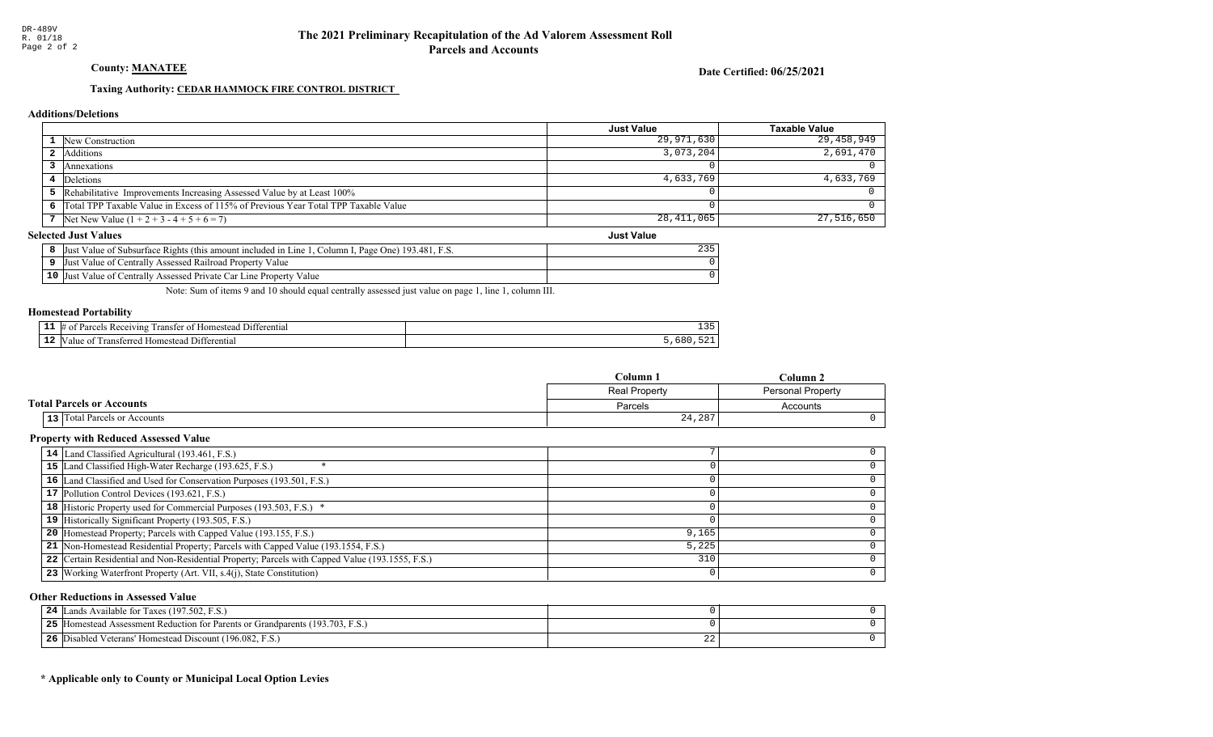DR-489V
R. 01/18

# The 2021 Preliminary Recapitulation of the Ad Valorem Assessment Roll
## Parcels and Accounts

**County: MANATEE**

**Date Certified: 06/25/2021**

**Taxing Authority: CEDAR HAMMOCK FIRE CONTROL DISTRICT**

### Additions/Deletions

| | | Just Value | Taxable Value |
|---|---|---|---|
| 1 | New Construction | 29,971,630 | 29,458,949 |
| 2 | Additions | 3,073,204 | 2,691,470 |
| 3 | Annexations | 0 | 0 |
| 4 | Deletions | 4,633,769 | 4,633,769 |
| 5 | Rehabilitative Improvements Increasing Assessed Value by at Least 100% | 0 | 0 |
| 6 | Total TPP Taxable Value in Excess of 115% of Previous Year Total TPP Taxable Value | 0 | 0 |
| 7 | Net New Value (1 + 2 + 3 - 4 + 5 + 6 = 7) | 28,411,065 | 27,516,650 |

### Selected Just Values

| | | Just Value |
|---|---|---|
| 8 | Just Value of Subsurface Rights (this amount included in Line 1, Column I, Page One) 193.481, F.S. | 235 |
| 9 | Just Value of Centrally Assessed Railroad Property Value | 0 |
| 10 | Just Value of Centrally Assessed Private Car Line Property Value | 0 |

Note: Sum of items 9 and 10 should equal centrally assessed just value on page 1, line 1, column III.

### Homestead Portability

| | | |
|---|---|---|
| 11 | # of Parcels Receiving Transfer of Homestead Differential | 135 |
| 12 | Value of Transferred Homestead Differential | 5,680,521 |

### Total Parcels or Accounts

| | | Column 1<br>Real Property<br>Parcels | Column 2<br>Personal Property<br>Accounts |
|---|---|---|---|
| 13 | Total Parcels or Accounts | 24,287 | 0 |

### Property with Reduced Assessed Value

| | | Column 1 | Column 2 |
|---|---|---|---|
| 14 | Land Classified Agricultural (193.461, F.S.) | 7 | 0 |
| 15 | Land Classified High-Water Recharge (193.625, F.S.) * | 0 | 0 |
| 16 | Land Classified and Used for Conservation Purposes (193.501, F.S.) | 0 | 0 |
| 17 | Pollution Control Devices (193.621, F.S.) | 0 | 0 |
| 18 | Historic Property used for Commercial Purposes (193.503, F.S.) * | 0 | 0 |
| 19 | Historically Significant Property (193.505, F.S.) | 0 | 0 |
| 20 | Homestead Property; Parcels with Capped Value (193.155, F.S.) | 9,165 | 0 |
| 21 | Non-Homestead Residential Property; Parcels with Capped Value (193.1554, F.S.) | 5,225 | 0 |
| 22 | Certain Residential and Non-Residential Property; Parcels with Capped Value (193.1555, F.S.) | 310 | 0 |
| 23 | Working Waterfront Property (Art. VII, s.4(j), State Constitution) | 0 | 0 |

### Other Reductions in Assessed Value

| | | Column 1 | Column 2 |
|---|---|---|---|
| 24 | Lands Available for Taxes (197.502, F.S.) | 0 | 0 |
| 25 | Homestead Assessment Reduction for Parents or Grandparents (193.703, F.S.) | 0 | 0 |
| 26 | Disabled Veterans' Homestead Discount (196.082, F.S.) | 22 | 0 |

**\* Applicable only to County or Municipal Local Option Levies**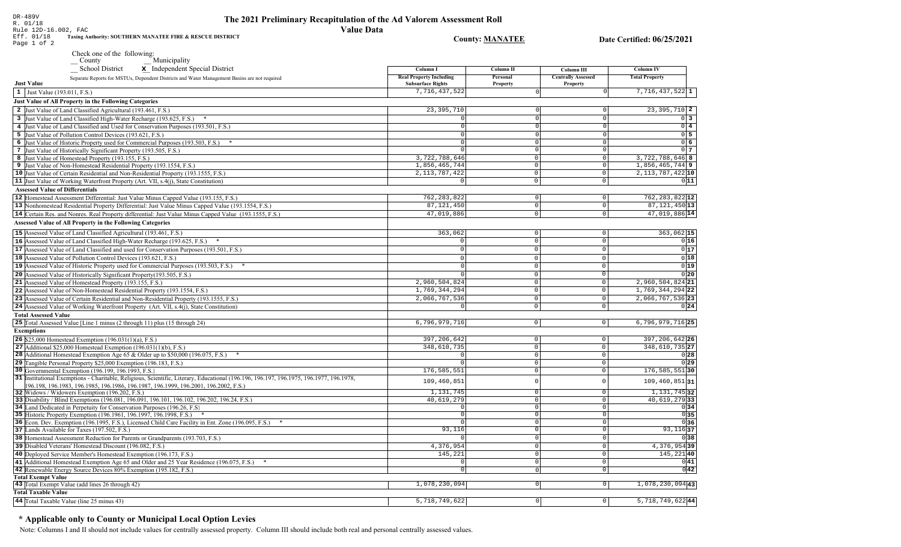DR-489V
R. 01/18
Rule 12D-16.002, FAC
Eff. 01/18
Page 1 of 2

# The 2021 Preliminary Recapitulation of the Ad Valorem Assessment Roll

## Value Data

**Taxing Authority: SOUTHERN MANATEE FIRE & RESCUE DISTRICT**

**County: MANATEE**

**Date Certified: 06/25/2021**

Check one of the following:
__ County __ Municipality
__ School District **X** Independent Special District

Separate Reports for MSTUs, Dependent Districts and Water Management Basins are not required

| | Column I Real Property Including Subsurface Rights | Column II Personal Property | Column III Centrally Assessed Property | Column IV Total Property | |
|---|---|---|---|---|---|
| **Just Value** | | | | | |
| 1 Just Value (193.011, F.S.) | 7,716,437,522 | 0 | 0 | 7,716,437,522 | 1 |
| **Just Value of All Property in the Following Categories** | | | | | |
| 2 Just Value of Land Classified Agricultural (193.461, F.S.) | 23,395,710 | 0 | 0 | 23,395,710 | 2 |
| 3 Just Value of Land Classified High-Water Recharge (193.625, F.S.) * | 0 | 0 | 0 | 0 | 3 |
| 4 Just Value of Land Classified and Used for Conservation Purposes (193.501, F.S.) | 0 | 0 | 0 | 0 | 4 |
| 5 Just Value of Pollution Control Devices (193.621, F.S.) | 0 | 0 | 0 | 0 | 5 |
| 6 Just Value of Historic Property used for Commercial Purposes (193.503, F.S.) * | 0 | 0 | 0 | 0 | 6 |
| 7 Just Value of Historically Significant Property (193.505, F.S.) | 0 | 0 | 0 | 0 | 7 |
| 8 Just Value of Homestead Property (193.155, F.S.) | 3,722,788,646 | 0 | 0 | 3,722,788,646 | 8 |
| 9 Just Value of Non-Homestead Residential Property (193.1554, F.S.) | 1,856,465,744 | 0 | 0 | 1,856,465,744 | 9 |
| 10 Just Value of Certain Residential and Non-Residential Property (193.1555, F.S.) | 2,113,787,422 | 0 | 0 | 2,113,787,422 | 10 |
| 11 Just Value of Working Waterfront Property (Art. VII, s.4(j), State Constitution) | 0 | 0 | 0 | 0 | 11 |
| **Assessed Value of Differentials** | | | | | |
| 12 Homestead Assessment Differential: Just Value Minus Capped Value (193.155, F.S.) | 762,283,822 | 0 | 0 | 762,283,822 | 12 |
| 13 Nonhomestead Residential Property Differential: Just Value Minus Capped Value (193.1554, F.S.) | 87,121,450 | 0 | 0 | 87,121,450 | 13 |
| 14 Certain Res. and Nonres. Real Property differential: Just Value Minus Capped Value (193.1555, F.S.) | 47,019,886 | 0 | 0 | 47,019,886 | 14 |
| **Assessed Value of All Property in the Following Categories** | | | | | |
| 15 Assessed Value of Land Classified Agricultural (193.461, F.S.) | 363,062 | 0 | 0 | 363,062 | 15 |
| 16 Assessed Value of Land Classified High-Water Recharge (193.625, F.S.) * | 0 | 0 | 0 | 0 | 16 |
| 17 Assessed Value of Land Classified and used for Conservation Purposes (193.501, F.S.) | 0 | 0 | 0 | 0 | 17 |
| 18 Assessed Value of Pollution Control Devices (193.621, F.S.) | 0 | 0 | 0 | 0 | 18 |
| 19 Assessed Value of Historic Property used for Commercial Purposes (193.503, F.S.) * | 0 | 0 | 0 | 0 | 19 |
| 20 Assessed Value of Historically Significant Property(193.505, F.S.) | 0 | 0 | 0 | 0 | 20 |
| 21 Assessed Value of Homestead Property (193.155, F.S.) | 2,960,504,824 | 0 | 0 | 2,960,504,824 | 21 |
| 22 Assessed Value of Non-Homestead Residential Property (193.1554, F.S.) | 1,769,344,294 | 0 | 0 | 1,769,344,294 | 22 |
| 23 Assessed Value of Certain Residential and Non-Residential Property (193.1555, F.S.) | 2,066,767,536 | 0 | 0 | 2,066,767,536 | 23 |
| 24 Assessed Value of Working Waterfront Property (Art. VII, s.4(j), State Constitution) | 0 | 0 | 0 | 0 | 24 |
| **Total Assessed Value** | | | | | |
| 25 Total Assessed Value [Line 1 minus (2 through 11) plus (15 through 24) | 6,796,979,716 | 0 | 0 | 6,796,979,716 | 25 |
| **Exemptions** | | | | | |
| 26 $25,000 Homestead Exemption (196.031(1)(a), F.S.) | 397,206,642 | 0 | 0 | 397,206,642 | 26 |
| 27 Additional $25,000 Homestead Exemption (196.031(1)(b), F.S.) | 348,610,735 | 0 | 0 | 348,610,735 | 27 |
| 28 Additional Homestead Exemption Age 65 & Older up to $50,000 (196.075, F.S.) * | 0 | 0 | 0 | 0 | 28 |
| 29 Tangible Personal Property $25,000 Exemption (196.183, F.S.) | 0 | 0 | 0 | 0 | 29 |
| 30 Governmental Exemption (196.199, 196.1993, F.S.) | 176,585,551 | 0 | 0 | 176,585,551 | 30 |
| 31 Institutional Exemptions - Charitable, Religious, Scientific, Literary, Educational (196.196, 196.197, 196.1975, 196.1977, 196.1978, 196.198, 196.1983, 196.1985, 196.1986, 196.1987, 196.1999, 196.2001, 196.2002, F.S.) | 109,460,851 | 0 | 0 | 109,460,851 | 31 |
| 32 Widows / Widowers Exemption (196.202, F.S.) | 1,131,745 | 0 | 0 | 1,131,745 | 32 |
| 33 Disability / Blind Exemptions (196.081, 196.091, 196.101, 196.102, 196.202, 196.24, F.S.) | 40,619,279 | 0 | 0 | 40,619,279 | 33 |
| 34 Land Dedicated in Perpetuity for Conservation Purposes (196.26, F.S) | 0 | 0 | 0 | 0 | 34 |
| 35 Historic Property Exemption (196.1961, 196.1997, 196.1998, F.S.) * | 0 | 0 | 0 | 0 | 35 |
| 36 Econ. Dev. Exemption (196.1995, F.S.), Licensed Child Care Facility in Ent. Zone (196.095, F.S.) * | 0 | 0 | 0 | 0 | 36 |
| 37 Lands Available for Taxes (197.502, F.S.) | 93,116 | 0 | 0 | 93,116 | 37 |
| 38 Homestead Assessment Reduction for Parents or Grandparents (193.703, F.S.) | 0 | 0 | 0 | 0 | 38 |
| 39 Disabled Veterans' Homestead Discount (196.082, F.S.) | 4,376,954 | 0 | 0 | 4,376,954 | 39 |
| 40 Deployed Service Member's Homestead Exemption (196.173, F.S.) | 145,221 | 0 | 0 | 145,221 | 40 |
| 41 Additional Homestead Exemption Age 65 and Older and 25 Year Residence (196.075, F.S.) * | 0 | 0 | 0 | 0 | 41 |
| 42 Renewable Energy Source Devices 80% Exemption (195.182, F.S.) | 0 | 0 | 0 | 0 | 42 |
| **Total Exempt Value** | | | | | |
| 43 Total Exempt Value (add lines 26 through 42) | 1,078,230,094 | 0 | 0 | 1,078,230,094 | 43 |
| **Total Taxable Value** | | | | | |
| 44 Total Taxable Value (line 25 minus 43) | 5,718,749,622 | 0 | 0 | 5,718,749,622 | 44 |

## * Applicable only to County or Municipal Local Option Levies

Note: Columns I and II should not include values for centrally assessed property. Column III should include both real and personal centrally assessed values.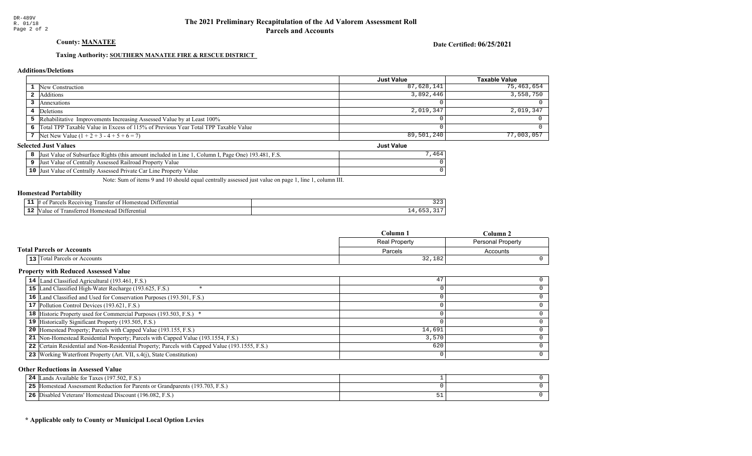DR-489V
R. 01/18

# The 2021 Preliminary Recapitulation of the Ad Valorem Assessment Roll
## Parcels and Accounts

**County: MANATEE**

**Date Certified: 06/25/2021**

**Taxing Authority: SOUTHERN MANATEE FIRE & RESCUE DISTRICT**

### Additions/Deletions

| | | Just Value | Taxable Value |
|---|---|---|---|
| 1 | New Construction | 87,628,141 | 75,463,654 |
| 2 | Additions | 3,892,446 | 3,558,750 |
| 3 | Annexations | 0 | 0 |
| 4 | Deletions | 2,019,347 | 2,019,347 |
| 5 | Rehabilitative Improvements Increasing Assessed Value by at Least 100% | 0 | 0 |
| 6 | Total TPP Taxable Value in Excess of 115% of Previous Year Total TPP Taxable Value | 0 | 0 |
| 7 | Net New Value (1 + 2 + 3 - 4 + 5 + 6 = 7) | 89,501,240 | 77,003,057 |

### Selected Just Values

| | | Just Value |
|---|---|---|
| 8 | Just Value of Subsurface Rights (this amount included in Line 1, Column I, Page One) 193.481, F.S. | 7,464 |
| 9 | Just Value of Centrally Assessed Railroad Property Value | 0 |
| 10 | Just Value of Centrally Assessed Private Car Line Property Value | 0 |

Note: Sum of items 9 and 10 should equal centrally assessed just value on page 1, line 1, column III.

### Homestead Portability

| | | |
|---|---|---|
| 11 | # of Parcels Receiving Transfer of Homestead Differential | 323 |
| 12 | Value of Transferred Homestead Differential | 14,653,317 |

### Total Parcels or Accounts

| | | Column 1 | Column 2 |
|---|---|---|---|
| | | Real Property | Personal Property |
| | | Parcels | Accounts |
| 13 | Total Parcels or Accounts | 32,182 | 0 |

### Property with Reduced Assessed Value

| | | Column 1 | Column 2 |
|---|---|---|---|
| 14 | Land Classified Agricultural (193.461, F.S.) | 47 | 0 |
| 15 | Land Classified High-Water Recharge (193.625, F.S.) * | 0 | 0 |
| 16 | Land Classified and Used for Conservation Purposes (193.501, F.S.) | 0 | 0 |
| 17 | Pollution Control Devices (193.621, F.S.) | 0 | 0 |
| 18 | Historic Property used for Commercial Purposes (193.503, F.S.) * | 0 | 0 |
| 19 | Historically Significant Property (193.505, F.S.) | 0 | 0 |
| 20 | Homestead Property; Parcels with Capped Value (193.155, F.S.) | 14,691 | 0 |
| 21 | Non-Homestead Residential Property; Parcels with Capped Value (193.1554, F.S.) | 3,570 | 0 |
| 22 | Certain Residential and Non-Residential Property; Parcels with Capped Value (193.1555, F.S.) | 620 | 0 |
| 23 | Working Waterfront Property (Art. VII, s.4(j), State Constitution) | 0 | 0 |

### Other Reductions in Assessed Value

| | | Column 1 | Column 2 |
|---|---|---|---|
| 24 | Lands Available for Taxes (197.502, F.S.) | 1 | 0 |
| 25 | Homestead Assessment Reduction for Parents or Grandparents (193.703, F.S.) | 0 | 0 |
| 26 | Disabled Veterans' Homestead Discount (196.082, F.S.) | 51 | 0 |

**\* Applicable only to County or Municipal Local Option Levies**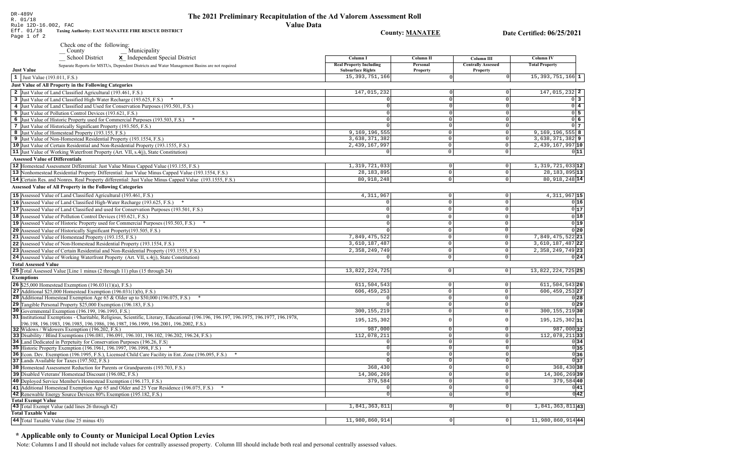DR-489V
R. 01/18
Rule 12D-16.002, FAC
Eff. 01/18
Page 1 of 2

# The 2021 Preliminary Recapitulation of the Ad Valorem Assessment Roll

## Value Data

**Taxing Authority: EAST MANATEE FIRE RESCUE DISTRICT**

**County: MANATEE**

**Date Certified: 06/25/2021**

Check one of the following:
__ County
__ Municipality
__ School District
**x** Independent Special District

Separate Reports for MSTUs, Dependent Districts and Water Management Basins are not required

| | Column I Real Property Including Subsurface Rights | Column II Personal Property | Column III Centrally Assessed Property | Column IV Total Property | |
|---|---|---|---|---|---|
| **Just Value** | | | | | |
| 1 Just Value (193.011, F.S.) | 15,393,751,166 | 0 | 0 | 15,393,751,166 | 1 |
| **Just Value of All Property in the Following Categories** | | | | | |
| 2 Just Value of Land Classified Agricultural (193.461, F.S.) | 147,015,232 | 0 | 0 | 147,015,232 | 2 |
| 3 Just Value of Land Classified High-Water Recharge (193.625, F.S.) * | 0 | 0 | 0 | 0 | 3 |
| 4 Just Value of Land Classified and Used for Conservation Purposes (193.501, F.S.) | 0 | 0 | 0 | 0 | 4 |
| 5 Just Value of Pollution Control Devices (193.621, F.S.) | 0 | 0 | 0 | 0 | 5 |
| 6 Just Value of Historic Property used for Commercial Purposes (193.503, F.S.) * | 0 | 0 | 0 | 0 | 6 |
| 7 Just Value of Historically Significant Property (193.505, F.S.) | 0 | 0 | 0 | 0 | 7 |
| 8 Just Value of Homestead Property (193.155, F.S.) | 9,169,196,555 | 0 | 0 | 9,169,196,555 | 8 |
| 9 Just Value of Non-Homestead Residential Property (193.1554, F.S.) | 3,638,371,382 | 0 | 0 | 3,638,371,382 | 9 |
| 10 Just Value of Certain Residential and Non-Residential Property (193.1555, F.S.) | 2,439,167,997 | 0 | 0 | 2,439,167,997 | 10 |
| 11 Just Value of Working Waterfront Property (Art. VII, s.4(j), State Constitution) | 0 | 0 | 0 | 0 | 11 |
| **Assessed Value of Differentials** | | | | | |
| 12 Homestead Assessment Differential: Just Value Minus Capped Value (193.155, F.S.) | 1,319,721,033 | 0 | 0 | 1,319,721,033 | 12 |
| 13 Nonhomestead Residential Property Differential: Just Value Minus Capped Value (193.1554, F.S.) | 28,183,895 | 0 | 0 | 28,183,895 | 13 |
| 14 Certain Res. and Nonres. Real Property differential: Just Value Minus Capped Value (193.1555, F.S.) | 80,918,248 | 0 | 0 | 80,918,248 | 14 |
| **Assessed Value of All Property in the Following Categories** | | | | | |
| 15 Assessed Value of Land Classified Agricultural (193.461, F.S.) | 4,311,967 | 0 | 0 | 4,311,967 | 15 |
| 16 Assessed Value of Land Classified High-Water Recharge (193.625, F.S.) * | 0 | 0 | 0 | 0 | 16 |
| 17 Assessed Value of Land Classified and used for Conservation Purposes (193.501, F.S.) | 0 | 0 | 0 | 0 | 17 |
| 18 Assessed Value of Pollution Control Devices (193.621, F.S.) | 0 | 0 | 0 | 0 | 18 |
| 19 Assessed Value of Historic Property used for Commercial Purposes (193.503, F.S.) * | 0 | 0 | 0 | 0 | 19 |
| 20 Assessed Value of Historically Significant Property(193.505, F.S.) | 0 | 0 | 0 | 0 | 20 |
| 21 Assessed Value of Homestead Property (193.155, F.S.) | 7,849,475,522 | 0 | 0 | 7,849,475,522 | 21 |
| 22 Assessed Value of Non-Homestead Residential Property (193.1554, F.S.) | 3,610,187,487 | 0 | 0 | 3,610,187,487 | 22 |
| 23 Assessed Value of Certain Residential and Non-Residential Property (193.1555, F.S.) | 2,358,249,749 | 0 | 0 | 2,358,249,749 | 23 |
| 24 Assessed Value of Working Waterfront Property (Art. VII, s.4(j), State Constitution) | 0 | 0 | 0 | 0 | 24 |
| **Total Assessed Value** | | | | | |
| 25 Total Assessed Value [Line 1 minus (2 through 11) plus (15 through 24) | 13,822,224,725 | 0 | 0 | 13,822,224,725 | 25 |
| **Exemptions** | | | | | |
| 26 $25,000 Homestead Exemption (196.031(1)(a), F.S.) | 611,504,543 | 0 | 0 | 611,504,543 | 26 |
| 27 Additional $25,000 Homestead Exemption (196.031(1)(b), F.S.) | 606,459,253 | 0 | 0 | 606,459,253 | 27 |
| 28 Additional Homestead Exemption Age 65 & Older up to $50,000 (196.075, F.S.) * | 0 | 0 | 0 | 0 | 28 |
| 29 Tangible Personal Property $25,000 Exemption (196.183, F.S.) | 0 | 0 | 0 | 0 | 29 |
| 30 Governmental Exemption (196.199, 196.1993, F.S.) | 300,155,219 | 0 | 0 | 300,155,219 | 30 |
| 31 Institutional Exemptions - Charitable, Religious, Scientific, Literary, Educational (196.196, 196.197, 196.1975, 196.1977, 196.1978, 196.198, 196.1983, 196.1985, 196.1986, 196.1987, 196.1999, 196.2001, 196.2002, F.S.) | 195,125,302 | 0 | 0 | 195,125,302 | 31 |
| 32 Widows / Widowers Exemption (196.202, F.S.) | 987,000 | 0 | 0 | 987,000 | 32 |
| 33 Disability / Blind Exemptions (196.081, 196.091, 196.101, 196.102, 196.202, 196.24, F.S.) | 112,078,211 | 0 | 0 | 112,078,211 | 33 |
| 34 Land Dedicated in Perpetuity for Conservation Purposes (196.26, F.S) | 0 | 0 | 0 | 0 | 34 |
| 35 Historic Property Exemption (196.1961, 196.1997, 196.1998, F.S.) * | 0 | 0 | 0 | 0 | 35 |
| 36 Econ. Dev. Exemption (196.1995, F.S.), Licensed Child Care Facility in Ent. Zone (196.095, F.S.) * | 0 | 0 | 0 | 0 | 36 |
| 37 Lands Available for Taxes (197.502, F.S.) | 0 | 0 | 0 | 0 | 37 |
| 38 Homestead Assessment Reduction for Parents or Grandparents (193.703, F.S.) | 368,430 | 0 | 0 | 368,430 | 38 |
| 39 Disabled Veterans' Homestead Discount (196.082, F.S.) | 14,306,269 | 0 | 0 | 14,306,269 | 39 |
| 40 Deployed Service Member's Homestead Exemption (196.173, F.S.) | 379,584 | 0 | 0 | 379,584 | 40 |
| 41 Additional Homestead Exemption Age 65 and Older and 25 Year Residence (196.075, F.S.) * | 0 | 0 | 0 | 0 | 41 |
| 42 Renewable Energy Source Devices 80% Exemption (195.182, F.S.) | 0 | 0 | 0 | 0 | 42 |
| **Total Exempt Value** | | | | | |
| 43 Total Exempt Value (add lines 26 through 42) | 1,841,363,811 | 0 | 0 | 1,841,363,811 | 43 |
| **Total Taxable Value** | | | | | |
| 44 Total Taxable Value (line 25 minus 43) | 11,980,860,914 | 0 | 0 | 11,980,860,914 | 44 |

## * Applicable only to County or Municipal Local Option Levies

Note: Columns I and II should not include values for centrally assessed property. Column III should include both real and personal centrally assessed values.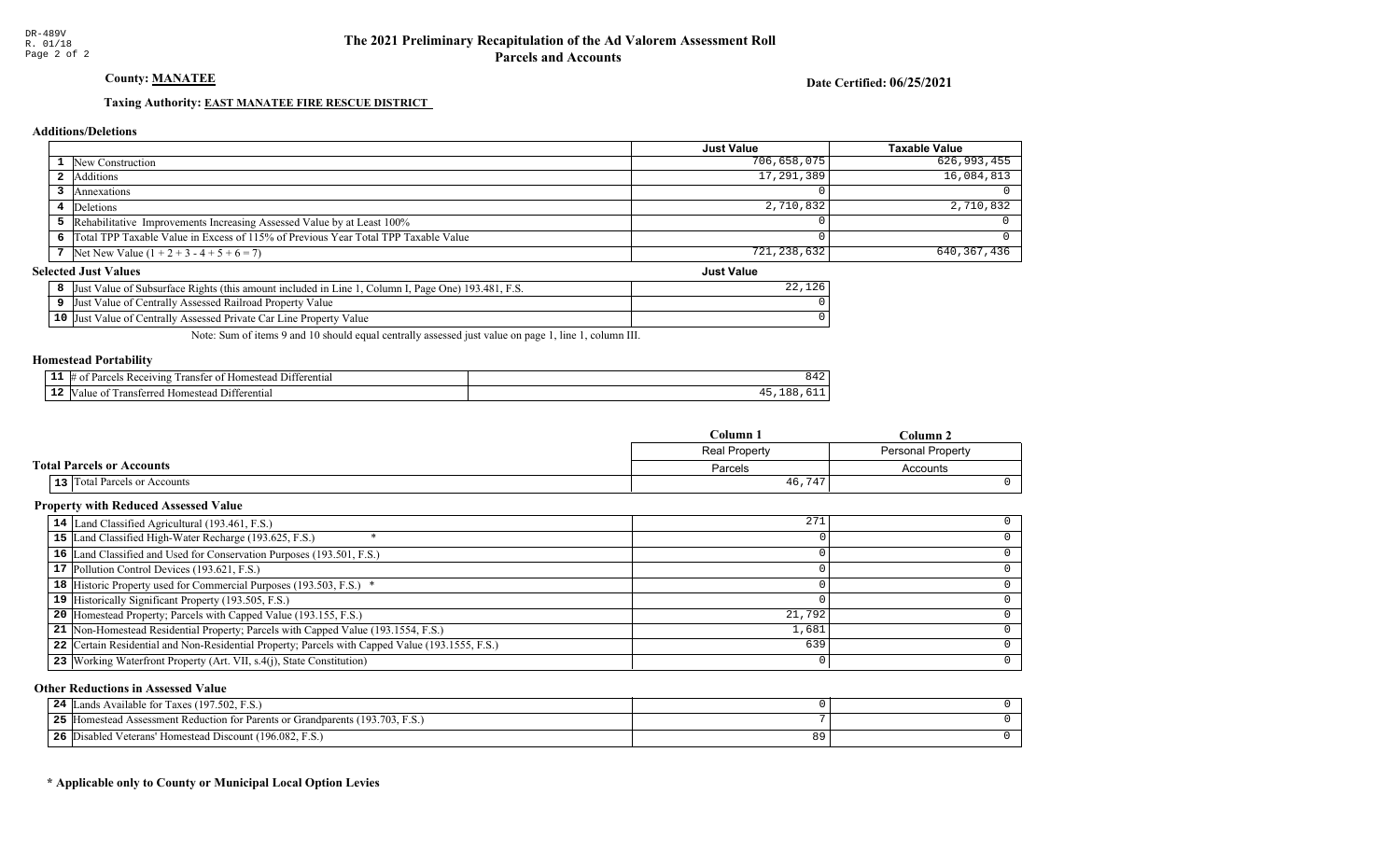# The 2021 Preliminary Recapitulation of the Ad Valorem Assessment Roll
## Parcels and Accounts

**County: MANATEE**

**Date Certified: 06/25/2021**

**Taxing Authority: EAST MANATEE FIRE RESCUE DISTRICT**

### Additions/Deletions

| # | | Just Value | Taxable Value |
|---|---|---|---|
| 1 | New Construction | 706,658,075 | 626,993,455 |
| 2 | Additions | 17,291,389 | 16,084,813 |
| 3 | Annexations | 0 | 0 |
| 4 | Deletions | 2,710,832 | 2,710,832 |
| 5 | Rehabilitative Improvements Increasing Assessed Value by at Least 100% | 0 | 0 |
| 6 | Total TPP Taxable Value in Excess of 115% of Previous Year Total TPP Taxable Value | 0 | 0 |
| 7 | Net New Value (1 + 2 + 3 - 4 + 5 + 6 = 7) | 721,238,632 | 640,367,436 |

### Selected Just Values

| # | | Just Value |
|---|---|---|
| 8 | Just Value of Subsurface Rights (this amount included in Line 1, Column I, Page One) 193.481, F.S. | 22,126 |
| 9 | Just Value of Centrally Assessed Railroad Property Value | 0 |
| 10 | Just Value of Centrally Assessed Private Car Line Property Value | 0 |

Note: Sum of items 9 and 10 should equal centrally assessed just value on page 1, line 1, column III.

### Homestead Portability

| # | | |
|---|---|---|
| 11 | # of Parcels Receiving Transfer of Homestead Differential | 842 |
| 12 | Value of Transferred Homestead Differential | 45,188,611 |

### Total Parcels or Accounts

| # | | Column 1<br>Real Property<br>Parcels | Column 2<br>Personal Property<br>Accounts |
|---|---|---|---|
| 13 | Total Parcels or Accounts | 46,747 | 0 |

### Property with Reduced Assessed Value

| # | | Column 1 | Column 2 |
|---|---|---|---|
| 14 | Land Classified Agricultural (193.461, F.S.) | 271 | 0 |
| 15 | Land Classified High-Water Recharge (193.625, F.S.) * | 0 | 0 |
| 16 | Land Classified and Used for Conservation Purposes (193.501, F.S.) | 0 | 0 |
| 17 | Pollution Control Devices (193.621, F.S.) | 0 | 0 |
| 18 | Historic Property used for Commercial Purposes (193.503, F.S.) * | 0 | 0 |
| 19 | Historically Significant Property (193.505, F.S.) | 0 | 0 |
| 20 | Homestead Property; Parcels with Capped Value (193.155, F.S.) | 21,792 | 0 |
| 21 | Non-Homestead Residential Property; Parcels with Capped Value (193.1554, F.S.) | 1,681 | 0 |
| 22 | Certain Residential and Non-Residential Property; Parcels with Capped Value (193.1555, F.S.) | 639 | 0 |
| 23 | Working Waterfront Property (Art. VII, s.4(j), State Constitution) | 0 | 0 |

### Other Reductions in Assessed Value

| # | | Column 1 | Column 2 |
|---|---|---|---|
| 24 | Lands Available for Taxes (197.502, F.S.) | 0 | 0 |
| 25 | Homestead Assessment Reduction for Parents or Grandparents (193.703, F.S.) | 7 | 0 |
| 26 | Disabled Veterans' Homestead Discount (196.082, F.S.) | 89 | 0 |

**\* Applicable only to County or Municipal Local Option Levies**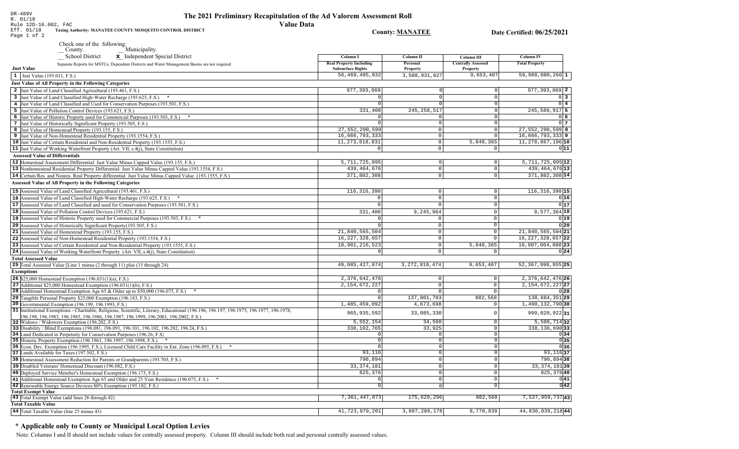DR-489V
R. 01/18
Rule 12D-16.002, FAC
Eff. 01/18
Page 1 of 2

# The 2021 Preliminary Recapitulation of the Ad Valorem Assessment Roll

## Value Data

**Taxing Authority: MANATEE COUNTY MOSQUITO CONTROL DISTRICT**

**County: MANATEE**

**Date Certified: 06/25/2021**

Check one of the following:
__ County __ Municipality
__ School District **X** Independent Special District

Separate Reports for MSTUs, Dependent Districts and Water Management Basins are not required

| Just Value | Column I Real Property Including Subsurface Rights | Column II Personal Property | Column III Centrally Assessed Property | Column IV Total Property | |
|---|---|---|---|---|---|
| 1 Just Value (193.011, F.S.) | 56,469,495,832 | 3,508,931,027 | 9,653,407 | 59,988,080,266 | 1 |
| **Just Value of All Property in the Following Categories** | | | | | |
| 2 Just Value of Land Classified Agricultural (193.461, F.S.) | 977,393,069 | 0 | 0 | 977,393,069 | 2 |
| 3 Just Value of Land Classified High-Water Recharge (193.625, F.S.) * | 0 | 0 | 0 | 0 | 3 |
| 4 Just Value of Land Classified and Used for Conservation Purposes (193.501, F.S.) | 0 | 0 | 0 | 0 | 4 |
| 5 Just Value of Pollution Control Devices (193.621, F.S.) | 331,400 | 245,258,517 | 0 | 245,589,917 | 5 |
| 6 Just Value of Historic Property used for Commercial Purposes (193.503, F.S.) * | 0 | 0 | 0 | 0 | 6 |
| 7 Just Value of Historically Significant Property (193.505, F.S.) | 0 | 0 | 0 | 0 | 7 |
| 8 Just Value of Homestead Property (193.155, F.S.) | 27,552,290,599 | 0 | 0 | 27,552,290,599 | 8 |
| 9 Just Value of Non-Homestead Residential Property (193.1554, F.S.) | 16,666,793,333 | 0 | 0 | 16,666,793,333 | 9 |
| 10 Just Value of Certain Residential and Non-Residential Property (193.1555, F.S.) | 11,273,018,831 | 0 | 5,848,365 | 11,278,867,196 | 10 |
| 11 Just Value of Working Waterfront Property (Art. VII, s.4(j), State Constitution) | 0 | 0 | 0 | 0 | 11 |
| **Assessed Value of Differentials** | | | | | |
| 12 Homestead Assessment Differential: Just Value Minus Capped Value (193.155, F.S.) | 5,711,725,095 | 0 | 0 | 5,711,725,095 | 12 |
| 13 Nonhomestead Residential Property Differential: Just Value Minus Capped Value (193.1554, F.S.) | 439,464,676 | 0 | 0 | 439,464,676 | 13 |
| 14 Certain Res. and Nonres. Real Property differential: Just Value Minus Capped Value (193.1555, F.S.) | 371,802,308 | 0 | 0 | 371,802,308 | 14 |
| **Assessed Value of All Property in the Following Categories** | | | | | |
| 15 Assessed Value of Land Classified Agricultural (193.461, F.S.) | 116,316,390 | 0 | 0 | 116,316,390 | 15 |
| 16 Assessed Value of Land Classified High-Water Recharge (193.625, F.S.) * | 0 | 0 | 0 | 0 | 16 |
| 17 Assessed Value of Land Classified and used for Conservation Purposes (193.501, F.S.) | 0 | 0 | 0 | 0 | 17 |
| 18 Assessed Value of Pollution Control Devices (193.621, F.S.) | 331,400 | 9,245,964 | 0 | 9,577,364 | 18 |
| 19 Assessed Value of Historic Property used for Commercial Purposes (193.503, F.S.) * | 0 | 0 | 0 | 0 | 19 |
| 20 Assessed Value of Historically Significant Property(193.505, F.S.) | 0 | 0 | 0 | 0 | 20 |
| 21 Assessed Value of Homestead Property (193.155, F.S.) | 21,840,565,504 | 0 | 0 | 21,840,565,504 | 21 |
| 22 Assessed Value of Non-Homestead Residential Property (193.1554, F.S.) | 16,227,328,657 | 0 | 0 | 16,227,328,657 | 22 |
| 23 Assessed Value of Certain Residential and Non-Residential Property (193.1555, F.S.) | 10,901,216,523 | 0 | 5,848,365 | 10,907,064,888 | 23 |
| 24 Assessed Value of Working Waterfront Property (Art. VII, s.4(j), State Constitution) | 0 | 0 | 0 | 0 | 24 |
| **Total Assessed Value** | | | | | |
| 25 Total Assessed Value [Line 1 minus (2 through 11) plus (15 through 24) | 49,085,427,074 | 3,272,918,474 | 9,653,407 | 52,367,998,955 | 25 |
| **Exemptions** | | | | | |
| 26 $25,000 Homestead Exemption (196.031(1)(a), F.S.) | 2,376,642,476 | 0 | 0 | 2,376,642,476 | 26 |
| 27 Additional $25,000 Homestead Exemption (196.031(1)(b), F.S.) | 2,154,672,227 | 0 | 0 | 2,154,672,227 | 27 |
| 28 Additional Homestead Exemption Age 65 & Older up to $50,000 (196.075, F.S.) * | 0 | 0 | 0 | 0 | 28 |
| 29 Tangible Personal Property $25,000 Exemption (196.183, F.S.) | 0 | 137,801,783 | 882,568 | 138,684,351 | 29 |
| 30 Governmental Exemption (196.199, 196.1993, F.S.) | 1,485,459,092 | 4,673,698 | 0 | 1,490,132,790 | 30 |
| 31 Institutional Exemptions - Charitable, Religious, Scientific, Literary, Educational (196.196, 196.197, 196.1975, 196.1977, 196.1978, 196.198, 196.1983, 196.1985, 196.1986, 196.1987, 196.1999, 196.2001, 196.2002, F.S.) | 965,935,592 | 33,085,330 | 0 | 999,020,922 | 31 |
| 32 Widows / Widowers Exemption (196.202, F.S.) | 5,552,154 | 34,560 | 0 | 5,586,714 | 32 |
| 33 Disability / Blind Exemptions (196.081, 196.091, 196.101, 196.102, 196.202, 196.24, F.S.) | 338,102,765 | 33,925 | 0 | 338,136,690 | 33 |
| 34 Land Dedicated in Perpetuity for Conservation Purposes (196.26, F.S) | 0 | 0 | 0 | 0 | 34 |
| 35 Historic Property Exemption (196.1961, 196.1997, 196.1998, F.S.) * | 0 | 0 | 0 | 0 | 35 |
| 36 Econ. Dev. Exemption (196.1995, F.S.), Licensed Child Care Facility in Ent. Zone (196.095, F.S.) * | 0 | 0 | 0 | 0 | 36 |
| 37 Lands Available for Taxes (197.502, F.S.) | 93,116 | 0 | 0 | 93,116 | 37 |
| 38 Homestead Assessment Reduction for Parents or Grandparents (193.703, F.S.) | 790,894 | 0 | 0 | 790,894 | 38 |
| 39 Disabled Veterans' Homestead Discount (196.082, F.S.) | 33,374,181 | 0 | 0 | 33,374,181 | 39 |
| 40 Deployed Service Member's Homestead Exemption (196.173, F.S.) | 825,376 | 0 | 0 | 825,376 | 40 |
| 41 Additional Homestead Exemption Age 65 and Older and 25 Year Residence (196.075, F.S.) * | 0 | 0 | 0 | 0 | 41 |
| 42 Renewable Energy Source Devices 80% Exemption (195.182, F.S.) | 0 | 0 | 0 | 0 | 42 |
| **Total Exempt Value** | | | | | |
| 43 Total Exempt Value (add lines 26 through 42) | 7,361,447,873 | 175,629,296 | 882,568 | 7,537,959,737 | 43 |
| **Total Taxable Value** | | | | | |
| 44 Total Taxable Value (line 25 minus 43) | 41,723,979,201 | 3,097,289,178 | 8,770,839 | 44,830,039,218 | 44 |

## * Applicable only to County or Municipal Local Option Levies

Note: Columns I and II should not include values for centrally assessed property. Column III should include both real and personal centrally assessed values.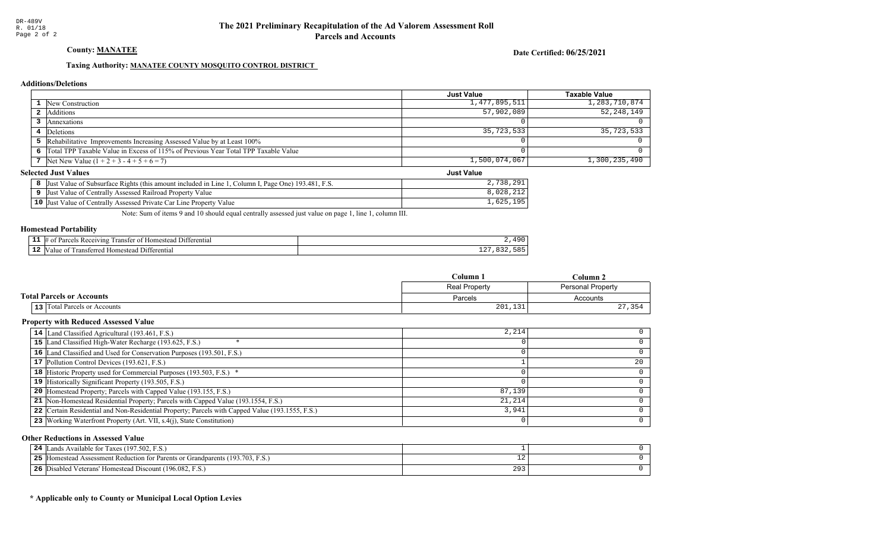DR-489V
R. 01/18

# The 2021 Preliminary Recapitulation of the Ad Valorem Assessment Roll
## Parcels and Accounts

**County: MANATEE**

**Date Certified: 06/25/2021**

**Taxing Authority: MANATEE COUNTY MOSQUITO CONTROL DISTRICT**

### Additions/Deletions

| | | Just Value | Taxable Value |
|---|---|---|---|
| 1 | New Construction | 1,477,895,511 | 1,283,710,874 |
| 2 | Additions | 57,902,089 | 52,248,149 |
| 3 | Annexations | 0 | 0 |
| 4 | Deletions | 35,723,533 | 35,723,533 |
| 5 | Rehabilitative Improvements Increasing Assessed Value by at Least 100% | 0 | 0 |
| 6 | Total TPP Taxable Value in Excess of 115% of Previous Year Total TPP Taxable Value | 0 | 0 |
| 7 | Net New Value (1 + 2 + 3 - 4 + 5 + 6 = 7) | 1,500,074,067 | 1,300,235,490 |

### Selected Just Values

| | | Just Value |
|---|---|---|
| 8 | Just Value of Subsurface Rights (this amount included in Line 1, Column I, Page One) 193.481, F.S. | 2,738,291 |
| 9 | Just Value of Centrally Assessed Railroad Property Value | 8,028,212 |
| 10 | Just Value of Centrally Assessed Private Car Line Property Value | 1,625,195 |

Note: Sum of items 9 and 10 should equal centrally assessed just value on page 1, line 1, column III.

### Homestead Portability

| | | |
|---|---|---|
| 11 | # of Parcels Receiving Transfer of Homestead Differential | 2,490 |
| 12 | Value of Transferred Homestead Differential | 127,832,585 |

### Total Parcels or Accounts

| | | Column 1 | Column 2 |
|---|---|---|---|
| | | Real Property | Personal Property |
| | | Parcels | Accounts |
| 13 | Total Parcels or Accounts | 201,131 | 27,354 |

### Property with Reduced Assessed Value

| | | Column 1 | Column 2 |
|---|---|---|---|
| 14 | Land Classified Agricultural (193.461, F.S.) | 2,214 | 0 |
| 15 | Land Classified High-Water Recharge (193.625, F.S.) * | 0 | 0 |
| 16 | Land Classified and Used for Conservation Purposes (193.501, F.S.) | 0 | 0 |
| 17 | Pollution Control Devices (193.621, F.S.) | 1 | 20 |
| 18 | Historic Property used for Commercial Purposes (193.503, F.S.) * | 0 | 0 |
| 19 | Historically Significant Property (193.505, F.S.) | 0 | 0 |
| 20 | Homestead Property; Parcels with Capped Value (193.155, F.S.) | 87,139 | 0 |
| 21 | Non-Homestead Residential Property; Parcels with Capped Value (193.1554, F.S.) | 21,214 | 0 |
| 22 | Certain Residential and Non-Residential Property; Parcels with Capped Value (193.1555, F.S.) | 3,941 | 0 |
| 23 | Working Waterfront Property (Art. VII, s.4(j), State Constitution) | 0 | 0 |

### Other Reductions in Assessed Value

| | | Column 1 | Column 2 |
|---|---|---|---|
| 24 | Lands Available for Taxes (197.502, F.S.) | 1 | 0 |
| 25 | Homestead Assessment Reduction for Parents or Grandparents (193.703, F.S.) | 12 | 0 |
| 26 | Disabled Veterans' Homestead Discount (196.082, F.S.) | 293 | 0 |

**\* Applicable only to County or Municipal Local Option Levies**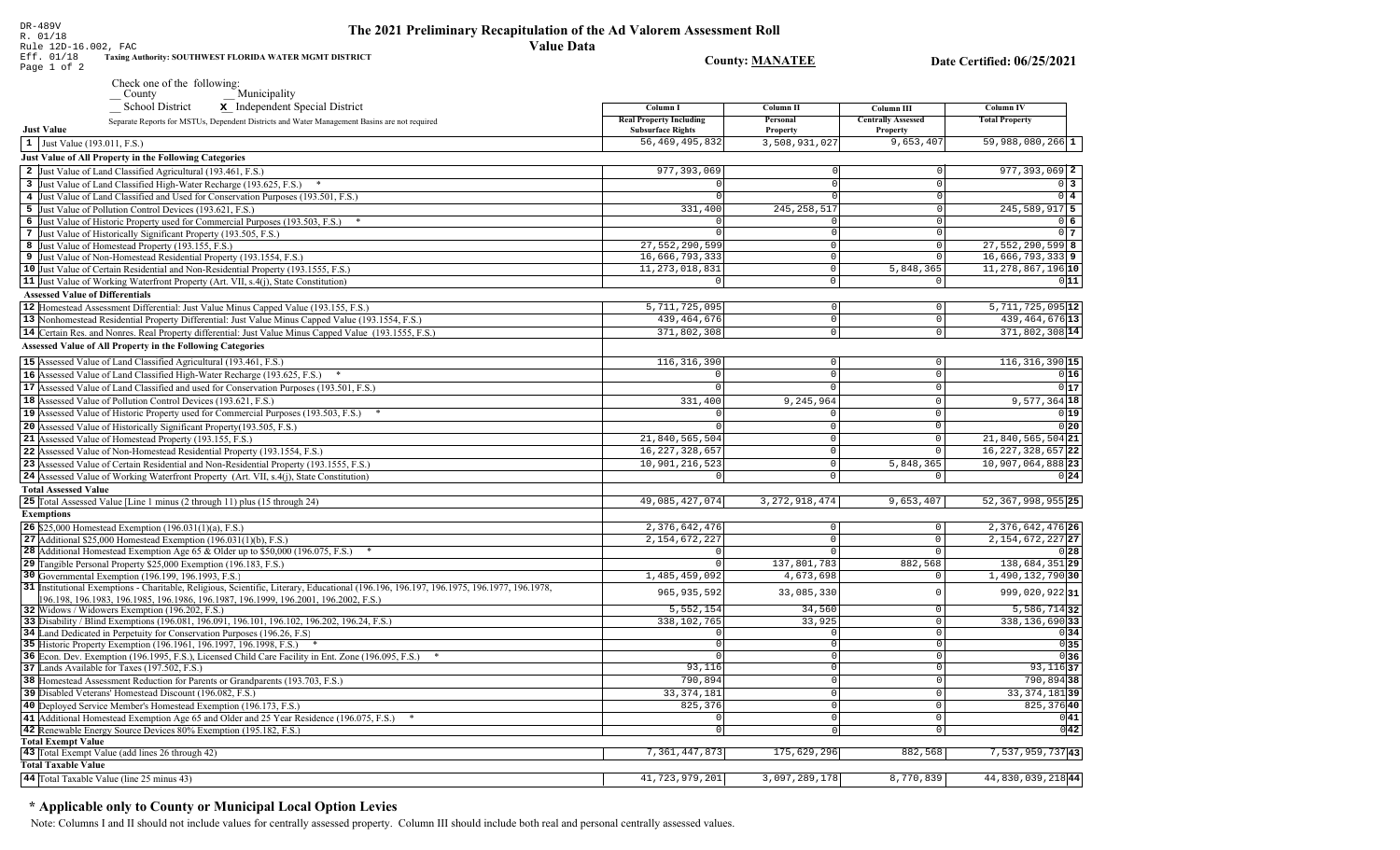DR-489V
R. 01/18
Rule 12D-16.002, FAC
Eff. 01/18

# The 2021 Preliminary Recapitulation of the Ad Valorem Assessment Roll

## Value Data

**Taxing Authority: SOUTHWEST FLORIDA WATER MGMT DISTRICT**

**County: MANATEE**

**Date Certified: 06/25/2021**

Check one of the following:
__ County
__ Municipality
__ School District
**x** Independent Special District

Separate Reports for MSTUs, Dependent Districts and Water Management Basins are not required

| Just Value | Column I Real Property Including Subsurface Rights | Column II Personal Property | Column III Centrally Assessed Property | Column IV Total Property | |
|---|---|---|---|---|---|
| 1 Just Value (193.011, F.S.) | 56,469,495,832 | 3,508,931,027 | 9,653,407 | 59,988,080,266 | 1 |
| **Just Value of All Property in the Following Categories** | | | | | |
| 2 Just Value of Land Classified Agricultural (193.461, F.S.) | 977,393,069 | 0 | 0 | 977,393,069 | 2 |
| 3 Just Value of Land Classified High-Water Recharge (193.625, F.S.) * | 0 | 0 | 0 | 0 | 3 |
| 4 Just Value of Land Classified and Used for Conservation Purposes (193.501, F.S.) | 0 | 0 | 0 | 0 | 4 |
| 5 Just Value of Pollution Control Devices (193.621, F.S.) | 331,400 | 245,258,517 | 0 | 245,589,917 | 5 |
| 6 Just Value of Historic Property used for Commercial Purposes (193.503, F.S.) * | 0 | 0 | 0 | 0 | 6 |
| 7 Just Value of Historically Significant Property (193.505, F.S.) | 0 | 0 | 0 | 0 | 7 |
| 8 Just Value of Homestead Property (193.155, F.S.) | 27,552,290,599 | 0 | 0 | 27,552,290,599 | 8 |
| 9 Just Value of Non-Homestead Residential Property (193.1554, F.S.) | 16,666,793,333 | 0 | 0 | 16,666,793,333 | 9 |
| 10 Just Value of Certain Residential and Non-Residential Property (193.1555, F.S.) | 11,273,018,831 | 0 | 5,848,365 | 11,278,867,196 | 10 |
| 11 Just Value of Working Waterfront Property (Art. VII, s.4(j), State Constitution) | 0 | 0 | 0 | 0 | 11 |
| **Assessed Value of Differentials** | | | | | |
| 12 Homestead Assessment Differential: Just Value Minus Capped Value (193.155, F.S.) | 5,711,725,095 | 0 | 0 | 5,711,725,095 | 12 |
| 13 Nonhomestead Residential Property Differential: Just Value Minus Capped Value (193.1554, F.S.) | 439,464,676 | 0 | 0 | 439,464,676 | 13 |
| 14 Certain Res. and Nonres. Real Property differential: Just Value Minus Capped Value (193.1555, F.S.) | 371,802,308 | 0 | 0 | 371,802,308 | 14 |
| **Assessed Value of All Property in the Following Categories** | | | | | |
| 15 Assessed Value of Land Classified Agricultural (193.461, F.S.) | 116,316,390 | 0 | 0 | 116,316,390 | 15 |
| 16 Assessed Value of Land Classified High-Water Recharge (193.625, F.S.) * | 0 | 0 | 0 | 0 | 16 |
| 17 Assessed Value of Land Classified and used for Conservation Purposes (193.501, F.S.) | 0 | 0 | 0 | 0 | 17 |
| 18 Assessed Value of Pollution Control Devices (193.621, F.S.) | 331,400 | 9,245,964 | 0 | 9,577,364 | 18 |
| 19 Assessed Value of Historic Property used for Commercial Purposes (193.503, F.S.) * | 0 | 0 | 0 | 0 | 19 |
| 20 Assessed Value of Historically Significant Property(193.505, F.S.) | 0 | 0 | 0 | 0 | 20 |
| 21 Assessed Value of Homestead Property (193.155, F.S.) | 21,840,565,504 | 0 | 0 | 21,840,565,504 | 21 |
| 22 Assessed Value of Non-Homestead Residential Property (193.1554, F.S.) | 16,227,328,657 | 0 | 0 | 16,227,328,657 | 22 |
| 23 Assessed Value of Certain Residential and Non-Residential Property (193.1555, F.S.) | 10,901,216,523 | 0 | 5,848,365 | 10,907,064,888 | 23 |
| 24 Assessed Value of Working Waterfront Property (Art. VII, s.4(j), State Constitution) | 0 | 0 | 0 | 0 | 24 |
| **Total Assessed Value** | | | | | |
| 25 Total Assessed Value [Line 1 minus (2 through 11) plus (15 through 24) | 49,085,427,074 | 3,272,918,474 | 9,653,407 | 52,367,998,955 | 25 |
| **Exemptions** | | | | | |
| 26 $25,000 Homestead Exemption (196.031(1)(a), F.S.) | 2,376,642,476 | 0 | 0 | 2,376,642,476 | 26 |
| 27 Additional $25,000 Homestead Exemption (196.031(1)(b), F.S.) | 2,154,672,227 | 0 | 0 | 2,154,672,227 | 27 |
| 28 Additional Homestead Exemption Age 65 & Older up to $50,000 (196.075, F.S.) * | 0 | 0 | 0 | 0 | 28 |
| 29 Tangible Personal Property $25,000 Exemption (196.183, F.S.) | 0 | 137,801,783 | 882,568 | 138,684,351 | 29 |
| 30 Governmental Exemption (196.199, 196.1993, F.S.) | 1,485,459,092 | 4,673,698 | 0 | 1,490,132,790 | 30 |
| 31 Institutional Exemptions - Charitable, Religious, Scientific, Literary, Educational (196.196, 196.197, 196.1975, 196.1977, 196.1978, 196.198, 196.1983, 196.1985, 196.1986, 196.1987, 196.1999, 196.2001, 196.2002, F.S.) | 965,935,592 | 33,085,330 | 0 | 999,020,922 | 31 |
| 32 Widows / Widowers Exemption (196.202, F.S.) | 5,552,154 | 34,560 | 0 | 5,586,714 | 32 |
| 33 Disability / Blind Exemptions (196.081, 196.091, 196.101, 196.102, 196.202, 196.24, F.S.) | 338,102,765 | 33,925 | 0 | 338,136,690 | 33 |
| 34 Land Dedicated in Perpetuity for Conservation Purposes (196.26, F.S) | 0 | 0 | 0 | 0 | 34 |
| 35 Historic Property Exemption (196.1961, 196.1997, 196.1998, F.S.) * | 0 | 0 | 0 | 0 | 35 |
| 36 Econ. Dev. Exemption (196.1995, F.S.), Licensed Child Care Facility in Ent. Zone (196.095, F.S.) * | 0 | 0 | 0 | 0 | 36 |
| 37 Lands Available for Taxes (197.502, F.S.) | 93,116 | 0 | 0 | 93,116 | 37 |
| 38 Homestead Assessment Reduction for Parents or Grandparents (193.703, F.S.) | 790,894 | 0 | 0 | 790,894 | 38 |
| 39 Disabled Veterans' Homestead Discount (196.082, F.S.) | 33,374,181 | 0 | 0 | 33,374,181 | 39 |
| 40 Deployed Service Member's Homestead Exemption (196.173, F.S.) | 825,376 | 0 | 0 | 825,376 | 40 |
| 41 Additional Homestead Exemption Age 65 and Older and 25 Year Residence (196.075, F.S.) * | 0 | 0 | 0 | 0 | 41 |
| 42 Renewable Energy Source Devices 80% Exemption (195.182, F.S.) | 0 | 0 | 0 | 0 | 42 |
| **Total Exempt Value** | | | | | |
| 43 Total Exempt Value (add lines 26 through 42) | 7,361,447,873 | 175,629,296 | 882,568 | 7,537,959,737 | 43 |
| **Total Taxable Value** | | | | | |
| 44 Total Taxable Value (line 25 minus 43) | 41,723,979,201 | 3,097,289,178 | 8,770,839 | 44,830,039,218 | 44 |

## * Applicable only to County or Municipal Local Option Levies

Note: Columns I and II should not include values for centrally assessed property. Column III should include both real and personal centrally assessed values.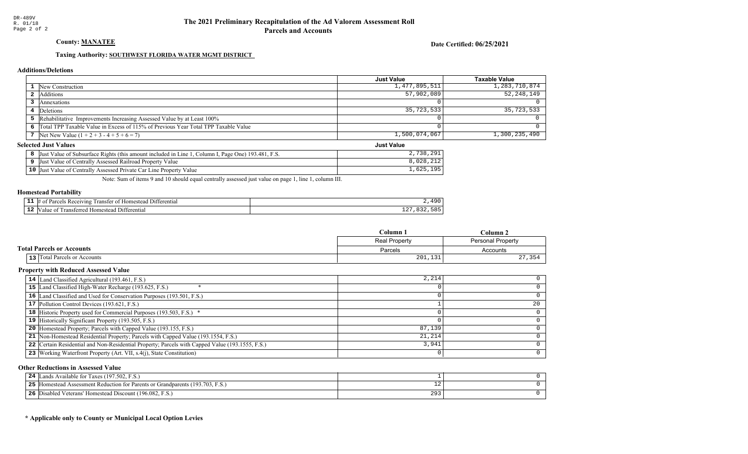DR-489V
R. 01/18
Page 2 of 2

# The 2021 Preliminary Recapitulation of the Ad Valorem Assessment Roll
## Parcels and Accounts

**County: MANATEE**

**Date Certified: 06/25/2021**

**Taxing Authority: SOUTHWEST FLORIDA WATER MGMT DISTRICT**

### Additions/Deletions

| | | Just Value | Taxable Value |
|---|---|---|---|
| 1 | New Construction | 1,477,895,511 | 1,283,710,874 |
| 2 | Additions | 57,902,089 | 52,248,149 |
| 3 | Annexations | 0 | 0 |
| 4 | Deletions | 35,723,533 | 35,723,533 |
| 5 | Rehabilitative Improvements Increasing Assessed Value by at Least 100% | 0 | 0 |
| 6 | Total TPP Taxable Value in Excess of 115% of Previous Year Total TPP Taxable Value | 0 | 0 |
| 7 | Net New Value (1 + 2 + 3 - 4 + 5 + 6 = 7) | 1,500,074,067 | 1,300,235,490 |

### Selected Just Values

| | | Just Value |
|---|---|---|
| 8 | Just Value of Subsurface Rights (this amount included in Line 1, Column I, Page One) 193.481, F.S. | 2,738,291 |
| 9 | Just Value of Centrally Assessed Railroad Property Value | 8,028,212 |
| 10 | Just Value of Centrally Assessed Private Car Line Property Value | 1,625,195 |

Note: Sum of items 9 and 10 should equal centrally assessed just value on page 1, line 1, column III.

### Homestead Portability

| | | |
|---|---|---|
| 11 | # of Parcels Receiving Transfer of Homestead Differential | 2,490 |
| 12 | Value of Transferred Homestead Differential | 127,832,585 |

### Total Parcels or Accounts

| | | Column 1 | Column 2 |
|---|---|---|---|
| | | Real Property | Personal Property |
| | | Parcels | Accounts |
| 13 | Total Parcels or Accounts | 201,131 | 27,354 |

### Property with Reduced Assessed Value

| | | Column 1 | Column 2 |
|---|---|---|---|
| 14 | Land Classified Agricultural (193.461, F.S.) | 2,214 | 0 |
| 15 | Land Classified High-Water Recharge (193.625, F.S.) * | 0 | 0 |
| 16 | Land Classified and Used for Conservation Purposes (193.501, F.S.) | 0 | 0 |
| 17 | Pollution Control Devices (193.621, F.S.) | 1 | 20 |
| 18 | Historic Property used for Commercial Purposes (193.503, F.S.) * | 0 | 0 |
| 19 | Historically Significant Property (193.505, F.S.) | 0 | 0 |
| 20 | Homestead Property; Parcels with Capped Value (193.155, F.S.) | 87,139 | 0 |
| 21 | Non-Homestead Residential Property; Parcels with Capped Value (193.1554, F.S.) | 21,214 | 0 |
| 22 | Certain Residential and Non-Residential Property; Parcels with Capped Value (193.1555, F.S.) | 3,941 | 0 |
| 23 | Working Waterfront Property (Art. VII, s.4(j), State Constitution) | 0 | 0 |

### Other Reductions in Assessed Value

| | | Column 1 | Column 2 |
|---|---|---|---|
| 24 | Lands Available for Taxes (197.502, F.S.) | 1 | 0 |
| 25 | Homestead Assessment Reduction for Parents or Grandparents (193.703, F.S.) | 12 | 0 |
| 26 | Disabled Veterans' Homestead Discount (196.082, F.S.) | 293 | 0 |

**\* Applicable only to County or Municipal Local Option Levies**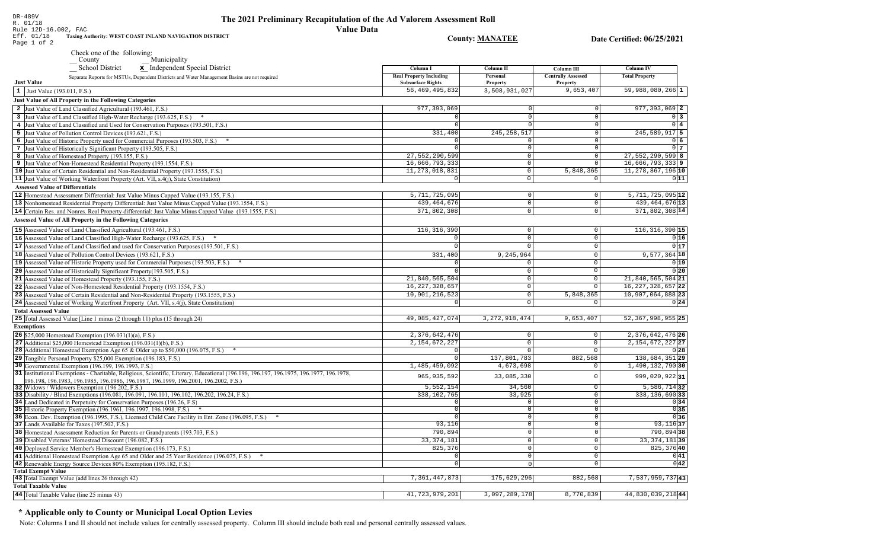DR-489V
R. 01/18
Rule 12D-16.002, FAC
Eff. 01/18
Page 1 of 2

# The 2021 Preliminary Recapitulation of the Ad Valorem Assessment Roll

## Value Data

**Taxing Authority: WEST COAST INLAND NAVIGATION DISTRICT**

**County: MANATEE**

**Date Certified: 06/25/2021**

Check one of the following:
__ County
__ Municipality
__ School District
**X** Independent Special District

Separate Reports for MSTUs, Dependent Districts and Water Management Basins are not required

| | Column I Real Property Including Subsurface Rights | Column II Personal Property | Column III Centrally Assessed Property | Column IV Total Property | |
|---|---|---|---|---|---|
| **Just Value** | | | | | |
| 1 Just Value (193.011, F.S.) | 56,469,495,832 | 3,508,931,027 | 9,653,407 | 59,988,080,266 | 1 |
| **Just Value of All Property in the Following Categories** | | | | | |
| 2 Just Value of Land Classified Agricultural (193.461, F.S.) | 977,393,069 | 0 | 0 | 977,393,069 | 2 |
| 3 Just Value of Land Classified High-Water Recharge (193.625, F.S.) * | 0 | 0 | 0 | 0 | 3 |
| 4 Just Value of Land Classified and Used for Conservation Purposes (193.501, F.S.) | 0 | 0 | 0 | 0 | 4 |
| 5 Just Value of Pollution Control Devices (193.621, F.S.) | 331,400 | 245,258,517 | 0 | 245,589,917 | 5 |
| 6 Just Value of Historic Property used for Commercial Purposes (193.503, F.S.) * | 0 | 0 | 0 | 0 | 6 |
| 7 Just Value of Historically Significant Property (193.505, F.S.) | 0 | 0 | 0 | 0 | 7 |
| 8 Just Value of Homestead Property (193.155, F.S.) | 27,552,290,599 | 0 | 0 | 27,552,290,599 | 8 |
| 9 Just Value of Non-Homestead Residential Property (193.1554, F.S.) | 16,666,793,333 | 0 | 0 | 16,666,793,333 | 9 |
| 10 Just Value of Certain Residential and Non-Residential Property (193.1555, F.S.) | 11,273,018,831 | 0 | 5,848,365 | 11,278,867,196 | 10 |
| 11 Just Value of Working Waterfront Property (Art. VII, s.4(j), State Constitution) | 0 | 0 | 0 | 0 | 11 |
| **Assessed Value of Differentials** | | | | | |
| 12 Homestead Assessment Differential: Just Value Minus Capped Value (193.155, F.S.) | 5,711,725,095 | 0 | 0 | 5,711,725,095 | 12 |
| 13 Nonhomestead Residential Property Differential: Just Value Minus Capped Value (193.1554, F.S.) | 439,464,676 | 0 | 0 | 439,464,676 | 13 |
| 14 Certain Res. and Nonres. Real Property differential: Just Value Minus Capped Value (193.1555, F.S.) | 371,802,308 | 0 | 0 | 371,802,308 | 14 |
| **Assessed Value of All Property in the Following Categories** | | | | | |
| 15 Assessed Value of Land Classified Agricultural (193.461, F.S.) | 116,316,390 | 0 | 0 | 116,316,390 | 15 |
| 16 Assessed Value of Land Classified High-Water Recharge (193.625, F.S.) * | 0 | 0 | 0 | 0 | 16 |
| 17 Assessed Value of Land Classified and used for Conservation Purposes (193.501, F.S.) | 0 | 0 | 0 | 0 | 17 |
| 18 Assessed Value of Pollution Control Devices (193.621, F.S.) | 331,400 | 9,245,964 | 0 | 9,577,364 | 18 |
| 19 Assessed Value of Historic Property used for Commercial Purposes (193.503, F.S.) * | 0 | 0 | 0 | 0 | 19 |
| 20 Assessed Value of Historically Significant Property(193.505, F.S.) | 0 | 0 | 0 | 0 | 20 |
| 21 Assessed Value of Homestead Property (193.155, F.S.) | 21,840,565,504 | 0 | 0 | 21,840,565,504 | 21 |
| 22 Assessed Value of Non-Homestead Residential Property (193.1554, F.S.) | 16,227,328,657 | 0 | 0 | 16,227,328,657 | 22 |
| 23 Assessed Value of Certain Residential and Non-Residential Property (193.1555, F.S.) | 10,901,216,523 | 0 | 5,848,365 | 10,907,064,888 | 23 |
| 24 Assessed Value of Working Waterfront Property (Art. VII, s.4(j), State Constitution) | 0 | 0 | 0 | 0 | 24 |
| **Total Assessed Value** | | | | | |
| 25 Total Assessed Value [Line 1 minus (2 through 11) plus (15 through 24) | 49,085,427,074 | 3,272,918,474 | 9,653,407 | 52,367,998,955 | 25 |
| **Exemptions** | | | | | |
| 26 $25,000 Homestead Exemption (196.031(1)(a), F.S.) | 2,376,642,476 | 0 | 0 | 2,376,642,476 | 26 |
| 27 Additional $25,000 Homestead Exemption (196.031(1)(b), F.S.) | 2,154,672,227 | 0 | 0 | 2,154,672,227 | 27 |
| 28 Additional Homestead Exemption Age 65 & Older up to $50,000 (196.075, F.S.) * | 0 | 0 | 0 | 0 | 28 |
| 29 Tangible Personal Property $25,000 Exemption (196.183, F.S.) | 0 | 137,801,783 | 882,568 | 138,684,351 | 29 |
| 30 Governmental Exemption (196.199, 196.1993, F.S.) | 1,485,459,092 | 4,673,698 | 0 | 1,490,132,790 | 30 |
| 31 Institutional Exemptions - Charitable, Religious, Scientific, Literary, Educational (196.196, 196.197, 196.1975, 196.1977, 196.1978, 196.198, 196.1983, 196.1985, 196.1986, 196.1987, 196.1999, 196.2001, 196.2002, F.S.) | 965,935,592 | 33,085,330 | 0 | 999,020,922 | 31 |
| 32 Widows / Widowers Exemption (196.202, F.S.) | 5,552,154 | 34,560 | 0 | 5,586,714 | 32 |
| 33 Disability / Blind Exemptions (196.081, 196.091, 196.101, 196.102, 196.202, 196.24, F.S.) | 338,102,765 | 33,925 | 0 | 338,136,690 | 33 |
| 34 Land Dedicated in Perpetuity for Conservation Purposes (196.26, F.S) | 0 | 0 | 0 | 0 | 34 |
| 35 Historic Property Exemption (196.1961, 196.1997, 196.1998, F.S.) * | 0 | 0 | 0 | 0 | 35 |
| 36 Econ. Dev. Exemption (196.1995, F.S.), Licensed Child Care Facility in Ent. Zone (196.095, F.S.) * | 0 | 0 | 0 | 0 | 36 |
| 37 Lands Available for Taxes (197.502, F.S.) | 93,116 | 0 | 0 | 93,116 | 37 |
| 38 Homestead Assessment Reduction for Parents or Grandparents (193.703, F.S.) | 790,894 | 0 | 0 | 790,894 | 38 |
| 39 Disabled Veterans' Homestead Discount (196.082, F.S.) | 33,374,181 | 0 | 0 | 33,374,181 | 39 |
| 40 Deployed Service Member's Homestead Exemption (196.173, F.S.) | 825,376 | 0 | 0 | 825,376 | 40 |
| 41 Additional Homestead Exemption Age 65 and Older and 25 Year Residence (196.075, F.S.) * | 0 | 0 | 0 | 0 | 41 |
| 42 Renewable Energy Source Devices 80% Exemption (195.182, F.S.) | 0 | 0 | 0 | 0 | 42 |
| **Total Exempt Value** | | | | | |
| 43 Total Exempt Value (add lines 26 through 42) | 7,361,447,873 | 175,629,296 | 882,568 | 7,537,959,737 | 43 |
| **Total Taxable Value** | | | | | |
| 44 Total Taxable Value (line 25 minus 43) | 41,723,979,201 | 3,097,289,178 | 8,770,839 | 44,830,039,218 | 44 |

## * Applicable only to County or Municipal Local Option Levies

Note: Columns I and II should not include values for centrally assessed property. Column III should include both real and personal centrally assessed values.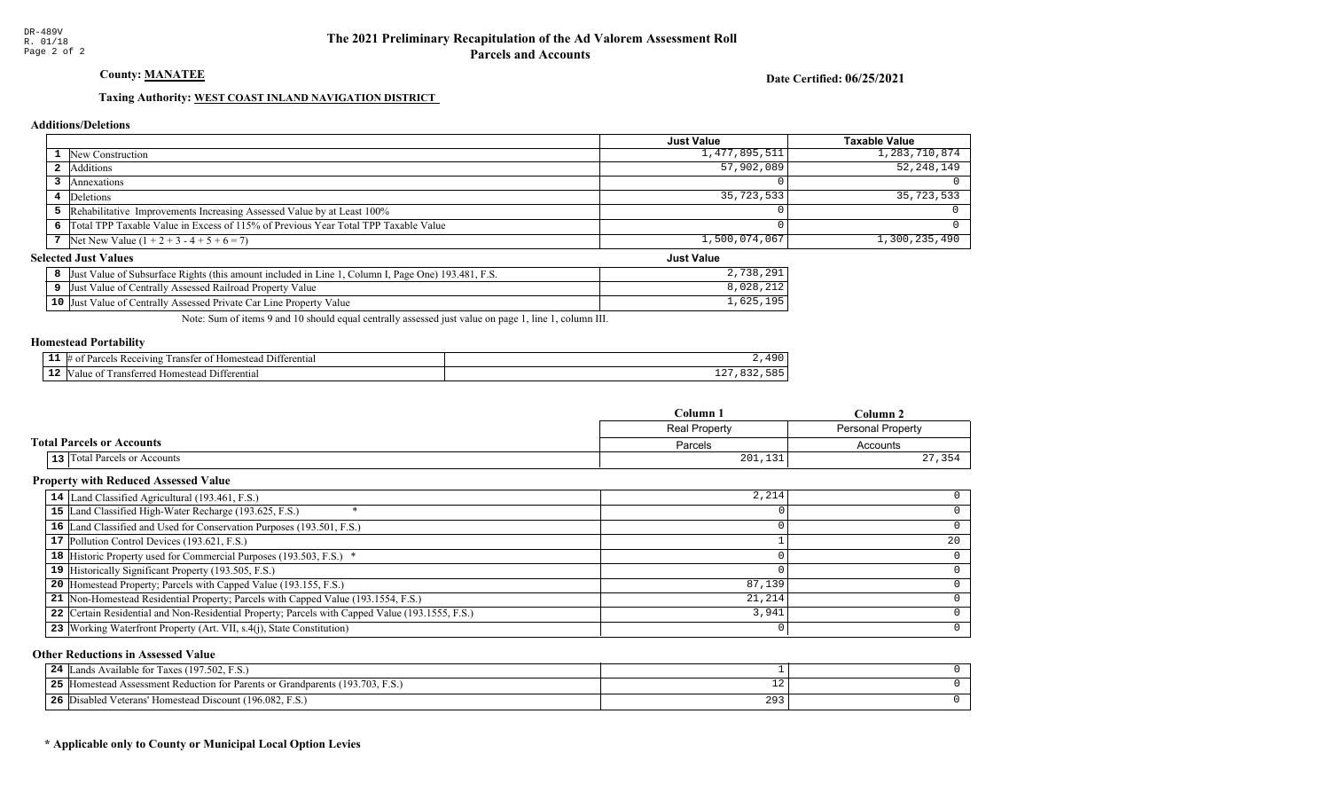DR-489V
R. 01/18

# The 2021 Preliminary Recapitulation of the Ad Valorem Assessment Roll
## Parcels and Accounts

**County: MANATEE**

**Date Certified: 06/25/2021**

**Taxing Authority: WEST COAST INLAND NAVIGATION DISTRICT**

### Additions/Deletions

| | | Just Value | Taxable Value |
|---|---|---|---|
| 1 | New Construction | 1,477,895,511 | 1,283,710,874 |
| 2 | Additions | 57,902,089 | 52,248,149 |
| 3 | Annexations | 0 | 0 |
| 4 | Deletions | 35,723,533 | 35,723,533 |
| 5 | Rehabilitative Improvements Increasing Assessed Value by at Least 100% | 0 | 0 |
| 6 | Total TPP Taxable Value in Excess of 115% of Previous Year Total TPP Taxable Value | 0 | 0 |
| 7 | Net New Value (1 + 2 + 3 - 4 + 5 + 6 = 7) | 1,500,074,067 | 1,300,235,490 |

### Selected Just Values

| | | Just Value |
|---|---|---|
| 8 | Just Value of Subsurface Rights (this amount included in Line 1, Column I, Page One) 193.481, F.S. | 2,738,291 |
| 9 | Just Value of Centrally Assessed Railroad Property Value | 8,028,212 |
| 10 | Just Value of Centrally Assessed Private Car Line Property Value | 1,625,195 |

Note: Sum of items 9 and 10 should equal centrally assessed just value on page 1, line 1, column III.

### Homestead Portability

| | | |
|---|---|---|
| 11 | # of Parcels Receiving Transfer of Homestead Differential | 2,490 |
| 12 | Value of Transferred Homestead Differential | 127,832,585 |

### Total Parcels or Accounts

| | | Column 1 | Column 2 |
|---|---|---|---|
| | | Real Property | Personal Property |
| | | Parcels | Accounts |
| 13 | Total Parcels or Accounts | 201,131 | 27,354 |

### Property with Reduced Assessed Value

| | | Column 1 | Column 2 |
|---|---|---|---|
| 14 | Land Classified Agricultural (193.461, F.S.) | 2,214 | 0 |
| 15 | Land Classified High-Water Recharge (193.625, F.S.) * | 0 | 0 |
| 16 | Land Classified and Used for Conservation Purposes (193.501, F.S.) | 0 | 0 |
| 17 | Pollution Control Devices (193.621, F.S.) | 1 | 20 |
| 18 | Historic Property used for Commercial Purposes (193.503, F.S.) * | 0 | 0 |
| 19 | Historically Significant Property (193.505, F.S.) | 0 | 0 |
| 20 | Homestead Property; Parcels with Capped Value (193.155, F.S.) | 87,139 | 0 |
| 21 | Non-Homestead Residential Property; Parcels with Capped Value (193.1554, F.S.) | 21,214 | 0 |
| 22 | Certain Residential and Non-Residential Property; Parcels with Capped Value (193.1555, F.S.) | 3,941 | 0 |
| 23 | Working Waterfront Property (Art. VII, s.4(j), State Constitution) | 0 | 0 |

### Other Reductions in Assessed Value

| | | Column 1 | Column 2 |
|---|---|---|---|
| 24 | Lands Available for Taxes (197.502, F.S.) | 1 | 0 |
| 25 | Homestead Assessment Reduction for Parents or Grandparents (193.703, F.S.) | 12 | 0 |
| 26 | Disabled Veterans' Homestead Discount (196.082, F.S.) | 293 | 0 |

**\* Applicable only to County or Municipal Local Option Levies**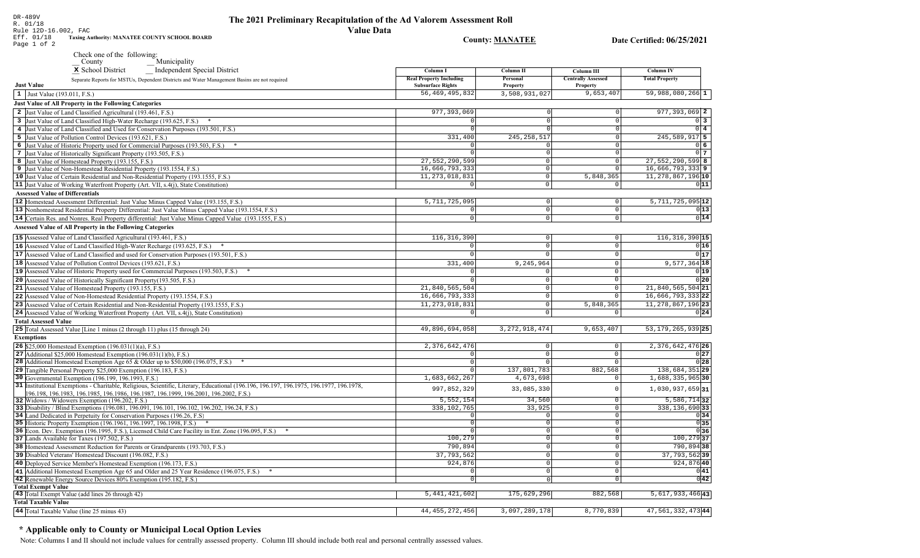DR-489V
R. 01/18
Rule 12D-16.002, FAC
Eff. 01/18

# The 2021 Preliminary Recapitulation of the Ad Valorem Assessment Roll

## Value Data

**Taxing Authority: MANATEE COUNTY SCHOOL BOARD**

**County: MANATEE**

**Date Certified: 06/25/2021**

Check one of the following:
__ County __ Municipality
X School District __ Independent Special District

Separate Reports for MSTUs, Dependent Districts and Water Management Basins are not required

| | Column I Real Property Including Subsurface Rights | Column II Personal Property | Column III Centrally Assessed Property | Column IV Total Property | |
|---|---|---|---|---|---|
| **Just Value** | | | | | |
| 1 Just Value (193.011, F.S.) | 56,469,495,832 | 3,508,931,027 | 9,653,407 | 59,988,080,266 | 1 |
| **Just Value of All Property in the Following Categories** | | | | | |
| 2 Just Value of Land Classified Agricultural (193.461, F.S.) | 977,393,069 | 0 | 0 | 977,393,069 | 2 |
| 3 Just Value of Land Classified High-Water Recharge (193.625, F.S.) * | 0 | 0 | 0 | 0 | 3 |
| 4 Just Value of Land Classified and Used for Conservation Purposes (193.501, F.S.) | 0 | 0 | 0 | 0 | 4 |
| 5 Just Value of Pollution Control Devices (193.621, F.S.) | 331,400 | 245,258,517 | 0 | 245,589,917 | 5 |
| 6 Just Value of Historic Property used for Commercial Purposes (193.503, F.S.) * | 0 | 0 | 0 | 0 | 6 |
| 7 Just Value of Historically Significant Property (193.505, F.S.) | 0 | 0 | 0 | 0 | 7 |
| 8 Just Value of Homestead Property (193.155, F.S.) | 27,552,290,599 | 0 | 0 | 27,552,290,599 | 8 |
| 9 Just Value of Non-Homestead Residential Property (193.1554, F.S.) | 16,666,793,333 | 0 | 0 | 16,666,793,333 | 9 |
| 10 Just Value of Certain Residential and Non-Residential Property (193.1555, F.S.) | 11,273,018,831 | 0 | 5,848,365 | 11,278,867,196 | 10 |
| 11 Just Value of Working Waterfront Property (Art. VII, s.4(j), State Constitution) | 0 | 0 | 0 | 0 | 11 |
| **Assessed Value of Differentials** | | | | | |
| 12 Homestead Assessment Differential: Just Value Minus Capped Value (193.155, F.S.) | 5,711,725,095 | 0 | 0 | 5,711,725,095 | 12 |
| 13 Nonhomestead Residential Property Differential: Just Value Minus Capped Value (193.1554, F.S.) | 0 | 0 | 0 | 0 | 13 |
| 14 Certain Res. and Nonres. Real Property differential: Just Value Minus Capped Value (193.1555, F.S.) | 0 | 0 | 0 | 0 | 14 |
| **Assessed Value of All Property in the Following Categories** | | | | | |
| 15 Assessed Value of Land Classified Agricultural (193.461, F.S.) | 116,316,390 | 0 | 0 | 116,316,390 | 15 |
| 16 Assessed Value of Land Classified High-Water Recharge (193.625, F.S.) * | 0 | 0 | 0 | 0 | 16 |
| 17 Assessed Value of Land Classified and used for Conservation Purposes (193.501, F.S.) | 0 | 0 | 0 | 0 | 17 |
| 18 Assessed Value of Pollution Control Devices (193.621, F.S.) | 331,400 | 9,245,964 | 0 | 9,577,364 | 18 |
| 19 Assessed Value of Historic Property used for Commercial Purposes (193.503, F.S.) * | 0 | 0 | 0 | 0 | 19 |
| 20 Assessed Value of Historically Significant Property(193.505, F.S.) | 0 | 0 | 0 | 0 | 20 |
| 21 Assessed Value of Homestead Property (193.155, F.S.) | 21,840,565,504 | 0 | 0 | 21,840,565,504 | 21 |
| 22 Assessed Value of Non-Homestead Residential Property (193.1554, F.S.) | 16,666,793,333 | 0 | 0 | 16,666,793,333 | 22 |
| 23 Assessed Value of Certain Residential and Non-Residential Property (193.1555, F.S.) | 11,273,018,831 | 0 | 5,848,365 | 11,278,867,196 | 23 |
| 24 Assessed Value of Working Waterfront Property (Art. VII, s.4(j), State Constitution) | 0 | 0 | 0 | 0 | 24 |
| **Total Assessed Value** | | | | | |
| 25 Total Assessed Value [Line 1 minus (2 through 11) plus (15 through 24) | 49,896,694,058 | 3,272,918,474 | 9,653,407 | 53,179,265,939 | 25 |
| **Exemptions** | | | | | |
| 26 $25,000 Homestead Exemption (196.031(1)(a), F.S.) | 2,376,642,476 | 0 | 0 | 2,376,642,476 | 26 |
| 27 Additional $25,000 Homestead Exemption (196.031(1)(b), F.S.) | 0 | 0 | 0 | 0 | 27 |
| 28 Additional Homestead Exemption Age 65 & Older up to $50,000 (196.075, F.S.) * | 0 | 0 | 0 | 0 | 28 |
| 29 Tangible Personal Property $25,000 Exemption (196.183, F.S.) | 0 | 137,801,783 | 882,568 | 138,684,351 | 29 |
| 30 Governmental Exemption (196.199, 196.1993, F.S.) | 1,683,662,267 | 4,673,698 | 0 | 1,688,335,965 | 30 |
| 31 Institutional Exemptions - Charitable, Religious, Scientific, Literary, Educational (196.196, 196.197, 196.1975, 196.1977, 196.1978, 196.198, 196.1983, 196.1985, 196.1986, 196.1987, 196.1999, 196.2001, 196.2002, F.S.) | 997,852,329 | 33,085,330 | 0 | 1,030,937,659 | 31 |
| 32 Widows / Widowers Exemption (196.202, F.S.) | 5,552,154 | 34,560 | 0 | 5,586,714 | 32 |
| 33 Disability / Blind Exemptions (196.081, 196.091, 196.101, 196.102, 196.202, 196.24, F.S.) | 338,102,765 | 33,925 | 0 | 338,136,690 | 33 |
| 34 Land Dedicated in Perpetuity for Conservation Purposes (196.26, F.S) | 0 | 0 | 0 | 0 | 34 |
| 35 Historic Property Exemption (196.1961, 196.1997, 196.1998, F.S.) * | 0 | 0 | 0 | 0 | 35 |
| 36 Econ. Dev. Exemption (196.1995, F.S.), Licensed Child Care Facility in Ent. Zone (196.095, F.S.) * | 0 | 0 | 0 | 0 | 36 |
| 37 Lands Available for Taxes (197.502, F.S.) | 100,279 | 0 | 0 | 100,279 | 37 |
| 38 Homestead Assessment Reduction for Parents or Grandparents (193.703, F.S.) | 790,894 | 0 | 0 | 790,894 | 38 |
| 39 Disabled Veterans' Homestead Discount (196.082, F.S.) | 37,793,562 | 0 | 0 | 37,793,562 | 39 |
| 40 Deployed Service Member's Homestead Exemption (196.173, F.S.) | 924,876 | 0 | 0 | 924,876 | 40 |
| 41 Additional Homestead Exemption Age 65 and Older and 25 Year Residence (196.075, F.S.) * | 0 | 0 | 0 | 0 | 41 |
| 42 Renewable Energy Source Devices 80% Exemption (195.182, F.S.) | 0 | 0 | 0 | 0 | 42 |
| **Total Exempt Value** | | | | | |
| 43 Total Exempt Value (add lines 26 through 42) | 5,441,421,602 | 175,629,296 | 882,568 | 5,617,933,466 | 43 |
| **Total Taxable Value** | | | | | |
| 44 Total Taxable Value (line 25 minus 43) | 44,455,272,456 | 3,097,289,178 | 8,770,839 | 47,561,332,473 | 44 |

## * Applicable only to County or Municipal Local Option Levies

Note: Columns I and II should not include values for centrally assessed property. Column III should include both real and personal centrally assessed values.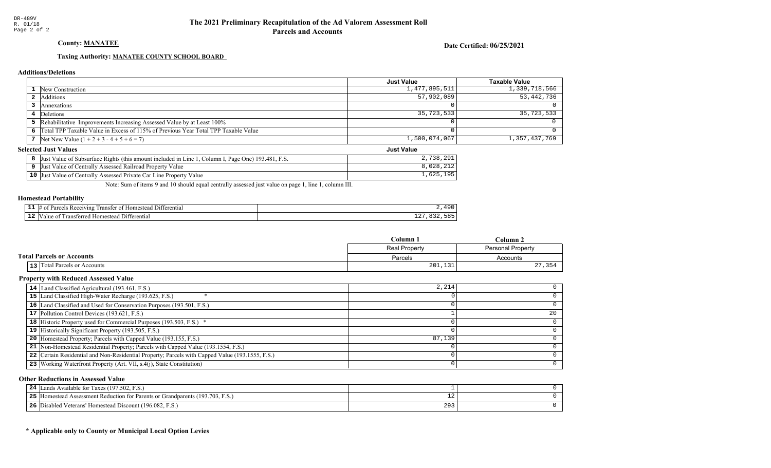DR-489V
R. 01/18
Page 2 of 2

# The 2021 Preliminary Recapitulation of the Ad Valorem Assessment Roll
## Parcels and Accounts

**County: MANATEE**

**Date Certified: 06/25/2021**

**Taxing Authority: MANATEE COUNTY SCHOOL BOARD**

### Additions/Deletions

| | | Just Value | Taxable Value |
|---|---|---|---|
| 1 | New Construction | 1,477,895,511 | 1,339,718,566 |
| 2 | Additions | 57,902,089 | 53,442,736 |
| 3 | Annexations | 0 | 0 |
| 4 | Deletions | 35,723,533 | 35,723,533 |
| 5 | Rehabilitative Improvements Increasing Assessed Value by at Least 100% | 0 | 0 |
| 6 | Total TPP Taxable Value in Excess of 115% of Previous Year Total TPP Taxable Value | 0 | 0 |
| 7 | Net New Value (1 + 2 + 3 - 4 + 5 + 6 = 7) | 1,500,074,067 | 1,357,437,769 |

### Selected Just Values

| | | Just Value |
|---|---|---|
| 8 | Just Value of Subsurface Rights (this amount included in Line 1, Column I, Page One) 193.481, F.S. | 2,738,291 |
| 9 | Just Value of Centrally Assessed Railroad Property Value | 8,028,212 |
| 10 | Just Value of Centrally Assessed Private Car Line Property Value | 1,625,195 |

Note: Sum of items 9 and 10 should equal centrally assessed just value on page 1, line 1, column III.

### Homestead Portability

| | | |
|---|---|---|
| 11 | # of Parcels Receiving Transfer of Homestead Differential | 2,490 |
| 12 | Value of Transferred Homestead Differential | 127,832,585 |

### Total Parcels or Accounts

| | | Column 1 | Column 2 |
|---|---|---|---|
| | | Real Property | Personal Property |
| | | Parcels | Accounts |
| 13 | Total Parcels or Accounts | 201,131 | 27,354 |

### Property with Reduced Assessed Value

| | | Column 1 | Column 2 |
|---|---|---|---|
| 14 | Land Classified Agricultural (193.461, F.S.) | 2,214 | 0 |
| 15 | Land Classified High-Water Recharge (193.625, F.S.) * | 0 | 0 |
| 16 | Land Classified and Used for Conservation Purposes (193.501, F.S.) | 0 | 0 |
| 17 | Pollution Control Devices (193.621, F.S.) | 1 | 20 |
| 18 | Historic Property used for Commercial Purposes (193.503, F.S.) * | 0 | 0 |
| 19 | Historically Significant Property (193.505, F.S.) | 0 | 0 |
| 20 | Homestead Property; Parcels with Capped Value (193.155, F.S.) | 87,139 | 0 |
| 21 | Non-Homestead Residential Property; Parcels with Capped Value (193.1554, F.S.) | 0 | 0 |
| 22 | Certain Residential and Non-Residential Property; Parcels with Capped Value (193.1555, F.S.) | 0 | 0 |
| 23 | Working Waterfront Property (Art. VII, s.4(j), State Constitution) | 0 | 0 |

### Other Reductions in Assessed Value

| | | Column 1 | Column 2 |
|---|---|---|---|
| 24 | Lands Available for Taxes (197.502, F.S.) | 1 | 0 |
| 25 | Homestead Assessment Reduction for Parents or Grandparents (193.703, F.S.) | 12 | 0 |
| 26 | Disabled Veterans' Homestead Discount (196.082, F.S.) | 293 | 0 |

**\* Applicable only to County or Municipal Local Option Levies**